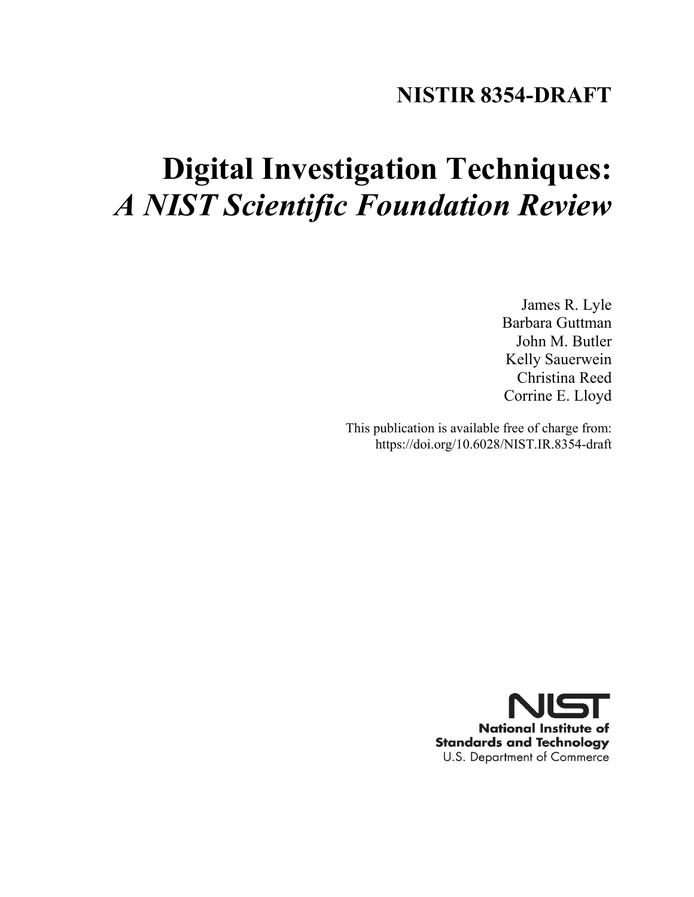# NISTIR 8354-DRAFT

# Digital Investigation Techniques:
## *A NIST Scientific Foundation Review*

James R. Lyle
Barbara Guttman
John M. Butler
Kelly Sauerwein
Christina Reed
Corrine E. Lloyd

This publication is available free of charge from:
https://doi.org/10.6028/NIST.IR.8354-draft

**National Institute of Standards and Technology**
U.S. Department of Commerce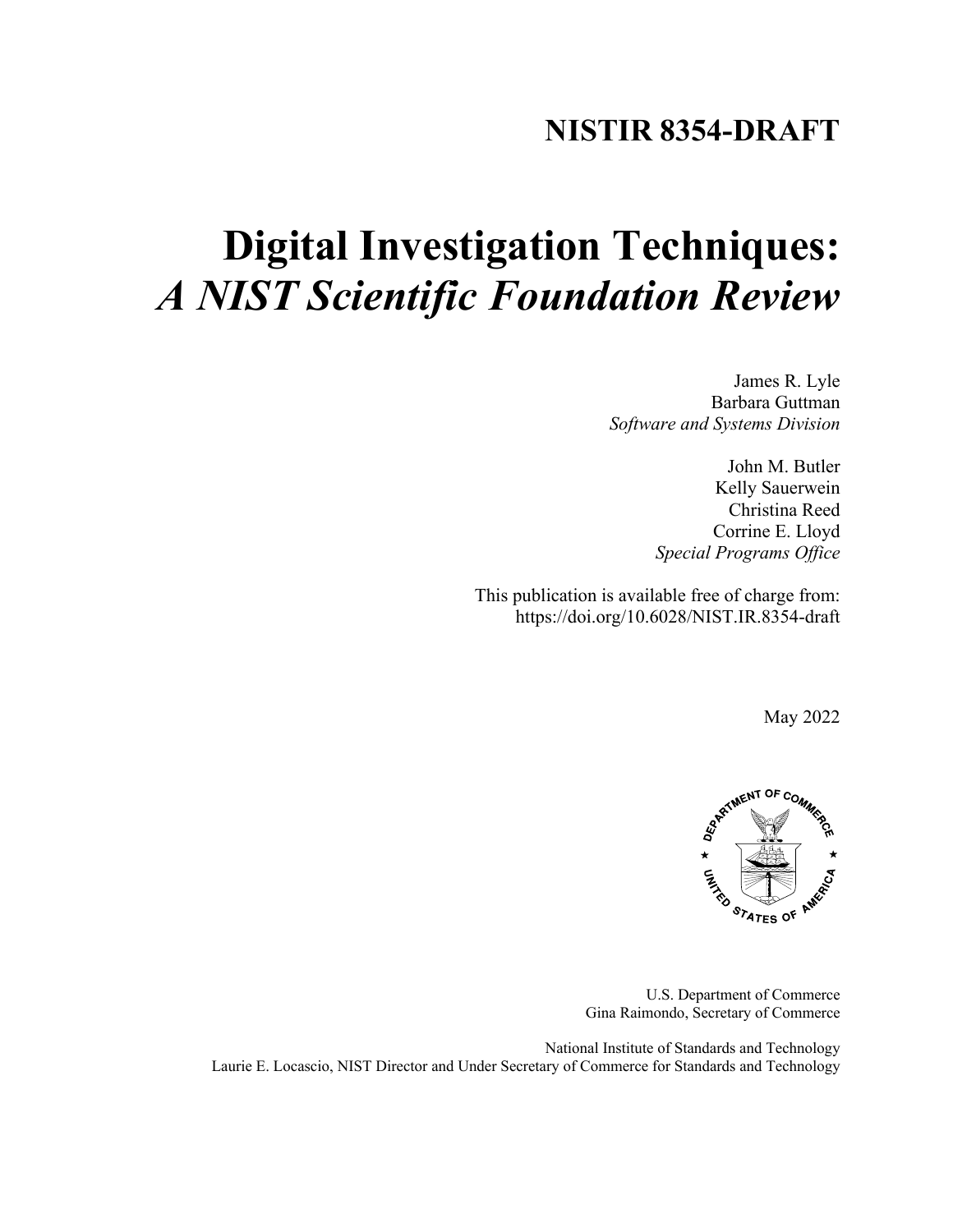# NISTIR 8354-DRAFT

# Digital Investigation Techniques: *A NIST Scientific Foundation Review*

James R. Lyle
Barbara Guttman
*Software and Systems Division*

John M. Butler
Kelly Sauerwein
Christina Reed
Corrine E. Lloyd
*Special Programs Office*

This publication is available free of charge from:
https://doi.org/10.6028/NIST.IR.8354-draft

May 2022

U.S. Department of Commerce
Gina Raimondo, Secretary of Commerce

National Institute of Standards and Technology
Laurie E. Locascio, NIST Director and Under Secretary of Commerce for Standards and Technology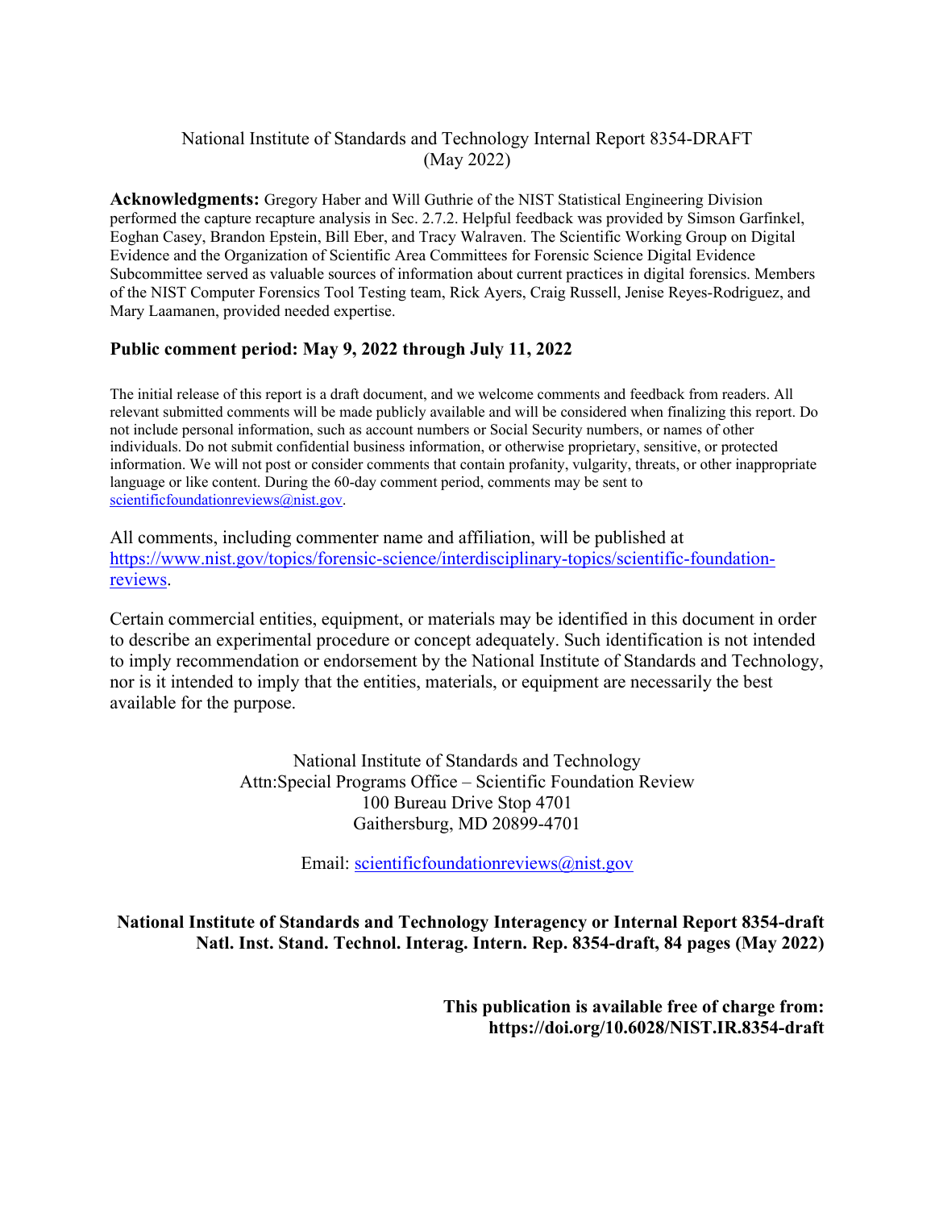National Institute of Standards and Technology Internal Report 8354-DRAFT
(May 2022)

**Acknowledgments:** Gregory Haber and Will Guthrie of the NIST Statistical Engineering Division performed the capture recapture analysis in Sec. 2.7.2. Helpful feedback was provided by Simson Garfinkel, Eoghan Casey, Brandon Epstein, Bill Eber, and Tracy Walraven. The Scientific Working Group on Digital Evidence and the Organization of Scientific Area Committees for Forensic Science Digital Evidence Subcommittee served as valuable sources of information about current practices in digital forensics. Members of the NIST Computer Forensics Tool Testing team, Rick Ayers, Craig Russell, Jenise Reyes-Rodriguez, and Mary Laamanen, provided needed expertise.

**Public comment period: May 9, 2022 through July 11, 2022**

The initial release of this report is a draft document, and we welcome comments and feedback from readers. All relevant submitted comments will be made publicly available and will be considered when finalizing this report. Do not include personal information, such as account numbers or Social Security numbers, or names of other individuals. Do not submit confidential business information, or otherwise proprietary, sensitive, or protected information. We will not post or consider comments that contain profanity, vulgarity, threats, or other inappropriate language or like content. During the 60-day comment period, comments may be sent to scientificfoundationreviews@nist.gov.

All comments, including commenter name and affiliation, will be published at https://www.nist.gov/topics/forensic-science/interdisciplinary-topics/scientific-foundation-reviews.

Certain commercial entities, equipment, or materials may be identified in this document in order to describe an experimental procedure or concept adequately. Such identification is not intended to imply recommendation or endorsement by the National Institute of Standards and Technology, nor is it intended to imply that the entities, materials, or equipment are necessarily the best available for the purpose.

National Institute of Standards and Technology
Attn:Special Programs Office – Scientific Foundation Review
100 Bureau Drive Stop 4701
Gaithersburg, MD 20899-4701

Email: scientificfoundationreviews@nist.gov

**National Institute of Standards and Technology Interagency or Internal Report 8354-draft**
**Natl. Inst. Stand. Technol. Interag. Intern. Rep. 8354-draft, 84 pages (May 2022)**

**This publication is available free of charge from:**
**https://doi.org/10.6028/NIST.IR.8354-draft**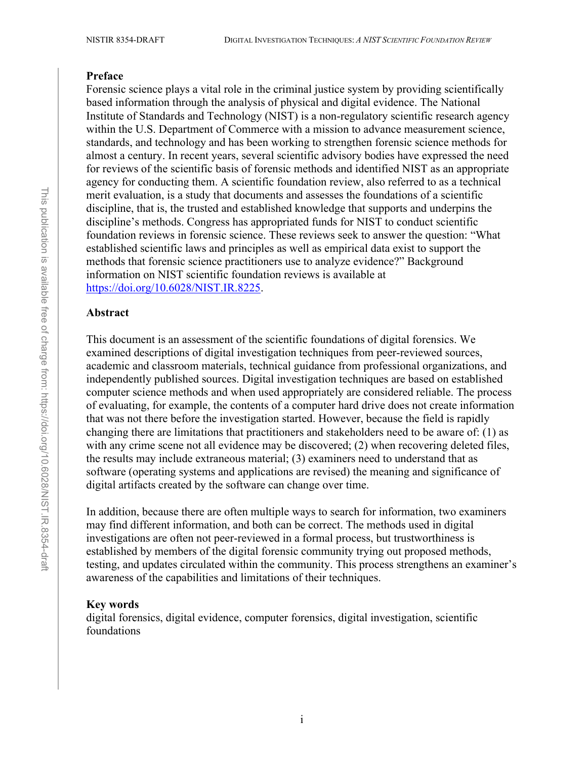## Preface

Forensic science plays a vital role in the criminal justice system by providing scientifically based information through the analysis of physical and digital evidence. The National Institute of Standards and Technology (NIST) is a non-regulatory scientific research agency within the U.S. Department of Commerce with a mission to advance measurement science, standards, and technology and has been working to strengthen forensic science methods for almost a century. In recent years, several scientific advisory bodies have expressed the need for reviews of the scientific basis of forensic methods and identified NIST as an appropriate agency for conducting them. A scientific foundation review, also referred to as a technical merit evaluation, is a study that documents and assesses the foundations of a scientific discipline, that is, the trusted and established knowledge that supports and underpins the discipline's methods. Congress has appropriated funds for NIST to conduct scientific foundation reviews in forensic science. These reviews seek to answer the question: "What established scientific laws and principles as well as empirical data exist to support the methods that forensic science practitioners use to analyze evidence?" Background information on NIST scientific foundation reviews is available at https://doi.org/10.6028/NIST.IR.8225.

## Abstract

This document is an assessment of the scientific foundations of digital forensics. We examined descriptions of digital investigation techniques from peer-reviewed sources, academic and classroom materials, technical guidance from professional organizations, and independently published sources. Digital investigation techniques are based on established computer science methods and when used appropriately are considered reliable. The process of evaluating, for example, the contents of a computer hard drive does not create information that was not there before the investigation started. However, because the field is rapidly changing there are limitations that practitioners and stakeholders need to be aware of: (1) as with any crime scene not all evidence may be discovered; (2) when recovering deleted files, the results may include extraneous material; (3) examiners need to understand that as software (operating systems and applications are revised) the meaning and significance of digital artifacts created by the software can change over time.

In addition, because there are often multiple ways to search for information, two examiners may find different information, and both can be correct. The methods used in digital investigations are often not peer-reviewed in a formal process, but trustworthiness is established by members of the digital forensic community trying out proposed methods, testing, and updates circulated within the community. This process strengthens an examiner's awareness of the capabilities and limitations of their techniques.

## Key words

digital forensics, digital evidence, computer forensics, digital investigation, scientific foundations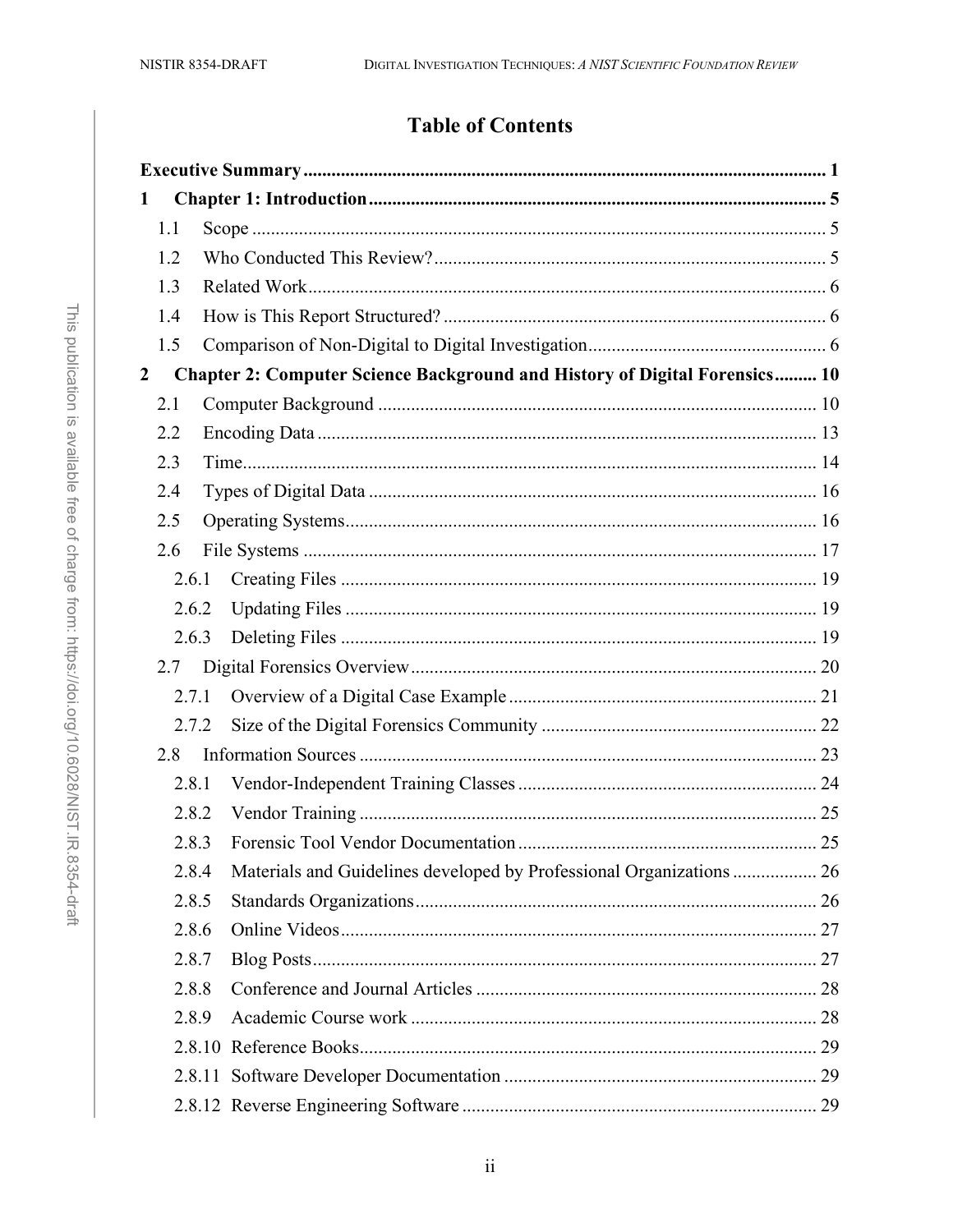# Table of Contents

**Executive Summary** ..... **1**

**1 Chapter 1: Introduction** ..... **5**

- 1.1 Scope ..... 5
- 1.2 Who Conducted This Review? ..... 5
- 1.3 Related Work ..... 6
- 1.4 How is This Report Structured? ..... 6
- 1.5 Comparison of Non-Digital to Digital Investigation ..... 6

**2 Chapter 2: Computer Science Background and History of Digital Forensics** ..... **10**

- 2.1 Computer Background ..... 10
- 2.2 Encoding Data ..... 13
- 2.3 Time ..... 14
- 2.4 Types of Digital Data ..... 16
- 2.5 Operating Systems ..... 16
- 2.6 File Systems ..... 17
  - 2.6.1 Creating Files ..... 19
  - 2.6.2 Updating Files ..... 19
  - 2.6.3 Deleting Files ..... 19
- 2.7 Digital Forensics Overview ..... 20
  - 2.7.1 Overview of a Digital Case Example ..... 21
  - 2.7.2 Size of the Digital Forensics Community ..... 22
- 2.8 Information Sources ..... 23
  - 2.8.1 Vendor-Independent Training Classes ..... 24
  - 2.8.2 Vendor Training ..... 25
  - 2.8.3 Forensic Tool Vendor Documentation ..... 25
  - 2.8.4 Materials and Guidelines developed by Professional Organizations ..... 26
  - 2.8.5 Standards Organizations ..... 26
  - 2.8.6 Online Videos ..... 27
  - 2.8.7 Blog Posts ..... 27
  - 2.8.8 Conference and Journal Articles ..... 28
  - 2.8.9 Academic Course work ..... 28
  - 2.8.10 Reference Books ..... 29
  - 2.8.11 Software Developer Documentation ..... 29
  - 2.8.12 Reverse Engineering Software ..... 29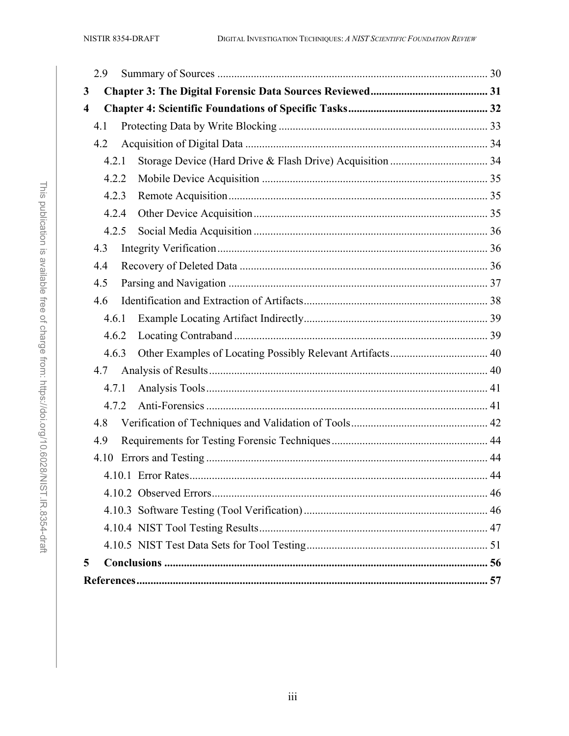2.9 Summary of Sources ........................................................................................ 30

**3 Chapter 3: The Digital Forensic Data Sources Reviewed........................................... 31**

**4 Chapter 4: Scientific Foundations of Specific Tasks.................................................. 32**

4.1 Protecting Data by Write Blocking ........................................................................ 33

4.2 Acquisition of Digital Data ..................................................................................... 34

4.2.1 Storage Device (Hard Drive & Flash Drive) Acquisition .................................. 34

4.2.2 Mobile Device Acquisition ............................................................................... 35

4.2.3 Remote Acquisition.......................................................................................... 35

4.2.4 Other Device Acquisition.................................................................................. 35

4.2.5 Social Media Acquisition .................................................................................. 36

4.3 Integrity Verification................................................................................................ 36

4.4 Recovery of Deleted Data ....................................................................................... 36

4.5 Parsing and Navigation ........................................................................................... 37

4.6 Identification and Extraction of Artifacts................................................................. 38

4.6.1 Example Locating Artifact Indirectly................................................................. 39

4.6.2 Locating Contraband ........................................................................................ 39

4.6.3 Other Examples of Locating Possibly Relevant Artifacts.................................. 40

4.7 Analysis of Results.................................................................................................. 40

4.7.1 Analysis Tools................................................................................................... 41

4.7.2 Anti-Forensics ................................................................................................... 41

4.8 Verification of Techniques and Validation of Tools................................................ 42

4.9 Requirements for Testing Forensic Techniques....................................................... 44

4.10 Errors and Testing .................................................................................................. 44

4.10.1 Error Rates....................................................................................................... 44

4.10.2 Observed Errors................................................................................................ 46

4.10.3 Software Testing (Tool Verification)................................................................ 46

4.10.4 NIST Tool Testing Results................................................................................ 47

4.10.5 NIST Test Data Sets for Tool Testing............................................................... 51

**5 Conclusions ................................................................................................................. 56**

**References........................................................................................................................ 57**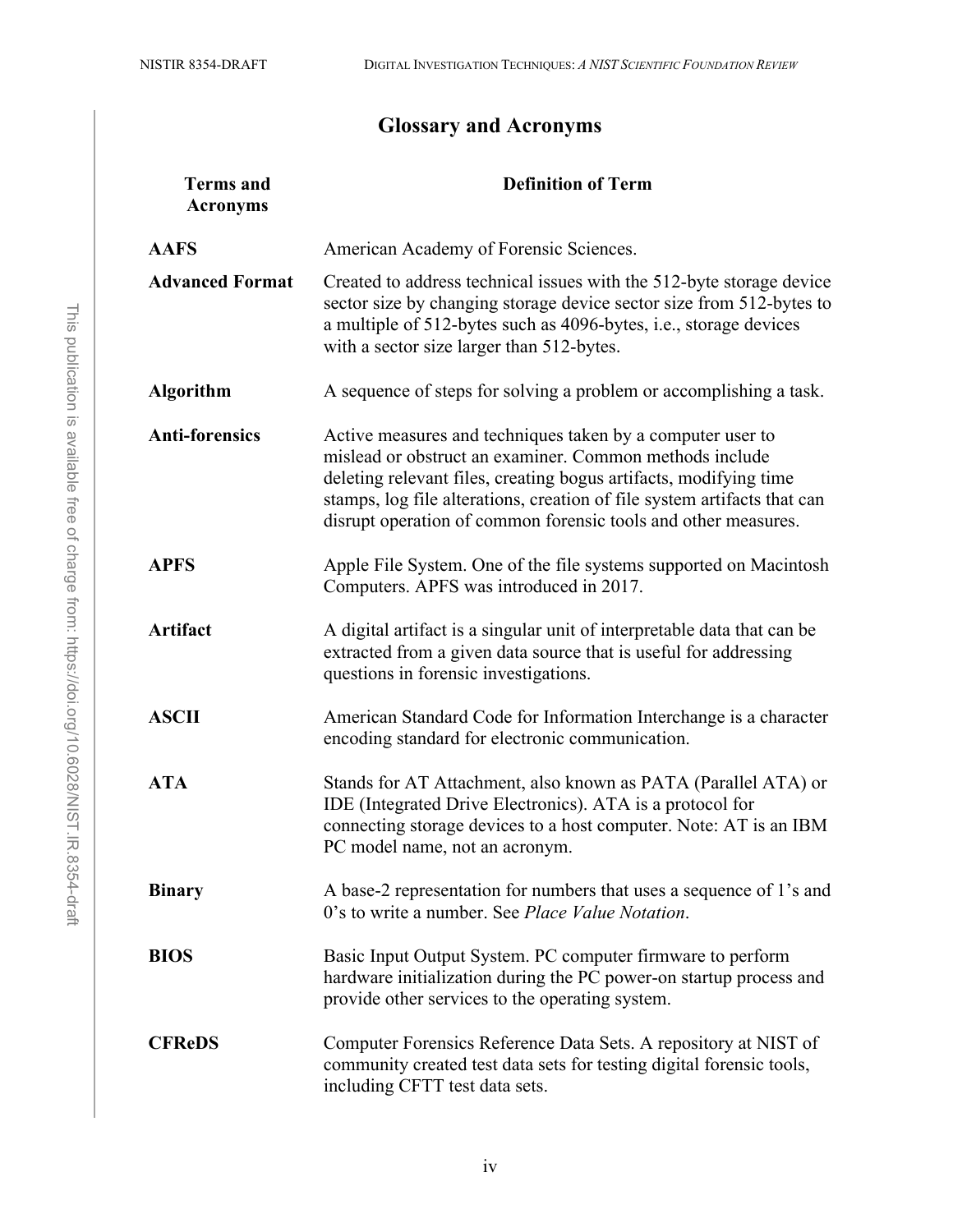## Glossary and Acronyms

| Terms and Acronyms | Definition of Term |
|---|---|
| **AAFS** | American Academy of Forensic Sciences. |
| **Advanced Format** | Created to address technical issues with the 512-byte storage device sector size by changing storage device sector size from 512-bytes to a multiple of 512-bytes such as 4096-bytes, i.e., storage devices with a sector size larger than 512-bytes. |
| **Algorithm** | A sequence of steps for solving a problem or accomplishing a task. |
| **Anti-forensics** | Active measures and techniques taken by a computer user to mislead or obstruct an examiner. Common methods include deleting relevant files, creating bogus artifacts, modifying time stamps, log file alterations, creation of file system artifacts that can disrupt operation of common forensic tools and other measures. |
| **APFS** | Apple File System. One of the file systems supported on Macintosh Computers. APFS was introduced in 2017. |
| **Artifact** | A digital artifact is a singular unit of interpretable data that can be extracted from a given data source that is useful for addressing questions in forensic investigations. |
| **ASCII** | American Standard Code for Information Interchange is a character encoding standard for electronic communication. |
| **ATA** | Stands for AT Attachment, also known as PATA (Parallel ATA) or IDE (Integrated Drive Electronics). ATA is a protocol for connecting storage devices to a host computer. Note: AT is an IBM PC model name, not an acronym. |
| **Binary** | A base-2 representation for numbers that uses a sequence of 1's and 0's to write a number. See *Place Value Notation*. |
| **BIOS** | Basic Input Output System. PC computer firmware to perform hardware initialization during the PC power-on startup process and provide other services to the operating system. |
| **CFReDS** | Computer Forensics Reference Data Sets. A repository at NIST of community created test data sets for testing digital forensic tools, including CFTT test data sets. |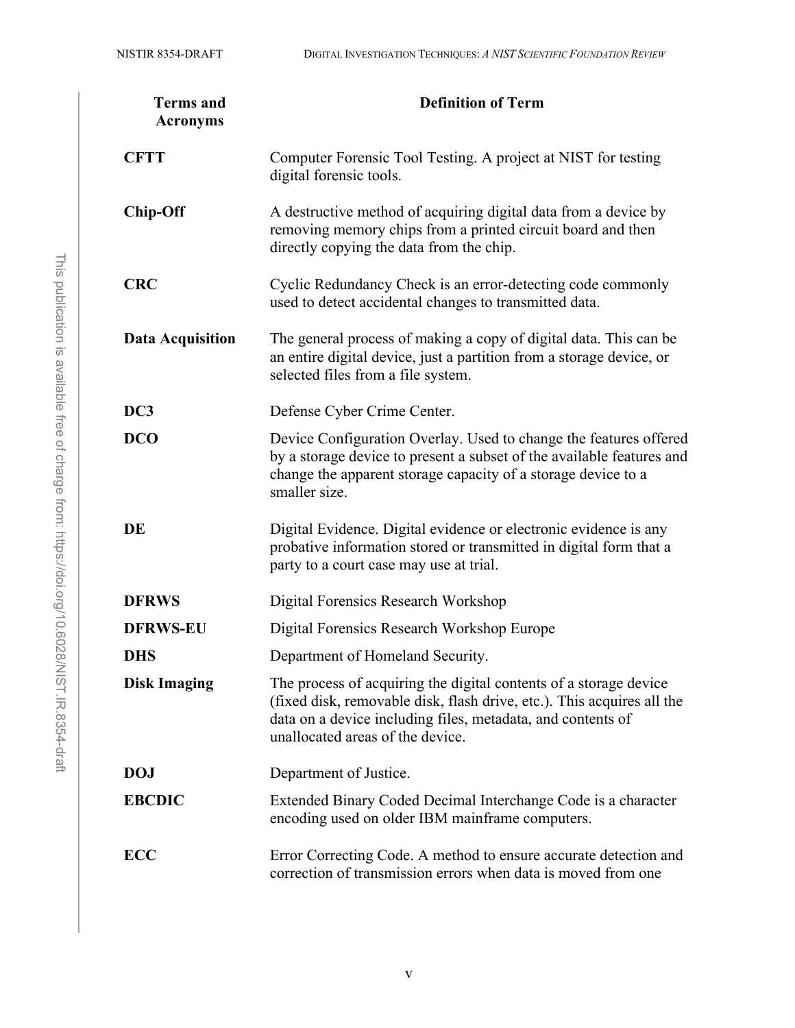| Terms and Acronyms | Definition of Term |
|---|---|
| **CFTT** | Computer Forensic Tool Testing. A project at NIST for testing digital forensic tools. |
| **Chip-Off** | A destructive method of acquiring digital data from a device by removing memory chips from a printed circuit board and then directly copying the data from the chip. |
| **CRC** | Cyclic Redundancy Check is an error-detecting code commonly used to detect accidental changes to transmitted data. |
| **Data Acquisition** | The general process of making a copy of digital data. This can be an entire digital device, just a partition from a storage device, or selected files from a file system. |
| **DC3** | Defense Cyber Crime Center. |
| **DCO** | Device Configuration Overlay. Used to change the features offered by a storage device to present a subset of the available features and change the apparent storage capacity of a storage device to a smaller size. |
| **DE** | Digital Evidence. Digital evidence or electronic evidence is any probative information stored or transmitted in digital form that a party to a court case may use at trial. |
| **DFRWS** | Digital Forensics Research Workshop |
| **DFRWS-EU** | Digital Forensics Research Workshop Europe |
| **DHS** | Department of Homeland Security. |
| **Disk Imaging** | The process of acquiring the digital contents of a storage device (fixed disk, removable disk, flash drive, etc.). This acquires all the data on a device including files, metadata, and contents of unallocated areas of the device. |
| **DOJ** | Department of Justice. |
| **EBCDIC** | Extended Binary Coded Decimal Interchange Code is a character encoding used on older IBM mainframe computers. |
| **ECC** | Error Correcting Code. A method to ensure accurate detection and correction of transmission errors when data is moved from one |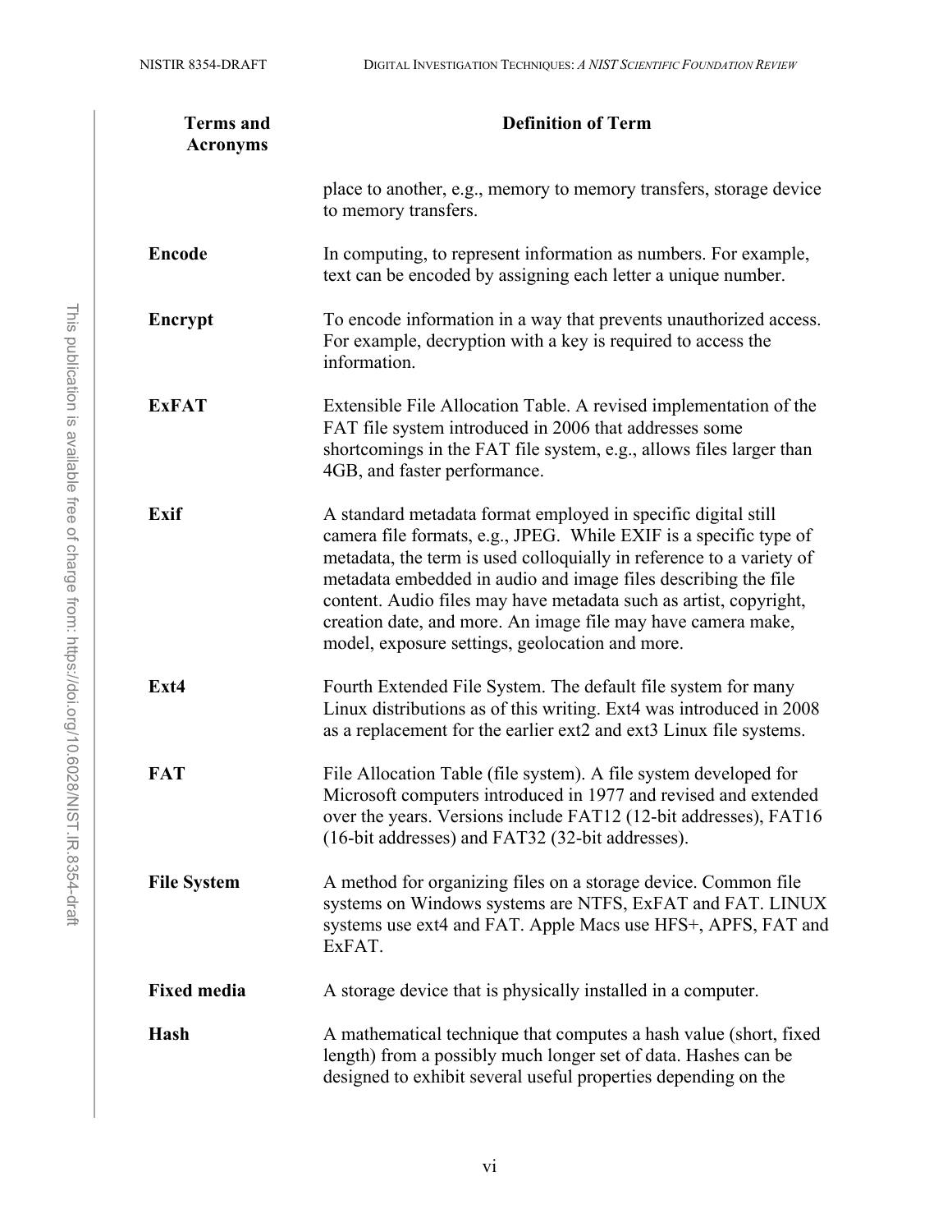| Terms and Acronyms | Definition of Term |
|---|---|
| | place to another, e.g., memory to memory transfers, storage device to memory transfers. |
| **Encode** | In computing, to represent information as numbers. For example, text can be encoded by assigning each letter a unique number. |
| **Encrypt** | To encode information in a way that prevents unauthorized access. For example, decryption with a key is required to access the information. |
| **ExFAT** | Extensible File Allocation Table. A revised implementation of the FAT file system introduced in 2006 that addresses some shortcomings in the FAT file system, e.g., allows files larger than 4GB, and faster performance. |
| **Exif** | A standard metadata format employed in specific digital still camera file formats, e.g., JPEG. While EXIF is a specific type of metadata, the term is used colloquially in reference to a variety of metadata embedded in audio and image files describing the file content. Audio files may have metadata such as artist, copyright, creation date, and more. An image file may have camera make, model, exposure settings, geolocation and more. |
| **Ext4** | Fourth Extended File System. The default file system for many Linux distributions as of this writing. Ext4 was introduced in 2008 as a replacement for the earlier ext2 and ext3 Linux file systems. |
| **FAT** | File Allocation Table (file system). A file system developed for Microsoft computers introduced in 1977 and revised and extended over the years. Versions include FAT12 (12-bit addresses), FAT16 (16-bit addresses) and FAT32 (32-bit addresses). |
| **File System** | A method for organizing files on a storage device. Common file systems on Windows systems are NTFS, ExFAT and FAT. LINUX systems use ext4 and FAT. Apple Macs use HFS+, APFS, FAT and ExFAT. |
| **Fixed media** | A storage device that is physically installed in a computer. |
| **Hash** | A mathematical technique that computes a hash value (short, fixed length) from a possibly much longer set of data. Hashes can be designed to exhibit several useful properties depending on the |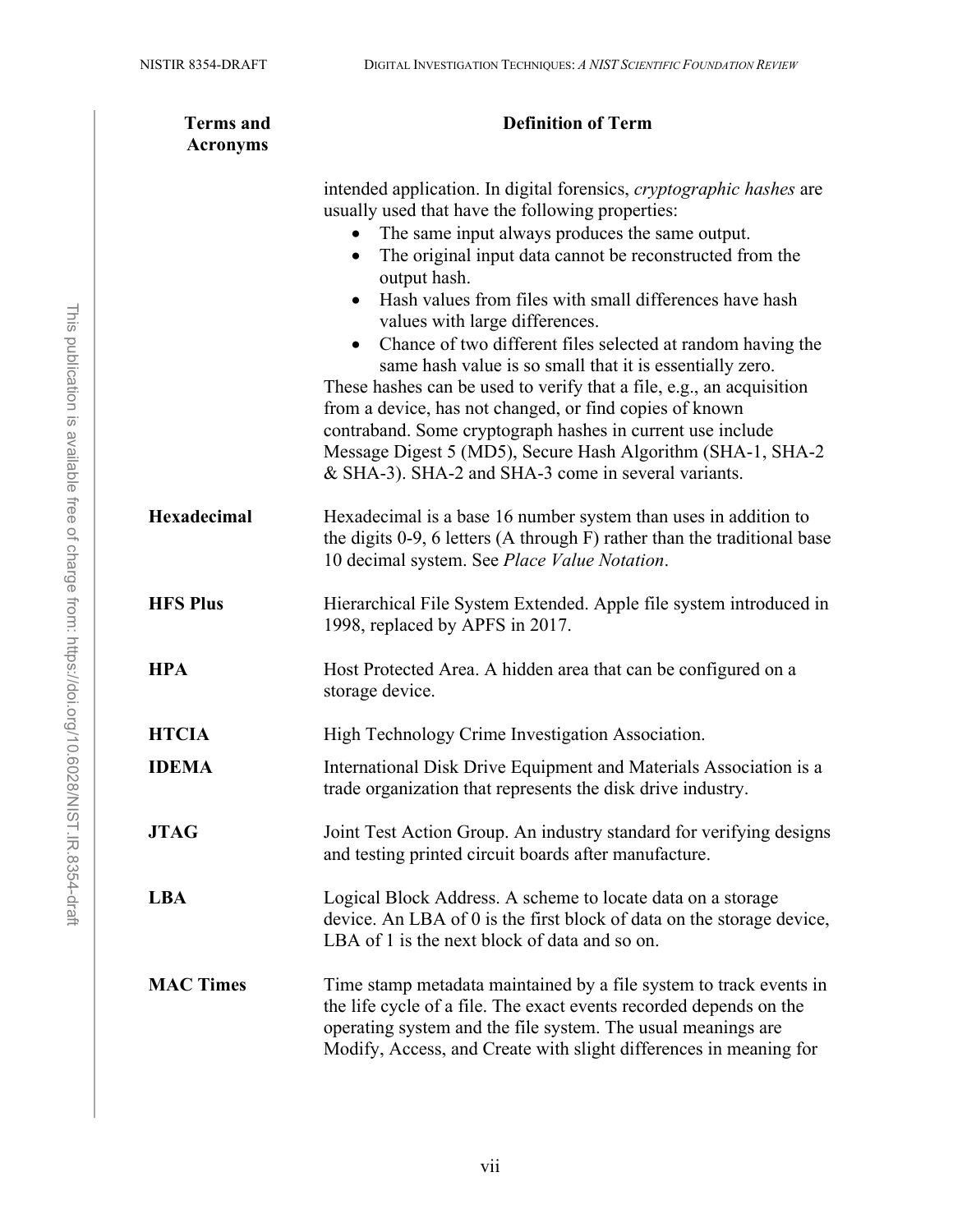| Terms and Acronyms | Definition of Term |
|---|---|
| | intended application. In digital forensics, *cryptographic hashes* are usually used that have the following properties:<br>• The same input always produces the same output.<br>• The original input data cannot be reconstructed from the output hash.<br>• Hash values from files with small differences have hash values with large differences.<br>• Chance of two different files selected at random having the same hash value is so small that it is essentially zero.<br>These hashes can be used to verify that a file, e.g., an acquisition from a device, has not changed, or find copies of known contraband. Some cryptograph hashes in current use include Message Digest 5 (MD5), Secure Hash Algorithm (SHA-1, SHA-2 & SHA-3). SHA-2 and SHA-3 come in several variants. |
| **Hexadecimal** | Hexadecimal is a base 16 number system than uses in addition to the digits 0-9, 6 letters (A through F) rather than the traditional base 10 decimal system. See *Place Value Notation*. |
| **HFS Plus** | Hierarchical File System Extended. Apple file system introduced in 1998, replaced by APFS in 2017. |
| **HPA** | Host Protected Area. A hidden area that can be configured on a storage device. |
| **HTCIA** | High Technology Crime Investigation Association. |
| **IDEMA** | International Disk Drive Equipment and Materials Association is a trade organization that represents the disk drive industry. |
| **JTAG** | Joint Test Action Group. An industry standard for verifying designs and testing printed circuit boards after manufacture. |
| **LBA** | Logical Block Address. A scheme to locate data on a storage device. An LBA of 0 is the first block of data on the storage device, LBA of 1 is the next block of data and so on. |
| **MAC Times** | Time stamp metadata maintained by a file system to track events in the life cycle of a file. The exact events recorded depends on the operating system and the file system. The usual meanings are Modify, Access, and Create with slight differences in meaning for |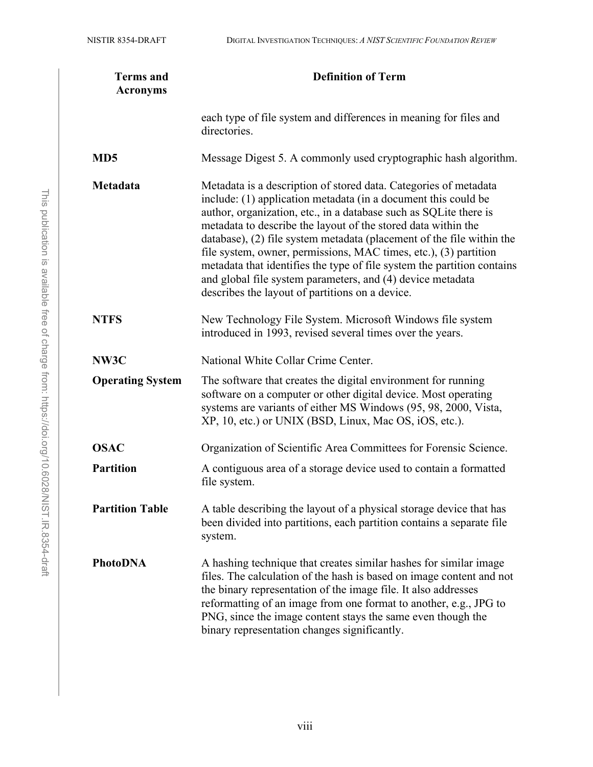| Terms and Acronyms | Definition of Term |
|---|---|
| | each type of file system and differences in meaning for files and directories. |
| **MD5** | Message Digest 5. A commonly used cryptographic hash algorithm. |
| **Metadata** | Metadata is a description of stored data. Categories of metadata include: (1) application metadata (in a document this could be author, organization, etc., in a database such as SQLite there is metadata to describe the layout of the stored data within the database), (2) file system metadata (placement of the file within the file system, owner, permissions, MAC times, etc.), (3) partition metadata that identifies the type of file system the partition contains and global file system parameters, and (4) device metadata describes the layout of partitions on a device. |
| **NTFS** | New Technology File System. Microsoft Windows file system introduced in 1993, revised several times over the years. |
| **NW3C** | National White Collar Crime Center. |
| **Operating System** | The software that creates the digital environment for running software on a computer or other digital device. Most operating systems are variants of either MS Windows (95, 98, 2000, Vista, XP, 10, etc.) or UNIX (BSD, Linux, Mac OS, iOS, etc.). |
| **OSAC** | Organization of Scientific Area Committees for Forensic Science. |
| **Partition** | A contiguous area of a storage device used to contain a formatted file system. |
| **Partition Table** | A table describing the layout of a physical storage device that has been divided into partitions, each partition contains a separate file system. |
| **PhotoDNA** | A hashing technique that creates similar hashes for similar image files. The calculation of the hash is based on image content and not the binary representation of the image file. It also addresses reformatting of an image from one format to another, e.g., JPG to PNG, since the image content stays the same even though the binary representation changes significantly. |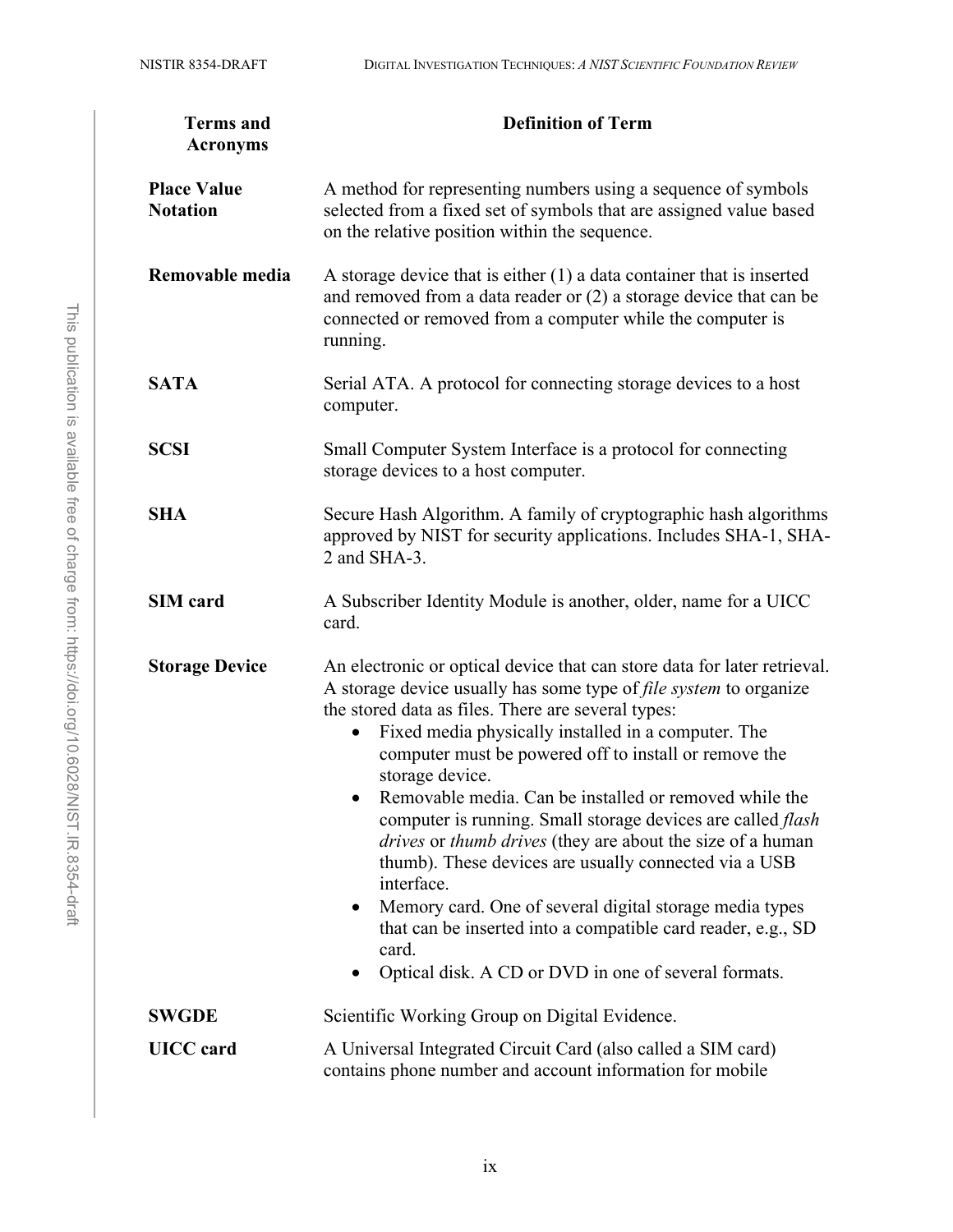| Terms and Acronyms | Definition of Term |
| --- | --- |
| **Place Value Notation** | A method for representing numbers using a sequence of symbols selected from a fixed set of symbols that are assigned value based on the relative position within the sequence. |
| **Removable media** | A storage device that is either (1) a data container that is inserted and removed from a data reader or (2) a storage device that can be connected or removed from a computer while the computer is running. |
| **SATA** | Serial ATA. A protocol for connecting storage devices to a host computer. |
| **SCSI** | Small Computer System Interface is a protocol for connecting storage devices to a host computer. |
| **SHA** | Secure Hash Algorithm. A family of cryptographic hash algorithms approved by NIST for security applications. Includes SHA-1, SHA-2 and SHA-3. |
| **SIM card** | A Subscriber Identity Module is another, older, name for a UICC card. |
| **Storage Device** | An electronic or optical device that can store data for later retrieval. A storage device usually has some type of *file system* to organize the stored data as files. There are several types: <br>• Fixed media physically installed in a computer. The computer must be powered off to install or remove the storage device. <br>• Removable media. Can be installed or removed while the computer is running. Small storage devices are called *flash drives* or *thumb drives* (they are about the size of a human thumb). These devices are usually connected via a USB interface. <br>• Memory card. One of several digital storage media types that can be inserted into a compatible card reader, e.g., SD card. <br>• Optical disk. A CD or DVD in one of several formats. |
| **SWGDE** | Scientific Working Group on Digital Evidence. |
| **UICC card** | A Universal Integrated Circuit Card (also called a SIM card) contains phone number and account information for mobile |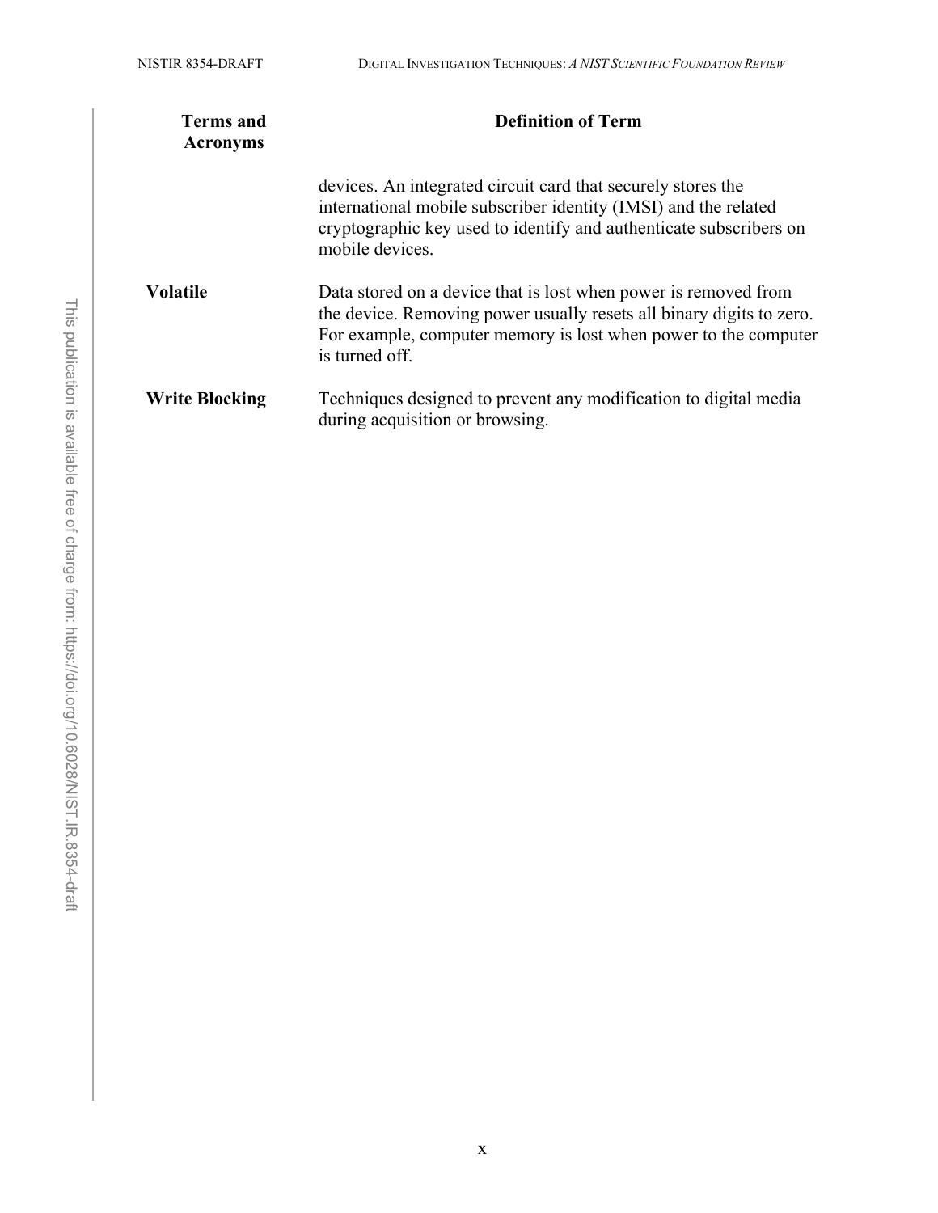| Terms and Acronyms | Definition of Term |
| --- | --- |
| | devices. An integrated circuit card that securely stores the international mobile subscriber identity (IMSI) and the related cryptographic key used to identify and authenticate subscribers on mobile devices. |
| **Volatile** | Data stored on a device that is lost when power is removed from the device. Removing power usually resets all binary digits to zero. For example, computer memory is lost when power to the computer is turned off. |
| **Write Blocking** | Techniques designed to prevent any modification to digital media during acquisition or browsing. |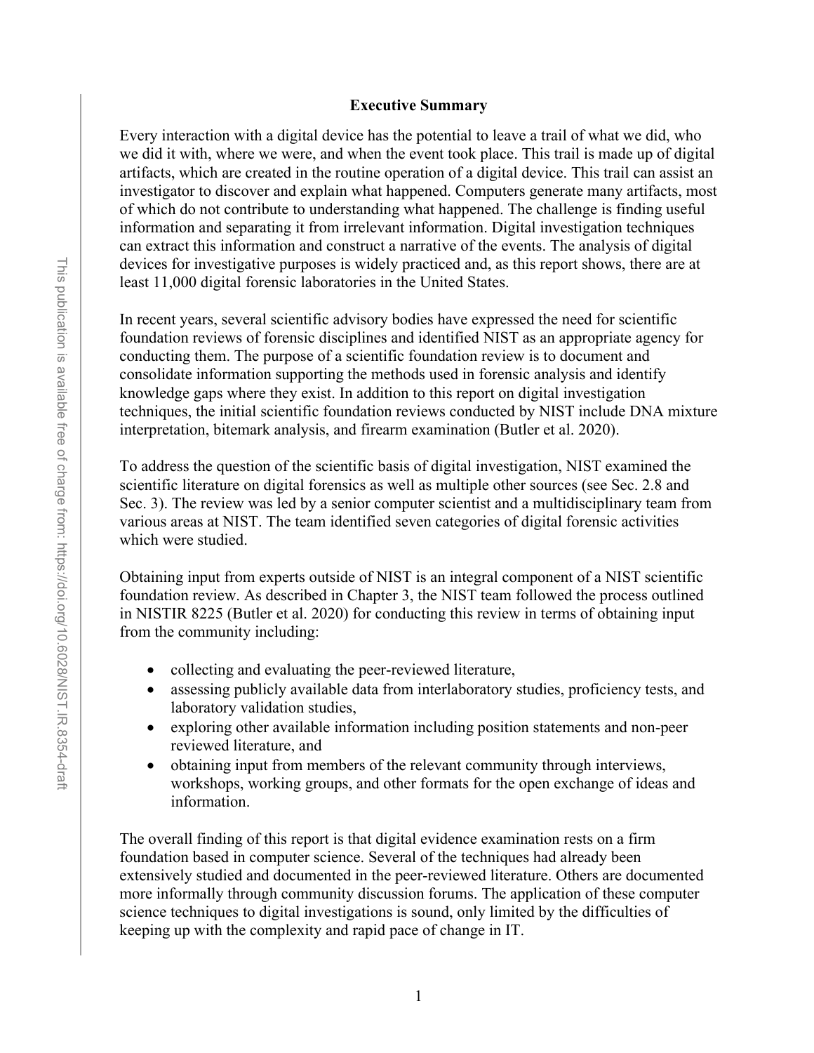## Executive Summary

Every interaction with a digital device has the potential to leave a trail of what we did, who we did it with, where we were, and when the event took place. This trail is made up of digital artifacts, which are created in the routine operation of a digital device. This trail can assist an investigator to discover and explain what happened. Computers generate many artifacts, most of which do not contribute to understanding what happened. The challenge is finding useful information and separating it from irrelevant information. Digital investigation techniques can extract this information and construct a narrative of the events. The analysis of digital devices for investigative purposes is widely practiced and, as this report shows, there are at least 11,000 digital forensic laboratories in the United States.

In recent years, several scientific advisory bodies have expressed the need for scientific foundation reviews of forensic disciplines and identified NIST as an appropriate agency for conducting them. The purpose of a scientific foundation review is to document and consolidate information supporting the methods used in forensic analysis and identify knowledge gaps where they exist. In addition to this report on digital investigation techniques, the initial scientific foundation reviews conducted by NIST include DNA mixture interpretation, bitemark analysis, and firearm examination (Butler et al. 2020).

To address the question of the scientific basis of digital investigation, NIST examined the scientific literature on digital forensics as well as multiple other sources (see Sec. 2.8 and Sec. 3). The review was led by a senior computer scientist and a multidisciplinary team from various areas at NIST. The team identified seven categories of digital forensic activities which were studied.

Obtaining input from experts outside of NIST is an integral component of a NIST scientific foundation review. As described in Chapter 3, the NIST team followed the process outlined in NISTIR 8225 (Butler et al. 2020) for conducting this review in terms of obtaining input from the community including:

- collecting and evaluating the peer-reviewed literature,
- assessing publicly available data from interlaboratory studies, proficiency tests, and laboratory validation studies,
- exploring other available information including position statements and non-peer reviewed literature, and
- obtaining input from members of the relevant community through interviews, workshops, working groups, and other formats for the open exchange of ideas and information.

The overall finding of this report is that digital evidence examination rests on a firm foundation based in computer science. Several of the techniques had already been extensively studied and documented in the peer-reviewed literature. Others are documented more informally through community discussion forums. The application of these computer science techniques to digital investigations is sound, only limited by the difficulties of keeping up with the complexity and rapid pace of change in IT.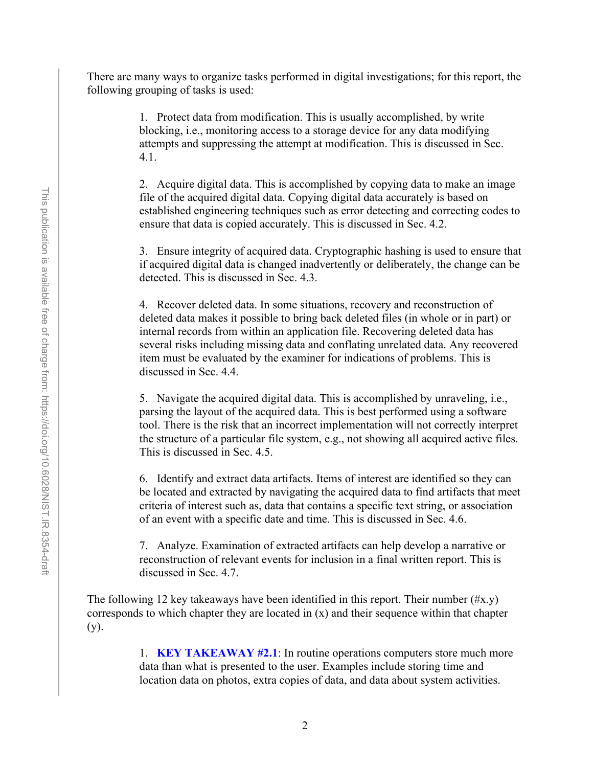There are many ways to organize tasks performed in digital investigations; for this report, the following grouping of tasks is used:

1. Protect data from modification. This is usually accomplished, by write blocking, i.e., monitoring access to a storage device for any data modifying attempts and suppressing the attempt at modification. This is discussed in Sec. 4.1.

2. Acquire digital data. This is accomplished by copying data to make an image file of the acquired digital data. Copying digital data accurately is based on established engineering techniques such as error detecting and correcting codes to ensure that data is copied accurately. This is discussed in Sec. 4.2.

3. Ensure integrity of acquired data. Cryptographic hashing is used to ensure that if acquired digital data is changed inadvertently or deliberately, the change can be detected. This is discussed in Sec. 4.3.

4. Recover deleted data. In some situations, recovery and reconstruction of deleted data makes it possible to bring back deleted files (in whole or in part) or internal records from within an application file. Recovering deleted data has several risks including missing data and conflating unrelated data. Any recovered item must be evaluated by the examiner for indications of problems. This is discussed in Sec. 4.4.

5. Navigate the acquired digital data. This is accomplished by unraveling, i.e., parsing the layout of the acquired data. This is best performed using a software tool. There is the risk that an incorrect implementation will not correctly interpret the structure of a particular file system, e.g., not showing all acquired active files. This is discussed in Sec. 4.5.

6. Identify and extract data artifacts. Items of interest are identified so they can be located and extracted by navigating the acquired data to find artifacts that meet criteria of interest such as, data that contains a specific text string, or association of an event with a specific date and time. This is discussed in Sec. 4.6.

7. Analyze. Examination of extracted artifacts can help develop a narrative or reconstruction of relevant events for inclusion in a final written report. This is discussed in Sec. 4.7.

The following 12 key takeaways have been identified in this report. Their number (#x.y) corresponds to which chapter they are located in (x) and their sequence within that chapter (y).

1. **KEY TAKEAWAY #2.1**: In routine operations computers store much more data than what is presented to the user. Examples include storing time and location data on photos, extra copies of data, and data about system activities.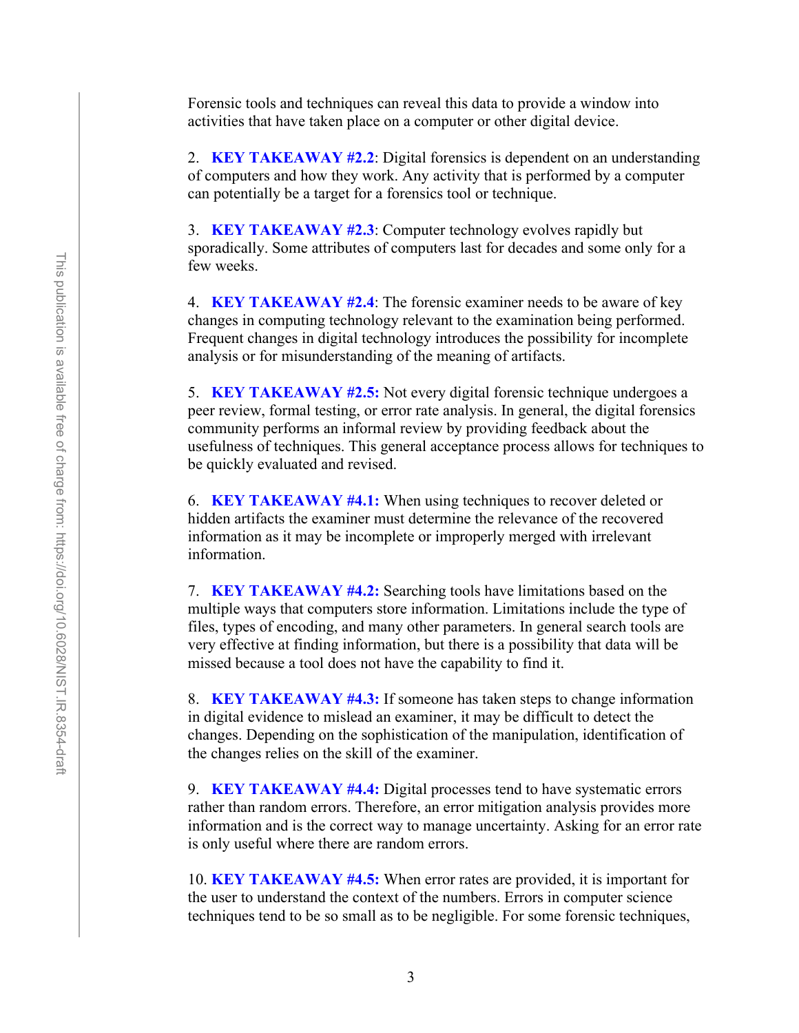Forensic tools and techniques can reveal this data to provide a window into activities that have taken place on a computer or other digital device.

2. **KEY TAKEAWAY #2.2**: Digital forensics is dependent on an understanding of computers and how they work. Any activity that is performed by a computer can potentially be a target for a forensics tool or technique.

3. **KEY TAKEAWAY #2.3**: Computer technology evolves rapidly but sporadically. Some attributes of computers last for decades and some only for a few weeks.

4. **KEY TAKEAWAY #2.4**: The forensic examiner needs to be aware of key changes in computing technology relevant to the examination being performed. Frequent changes in digital technology introduces the possibility for incomplete analysis or for misunderstanding of the meaning of artifacts.

5. **KEY TAKEAWAY #2.5:** Not every digital forensic technique undergoes a peer review, formal testing, or error rate analysis. In general, the digital forensics community performs an informal review by providing feedback about the usefulness of techniques. This general acceptance process allows for techniques to be quickly evaluated and revised.

6. **KEY TAKEAWAY #4.1:** When using techniques to recover deleted or hidden artifacts the examiner must determine the relevance of the recovered information as it may be incomplete or improperly merged with irrelevant information.

7. **KEY TAKEAWAY #4.2:** Searching tools have limitations based on the multiple ways that computers store information. Limitations include the type of files, types of encoding, and many other parameters. In general search tools are very effective at finding information, but there is a possibility that data will be missed because a tool does not have the capability to find it.

8. **KEY TAKEAWAY #4.3:** If someone has taken steps to change information in digital evidence to mislead an examiner, it may be difficult to detect the changes. Depending on the sophistication of the manipulation, identification of the changes relies on the skill of the examiner.

9. **KEY TAKEAWAY #4.4:** Digital processes tend to have systematic errors rather than random errors. Therefore, an error mitigation analysis provides more information and is the correct way to manage uncertainty. Asking for an error rate is only useful where there are random errors.

10. **KEY TAKEAWAY #4.5:** When error rates are provided, it is important for the user to understand the context of the numbers. Errors in computer science techniques tend to be so small as to be negligible. For some forensic techniques,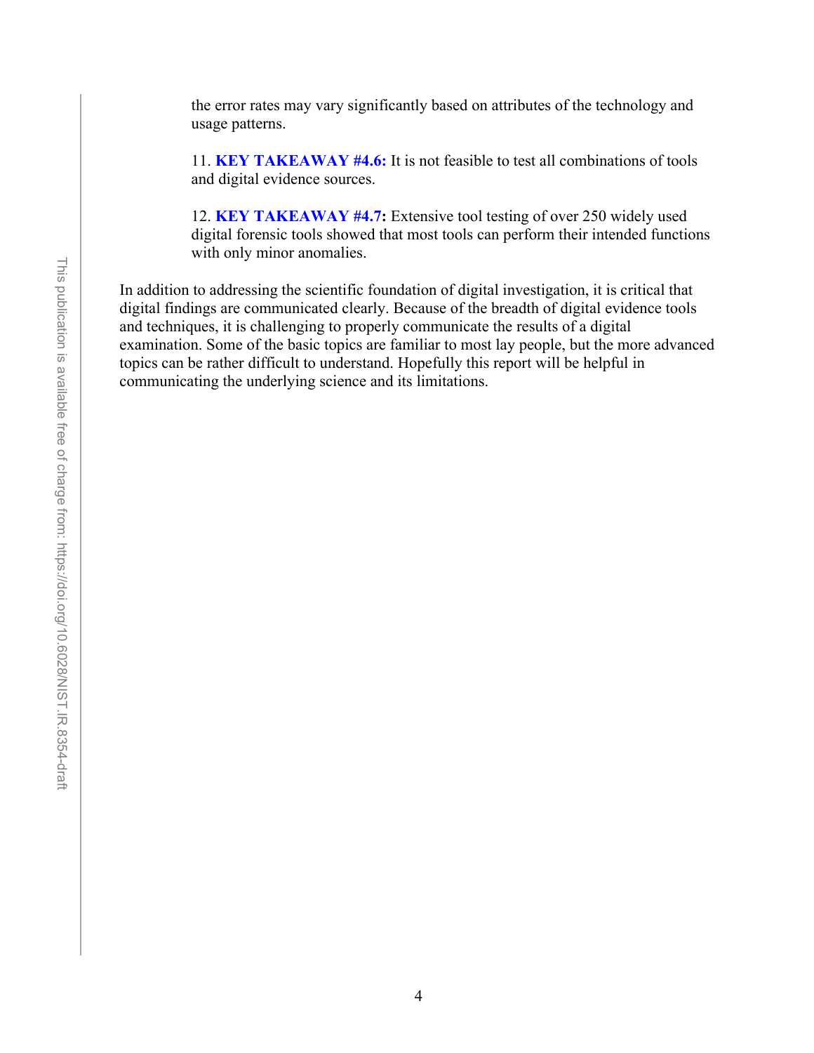the error rates may vary significantly based on attributes of the technology and usage patterns.

11. **KEY TAKEAWAY #4.6:** It is not feasible to test all combinations of tools and digital evidence sources.

12. **KEY TAKEAWAY #4.7:** Extensive tool testing of over 250 widely used digital forensic tools showed that most tools can perform their intended functions with only minor anomalies.

In addition to addressing the scientific foundation of digital investigation, it is critical that digital findings are communicated clearly. Because of the breadth of digital evidence tools and techniques, it is challenging to properly communicate the results of a digital examination. Some of the basic topics are familiar to most lay people, but the more advanced topics can be rather difficult to understand. Hopefully this report will be helpful in communicating the underlying science and its limitations.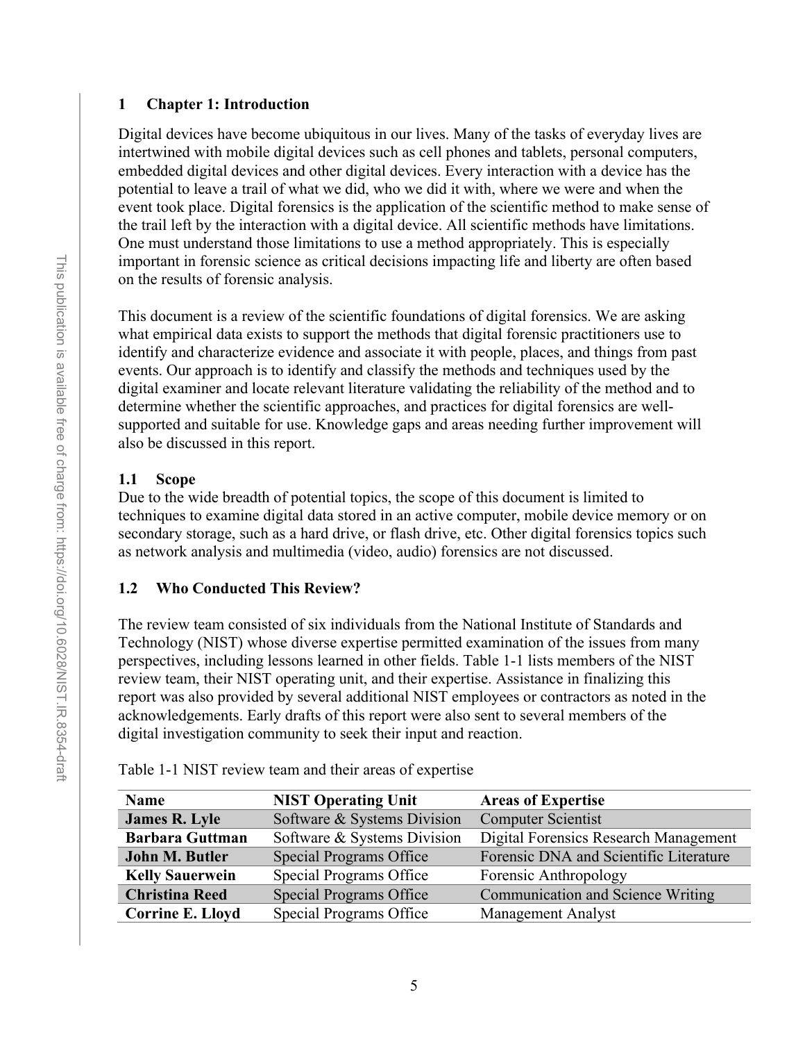# 1 Chapter 1: Introduction

Digital devices have become ubiquitous in our lives. Many of the tasks of everyday lives are intertwined with mobile digital devices such as cell phones and tablets, personal computers, embedded digital devices and other digital devices. Every interaction with a device has the potential to leave a trail of what we did, who we did it with, where we were and when the event took place. Digital forensics is the application of the scientific method to make sense of the trail left by the interaction with a digital device. All scientific methods have limitations. One must understand those limitations to use a method appropriately. This is especially important in forensic science as critical decisions impacting life and liberty are often based on the results of forensic analysis.

This document is a review of the scientific foundations of digital forensics. We are asking what empirical data exists to support the methods that digital forensic practitioners use to identify and characterize evidence and associate it with people, places, and things from past events. Our approach is to identify and classify the methods and techniques used by the digital examiner and locate relevant literature validating the reliability of the method and to determine whether the scientific approaches, and practices for digital forensics are well-supported and suitable for use. Knowledge gaps and areas needing further improvement will also be discussed in this report.

## 1.1 Scope

Due to the wide breadth of potential topics, the scope of this document is limited to techniques to examine digital data stored in an active computer, mobile device memory or on secondary storage, such as a hard drive, or flash drive, etc. Other digital forensics topics such as network analysis and multimedia (video, audio) forensics are not discussed.

## 1.2 Who Conducted This Review?

The review team consisted of six individuals from the National Institute of Standards and Technology (NIST) whose diverse expertise permitted examination of the issues from many perspectives, including lessons learned in other fields. Table 1-1 lists members of the NIST review team, their NIST operating unit, and their expertise. Assistance in finalizing this report was also provided by several additional NIST employees or contractors as noted in the acknowledgements. Early drafts of this report were also sent to several members of the digital investigation community to seek their input and reaction.

Table 1-1 NIST review team and their areas of expertise

| Name | NIST Operating Unit | Areas of Expertise |
|---|---|---|
| **James R. Lyle** | Software & Systems Division | Computer Scientist |
| **Barbara Guttman** | Software & Systems Division | Digital Forensics Research Management |
| **John M. Butler** | Special Programs Office | Forensic DNA and Scientific Literature |
| **Kelly Sauerwein** | Special Programs Office | Forensic Anthropology |
| **Christina Reed** | Special Programs Office | Communication and Science Writing |
| **Corrine E. Lloyd** | Special Programs Office | Management Analyst |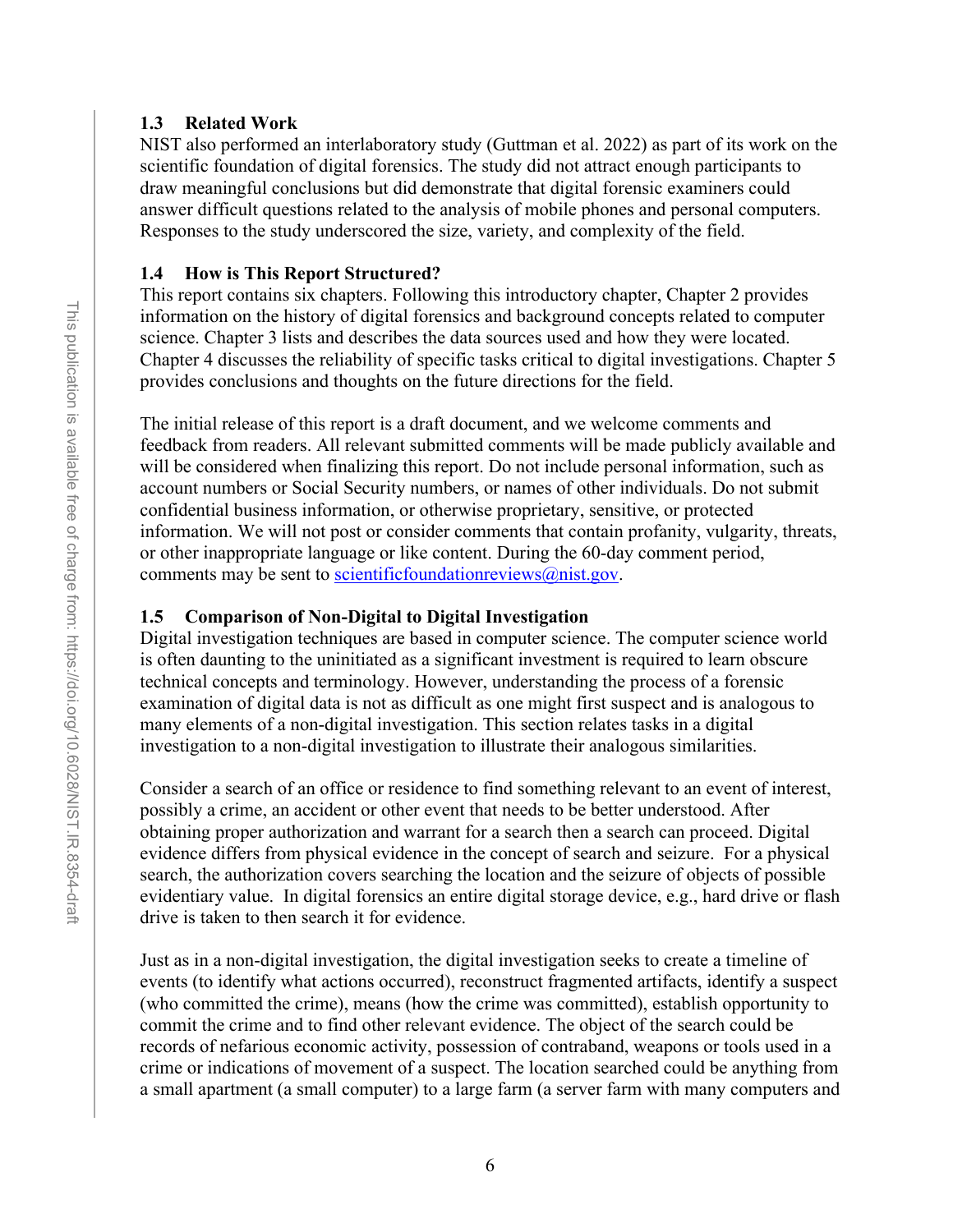## 1.3 Related Work

NIST also performed an interlaboratory study (Guttman et al. 2022) as part of its work on the scientific foundation of digital forensics. The study did not attract enough participants to draw meaningful conclusions but did demonstrate that digital forensic examiners could answer difficult questions related to the analysis of mobile phones and personal computers. Responses to the study underscored the size, variety, and complexity of the field.

## 1.4 How is This Report Structured?

This report contains six chapters. Following this introductory chapter, Chapter 2 provides information on the history of digital forensics and background concepts related to computer science. Chapter 3 lists and describes the data sources used and how they were located. Chapter 4 discusses the reliability of specific tasks critical to digital investigations. Chapter 5 provides conclusions and thoughts on the future directions for the field.

The initial release of this report is a draft document, and we welcome comments and feedback from readers. All relevant submitted comments will be made publicly available and will be considered when finalizing this report. Do not include personal information, such as account numbers or Social Security numbers, or names of other individuals. Do not submit confidential business information, or otherwise proprietary, sensitive, or protected information. We will not post or consider comments that contain profanity, vulgarity, threats, or other inappropriate language or like content. During the 60-day comment period, comments may be sent to scientificfoundationreviews@nist.gov.

## 1.5 Comparison of Non-Digital to Digital Investigation

Digital investigation techniques are based in computer science. The computer science world is often daunting to the uninitiated as a significant investment is required to learn obscure technical concepts and terminology. However, understanding the process of a forensic examination of digital data is not as difficult as one might first suspect and is analogous to many elements of a non-digital investigation. This section relates tasks in a digital investigation to a non-digital investigation to illustrate their analogous similarities.

Consider a search of an office or residence to find something relevant to an event of interest, possibly a crime, an accident or other event that needs to be better understood. After obtaining proper authorization and warrant for a search then a search can proceed. Digital evidence differs from physical evidence in the concept of search and seizure. For a physical search, the authorization covers searching the location and the seizure of objects of possible evidentiary value. In digital forensics an entire digital storage device, e.g., hard drive or flash drive is taken to then search it for evidence.

Just as in a non-digital investigation, the digital investigation seeks to create a timeline of events (to identify what actions occurred), reconstruct fragmented artifacts, identify a suspect (who committed the crime), means (how the crime was committed), establish opportunity to commit the crime and to find other relevant evidence. The object of the search could be records of nefarious economic activity, possession of contraband, weapons or tools used in a crime or indications of movement of a suspect. The location searched could be anything from a small apartment (a small computer) to a large farm (a server farm with many computers and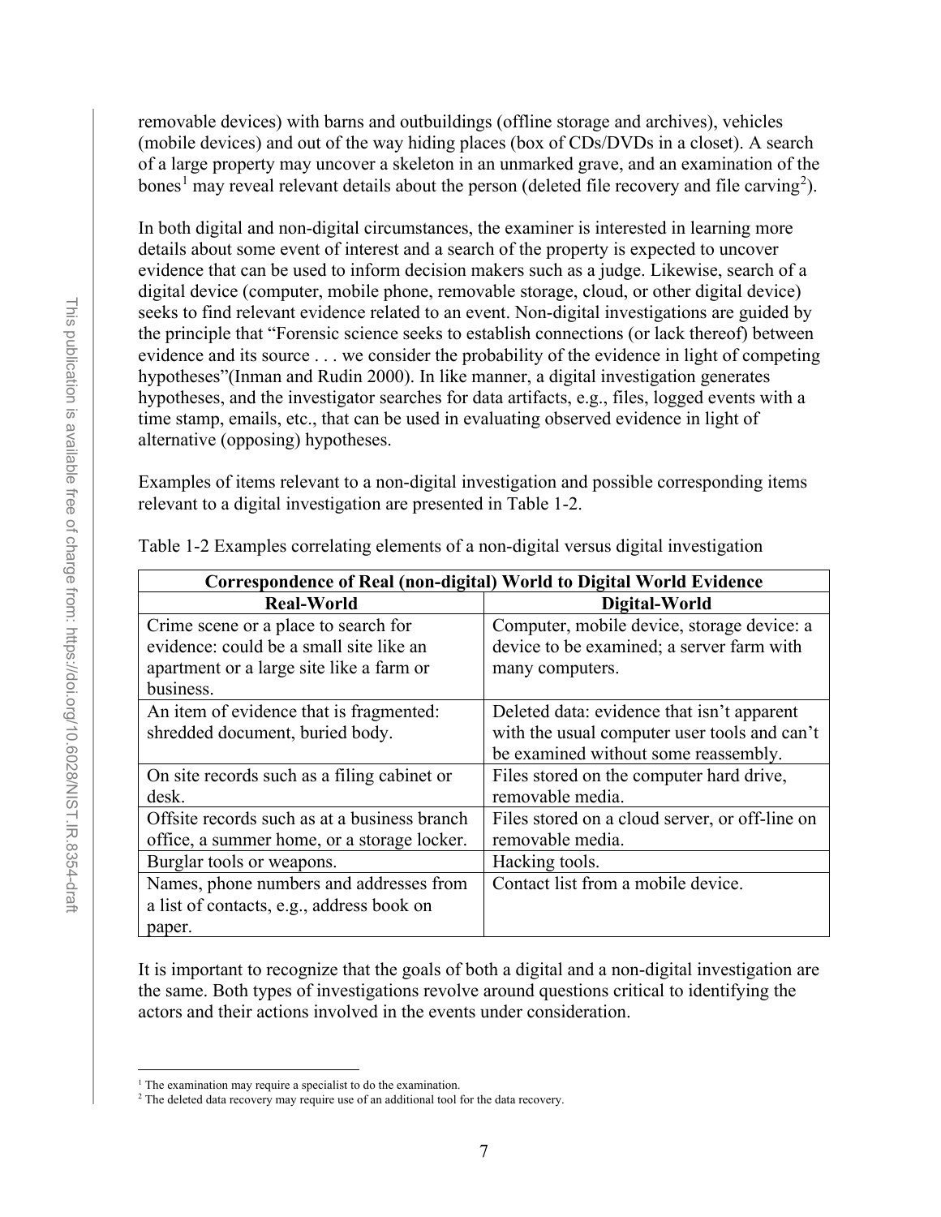removable devices) with barns and outbuildings (offline storage and archives), vehicles (mobile devices) and out of the way hiding places (box of CDs/DVDs in a closet). A search of a large property may uncover a skeleton in an unmarked grave, and an examination of the bones[1] may reveal relevant details about the person (deleted file recovery and file carving[2]).

In both digital and non-digital circumstances, the examiner is interested in learning more details about some event of interest and a search of the property is expected to uncover evidence that can be used to inform decision makers such as a judge. Likewise, search of a digital device (computer, mobile phone, removable storage, cloud, or other digital device) seeks to find relevant evidence related to an event. Non-digital investigations are guided by the principle that "Forensic science seeks to establish connections (or lack thereof) between evidence and its source . . . we consider the probability of the evidence in light of competing hypotheses"(Inman and Rudin 2000). In like manner, a digital investigation generates hypotheses, and the investigator searches for data artifacts, e.g., files, logged events with a time stamp, emails, etc., that can be used in evaluating observed evidence in light of alternative (opposing) hypotheses.

Examples of items relevant to a non-digital investigation and possible corresponding items relevant to a digital investigation are presented in Table 1-2.

Table 1-2 Examples correlating elements of a non-digital versus digital investigation

| **Correspondence of Real (non-digital) World to Digital World Evidence** | |
|---|---|
| **Real-World** | **Digital-World** |
| Crime scene or a place to search for evidence: could be a small site like an apartment or a large site like a farm or business. | Computer, mobile device, storage device: a device to be examined; a server farm with many computers. |
| An item of evidence that is fragmented: shredded document, buried body. | Deleted data: evidence that isn't apparent with the usual computer user tools and can't be examined without some reassembly. |
| On site records such as a filing cabinet or desk. | Files stored on the computer hard drive, removable media. |
| Offsite records such as at a business branch office, a summer home, or a storage locker. | Files stored on a cloud server, or off-line on removable media. |
| Burglar tools or weapons. | Hacking tools. |
| Names, phone numbers and addresses from a list of contacts, e.g., address book on paper. | Contact list from a mobile device. |

It is important to recognize that the goals of both a digital and a non-digital investigation are the same. Both types of investigations revolve around questions critical to identifying the actors and their actions involved in the events under consideration.

[1] The examination may require a specialist to do the examination.

[2] The deleted data recovery may require use of an additional tool for the data recovery.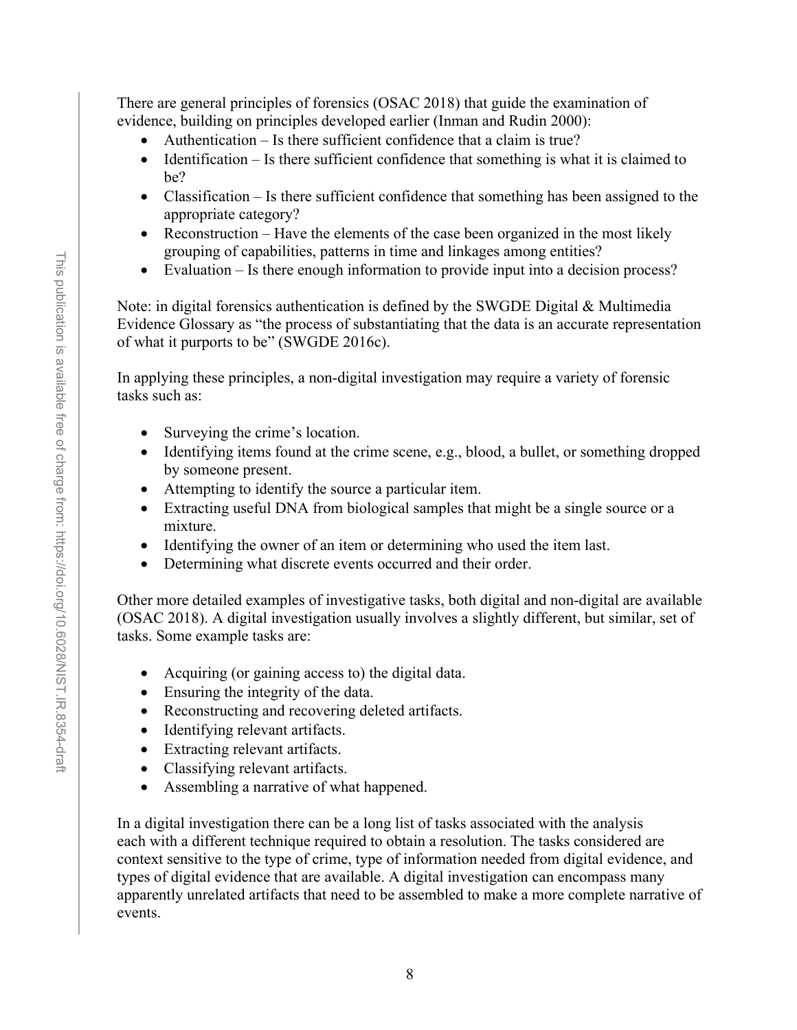There are general principles of forensics (OSAC 2018) that guide the examination of evidence, building on principles developed earlier (Inman and Rudin 2000):

- Authentication – Is there sufficient confidence that a claim is true?
- Identification – Is there sufficient confidence that something is what it is claimed to be?
- Classification – Is there sufficient confidence that something has been assigned to the appropriate category?
- Reconstruction – Have the elements of the case been organized in the most likely grouping of capabilities, patterns in time and linkages among entities?
- Evaluation – Is there enough information to provide input into a decision process?

Note: in digital forensics authentication is defined by the SWGDE Digital & Multimedia Evidence Glossary as "the process of substantiating that the data is an accurate representation of what it purports to be" (SWGDE 2016c).

In applying these principles, a non-digital investigation may require a variety of forensic tasks such as:

- Surveying the crime's location.
- Identifying items found at the crime scene, e.g., blood, a bullet, or something dropped by someone present.
- Attempting to identify the source a particular item.
- Extracting useful DNA from biological samples that might be a single source or a mixture.
- Identifying the owner of an item or determining who used the item last.
- Determining what discrete events occurred and their order.

Other more detailed examples of investigative tasks, both digital and non-digital are available (OSAC 2018). A digital investigation usually involves a slightly different, but similar, set of tasks. Some example tasks are:

- Acquiring (or gaining access to) the digital data.
- Ensuring the integrity of the data.
- Reconstructing and recovering deleted artifacts.
- Identifying relevant artifacts.
- Extracting relevant artifacts.
- Classifying relevant artifacts.
- Assembling a narrative of what happened.

In a digital investigation there can be a long list of tasks associated with the analysis each with a different technique required to obtain a resolution. The tasks considered are context sensitive to the type of crime, type of information needed from digital evidence, and types of digital evidence that are available. A digital investigation can encompass many apparently unrelated artifacts that need to be assembled to make a more complete narrative of events.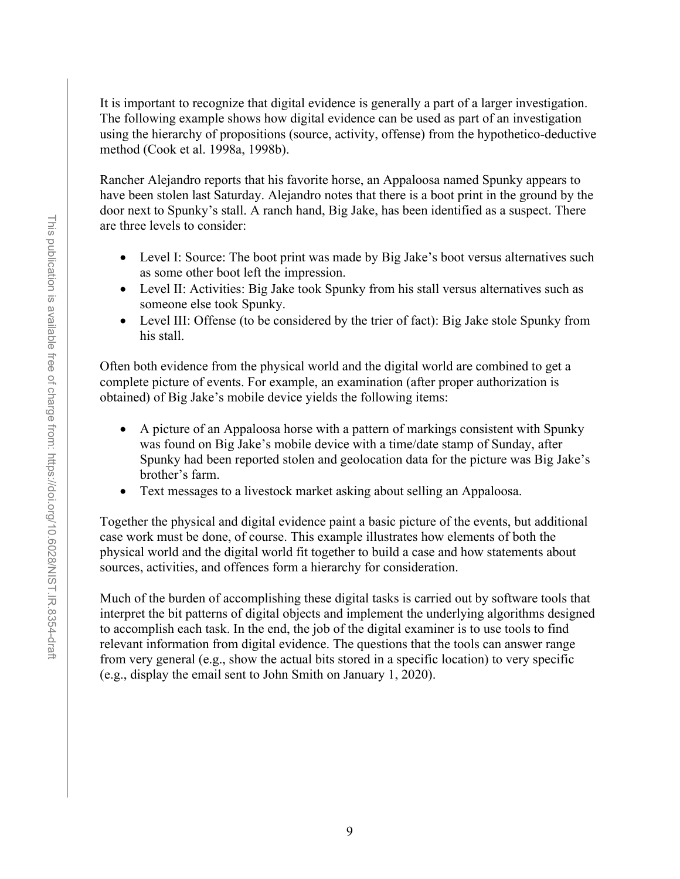It is important to recognize that digital evidence is generally a part of a larger investigation. The following example shows how digital evidence can be used as part of an investigation using the hierarchy of propositions (source, activity, offense) from the hypothetico-deductive method (Cook et al. 1998a, 1998b).

Rancher Alejandro reports that his favorite horse, an Appaloosa named Spunky appears to have been stolen last Saturday. Alejandro notes that there is a boot print in the ground by the door next to Spunky's stall. A ranch hand, Big Jake, has been identified as a suspect. There are three levels to consider:

- Level I: Source: The boot print was made by Big Jake's boot versus alternatives such as some other boot left the impression.
- Level II: Activities: Big Jake took Spunky from his stall versus alternatives such as someone else took Spunky.
- Level III: Offense (to be considered by the trier of fact): Big Jake stole Spunky from his stall.

Often both evidence from the physical world and the digital world are combined to get a complete picture of events. For example, an examination (after proper authorization is obtained) of Big Jake's mobile device yields the following items:

- A picture of an Appaloosa horse with a pattern of markings consistent with Spunky was found on Big Jake's mobile device with a time/date stamp of Sunday, after Spunky had been reported stolen and geolocation data for the picture was Big Jake's brother's farm.
- Text messages to a livestock market asking about selling an Appaloosa.

Together the physical and digital evidence paint a basic picture of the events, but additional case work must be done, of course. This example illustrates how elements of both the physical world and the digital world fit together to build a case and how statements about sources, activities, and offences form a hierarchy for consideration.

Much of the burden of accomplishing these digital tasks is carried out by software tools that interpret the bit patterns of digital objects and implement the underlying algorithms designed to accomplish each task. In the end, the job of the digital examiner is to use tools to find relevant information from digital evidence. The questions that the tools can answer range from very general (e.g., show the actual bits stored in a specific location) to very specific (e.g., display the email sent to John Smith on January 1, 2020).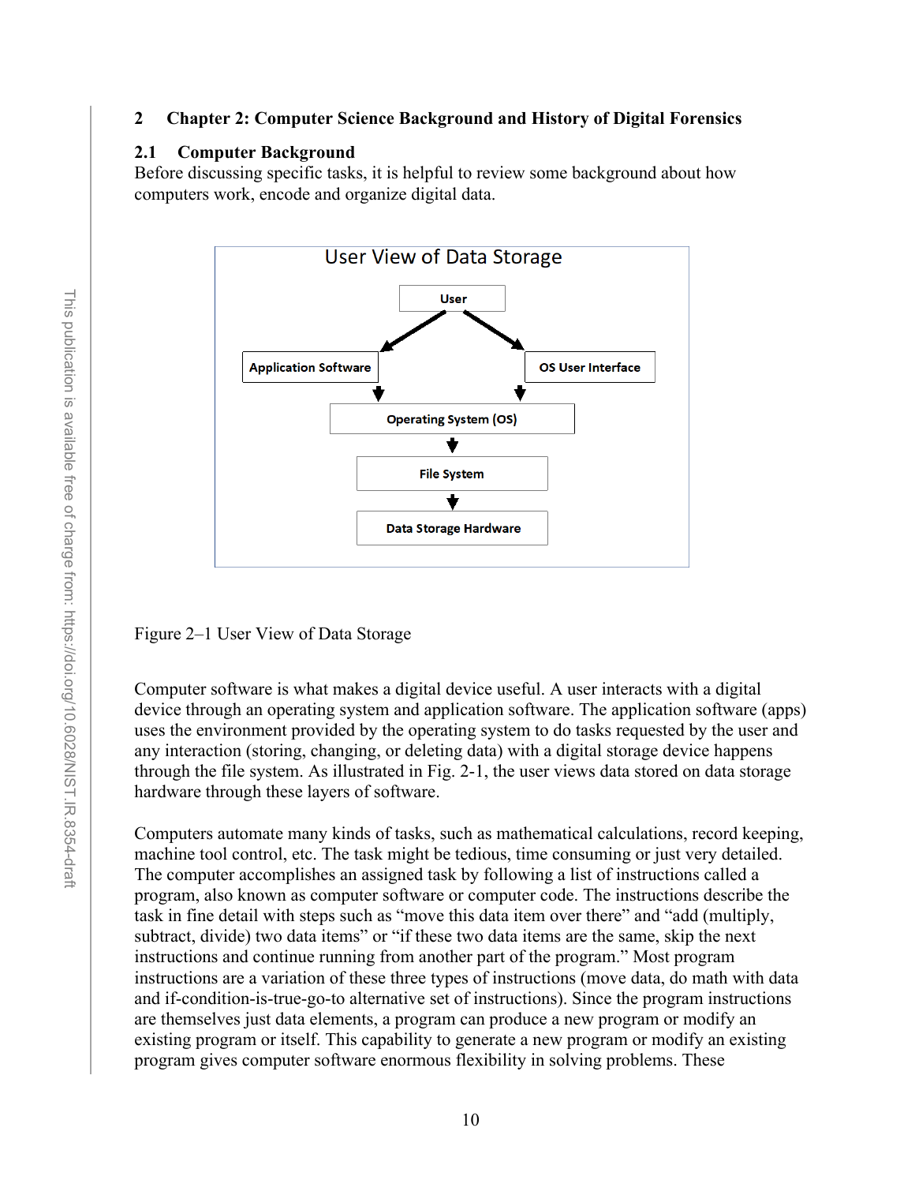# 2 Chapter 2: Computer Science Background and History of Digital Forensics

## 2.1 Computer Background

Before discussing specific tasks, it is helpful to review some background about how computers work, encode and organize digital data.

Figure 2–1 User View of Data Storage

Computer software is what makes a digital device useful. A user interacts with a digital device through an operating system and application software. The application software (apps) uses the environment provided by the operating system to do tasks requested by the user and any interaction (storing, changing, or deleting data) with a digital storage device happens through the file system. As illustrated in Fig. 2-1, the user views data stored on data storage hardware through these layers of software.

Computers automate many kinds of tasks, such as mathematical calculations, record keeping, machine tool control, etc. The task might be tedious, time consuming or just very detailed. The computer accomplishes an assigned task by following a list of instructions called a program, also known as computer software or computer code. The instructions describe the task in fine detail with steps such as "move this data item over there" and "add (multiply, subtract, divide) two data items" or "if these two data items are the same, skip the next instructions and continue running from another part of the program." Most program instructions are a variation of these three types of instructions (move data, do math with data and if-condition-is-true-go-to alternative set of instructions). Since the program instructions are themselves just data elements, a program can produce a new program or modify an existing program or itself. This capability to generate a new program or modify an existing program gives computer software enormous flexibility in solving problems. These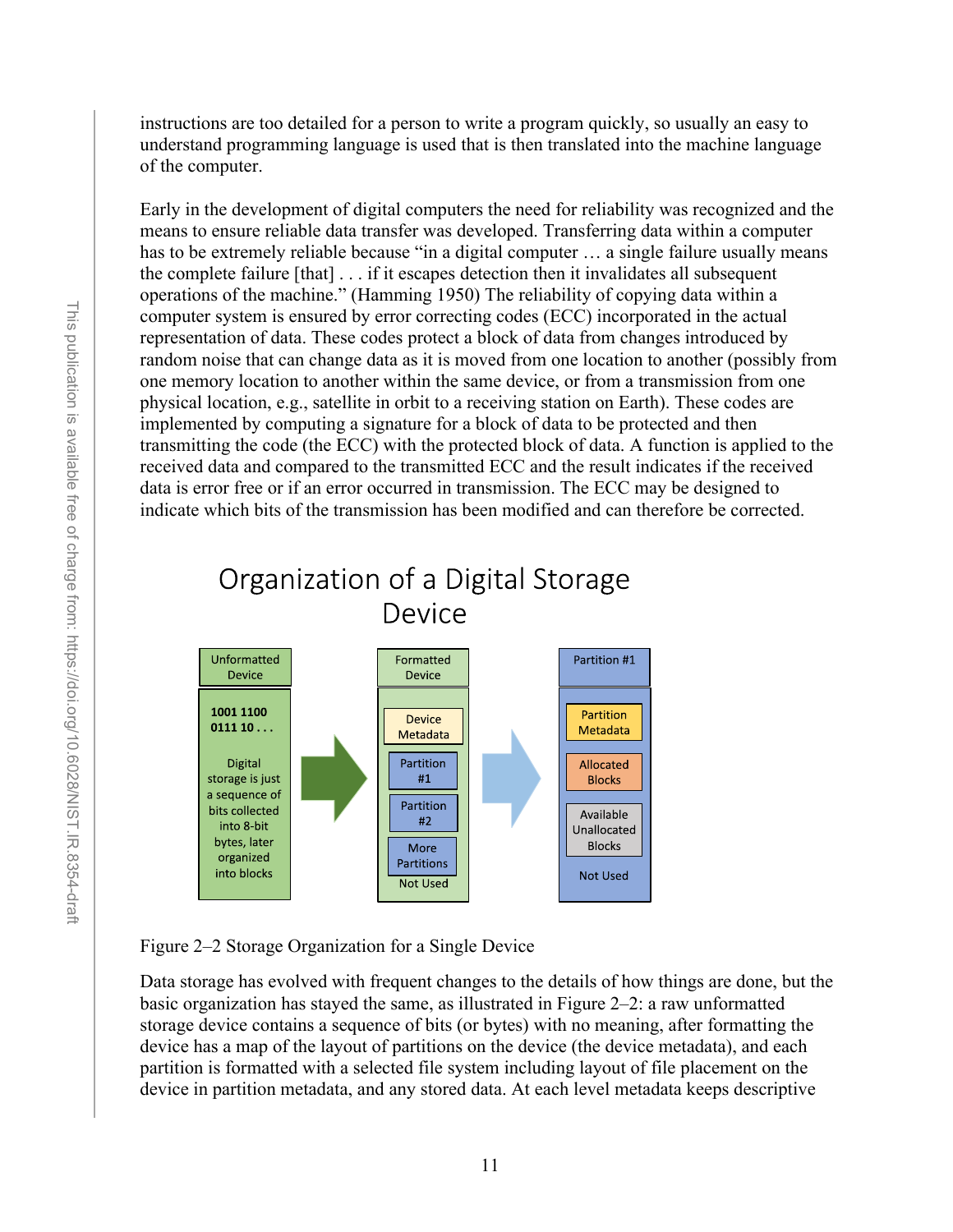instructions are too detailed for a person to write a program quickly, so usually an easy to understand programming language is used that is then translated into the machine language of the computer.

Early in the development of digital computers the need for reliability was recognized and the means to ensure reliable data transfer was developed. Transferring data within a computer has to be extremely reliable because "in a digital computer … a single failure usually means the complete failure [that] . . . if it escapes detection then it invalidates all subsequent operations of the machine." (Hamming 1950) The reliability of copying data within a computer system is ensured by error correcting codes (ECC) incorporated in the actual representation of data. These codes protect a block of data from changes introduced by random noise that can change data as it is moved from one location to another (possibly from one memory location to another within the same device, or from a transmission from one physical location, e.g., satellite in orbit to a receiving station on Earth). These codes are implemented by computing a signature for a block of data to be protected and then transmitting the code (the ECC) with the protected block of data. A function is applied to the received data and compared to the transmitted ECC and the result indicates if the received data is error free or if an error occurred in transmission. The ECC may be designed to indicate which bits of the transmission has been modified and can therefore be corrected.

Organization of a Digital Storage Device

| Unformatted Device | Formatted Device | Partition #1 |
|---|---|---|
| 1001 1100 0111 10 . . . Digital storage is just a sequence of bits collected into 8-bit bytes, later organized into blocks | Device Metadata | Partition Metadata |
| | Partition #1 | Allocated Blocks |
| | Partition #2 | Available Unallocated Blocks |
| | More Partitions | |
| | Not Used | Not Used |

Figure 2–2 Storage Organization for a Single Device

Data storage has evolved with frequent changes to the details of how things are done, but the basic organization has stayed the same, as illustrated in Figure 2–2: a raw unformatted storage device contains a sequence of bits (or bytes) with no meaning, after formatting the device has a map of the layout of partitions on the device (the device metadata), and each partition is formatted with a selected file system including layout of file placement on the device in partition metadata, and any stored data. At each level metadata keeps descriptive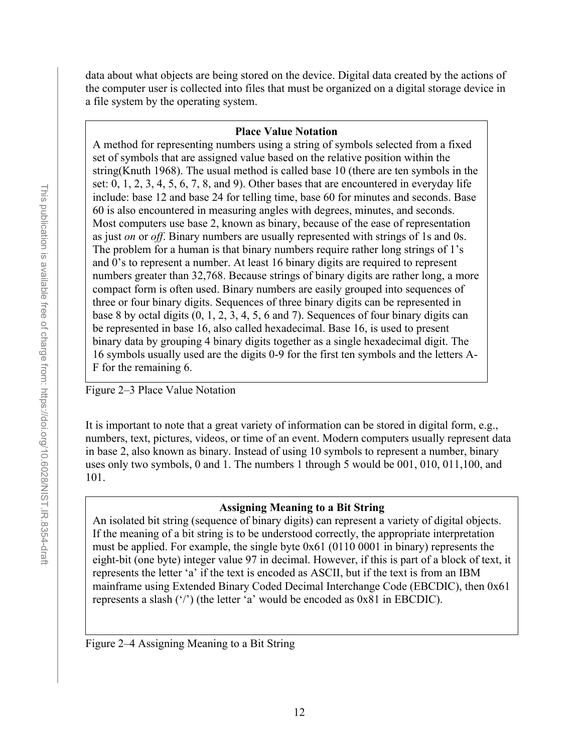data about what objects are being stored on the device. Digital data created by the actions of the computer user is collected into files that must be organized on a digital storage device in a file system by the operating system.

> **Place Value Notation**
>
> A method for representing numbers using a string of symbols selected from a fixed set of symbols that are assigned value based on the relative position within the string(Knuth 1968). The usual method is called base 10 (there are ten symbols in the set: 0, 1, 2, 3, 4, 5, 6, 7, 8, and 9). Other bases that are encountered in everyday life include: base 12 and base 24 for telling time, base 60 for minutes and seconds. Base 60 is also encountered in measuring angles with degrees, minutes, and seconds. Most computers use base 2, known as binary, because of the ease of representation as just *on* or *off*. Binary numbers are usually represented with strings of 1s and 0s. The problem for a human is that binary numbers require rather long strings of 1's and 0's to represent a number. At least 16 binary digits are required to represent numbers greater than 32,768. Because strings of binary digits are rather long, a more compact form is often used. Binary numbers are easily grouped into sequences of three or four binary digits. Sequences of three binary digits can be represented in base 8 by octal digits (0, 1, 2, 3, 4, 5, 6 and 7). Sequences of four binary digits can be represented in base 16, also called hexadecimal. Base 16, is used to present binary data by grouping 4 binary digits together as a single hexadecimal digit. The 16 symbols usually used are the digits 0-9 for the first ten symbols and the letters A-F for the remaining 6.

Figure 2–3 Place Value Notation

It is important to note that a great variety of information can be stored in digital form, e.g., numbers, text, pictures, videos, or time of an event. Modern computers usually represent data in base 2, also known as binary. Instead of using 10 symbols to represent a number, binary uses only two symbols, 0 and 1. The numbers 1 through 5 would be 001, 010, 011,100, and 101.

> **Assigning Meaning to a Bit String**
>
> An isolated bit string (sequence of binary digits) can represent a variety of digital objects. If the meaning of a bit string is to be understood correctly, the appropriate interpretation must be applied. For example, the single byte 0x61 (0110 0001 in binary) represents the eight-bit (one byte) integer value 97 in decimal. However, if this is part of a block of text, it represents the letter 'a' if the text is encoded as ASCII, but if the text is from an IBM mainframe using Extended Binary Coded Decimal Interchange Code (EBCDIC), then 0x61 represents a slash ('/') (the letter 'a' would be encoded as 0x81 in EBCDIC).

Figure 2–4 Assigning Meaning to a Bit String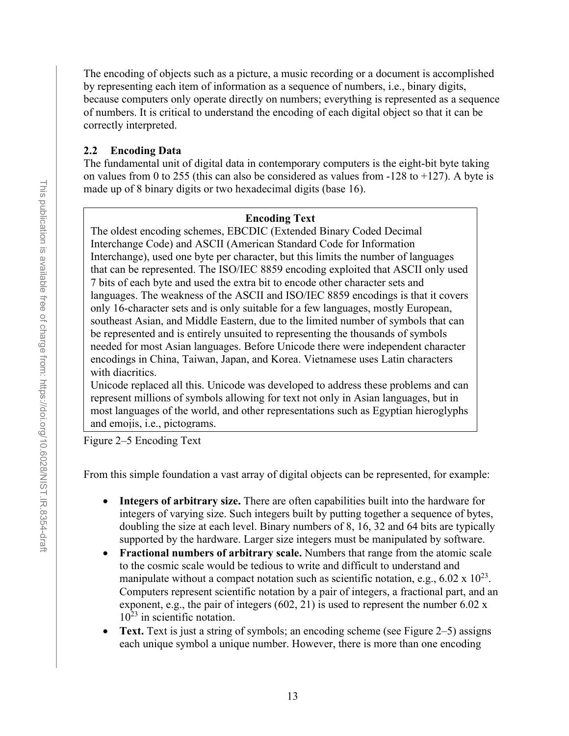The encoding of objects such as a picture, a music recording or a document is accomplished by representing each item of information as a sequence of numbers, i.e., binary digits, because computers only operate directly on numbers; everything is represented as a sequence of numbers. It is critical to understand the encoding of each digital object so that it can be correctly interpreted.

## 2.2 Encoding Data

The fundamental unit of digital data in contemporary computers is the eight-bit byte taking on values from 0 to 255 (this can also be considered as values from -128 to +127). A byte is made up of 8 binary digits or two hexadecimal digits (base 16).

> **Encoding Text**
>
> The oldest encoding schemes, EBCDIC (Extended Binary Coded Decimal Interchange Code) and ASCII (American Standard Code for Information Interchange), used one byte per character, but this limits the number of languages that can be represented. The ISO/IEC 8859 encoding exploited that ASCII only used 7 bits of each byte and used the extra bit to encode other character sets and languages. The weakness of the ASCII and ISO/IEC 8859 encodings is that it covers only 16-character sets and is only suitable for a few languages, mostly European, southeast Asian, and Middle Eastern, due to the limited number of symbols that can be represented and is entirely unsuited to representing the thousands of symbols needed for most Asian languages. Before Unicode there were independent character encodings in China, Taiwan, Japan, and Korea. Vietnamese uses Latin characters with diacritics.
>
> Unicode replaced all this. Unicode was developed to address these problems and can represent millions of symbols allowing for text not only in Asian languages, but in most languages of the world, and other representations such as Egyptian hieroglyphs and emojis, i.e., pictograms.

Figure 2–5 Encoding Text

From this simple foundation a vast array of digital objects can be represented, for example:

- **Integers of arbitrary size.** There are often capabilities built into the hardware for integers of varying size. Such integers built by putting together a sequence of bytes, doubling the size at each level. Binary numbers of 8, 16, 32 and 64 bits are typically supported by the hardware. Larger size integers must be manipulated by software.
- **Fractional numbers of arbitrary scale.** Numbers that range from the atomic scale to the cosmic scale would be tedious to write and difficult to understand and manipulate without a compact notation such as scientific notation, e.g., $6.02 \times 10^{23}$. Computers represent scientific notation by a pair of integers, a fractional part, and an exponent, e.g., the pair of integers (602, 21) is used to represent the number $6.02 \times 10^{23}$ in scientific notation.
- **Text.** Text is just a string of symbols; an encoding scheme (see Figure 2–5) assigns each unique symbol a unique number. However, there is more than one encoding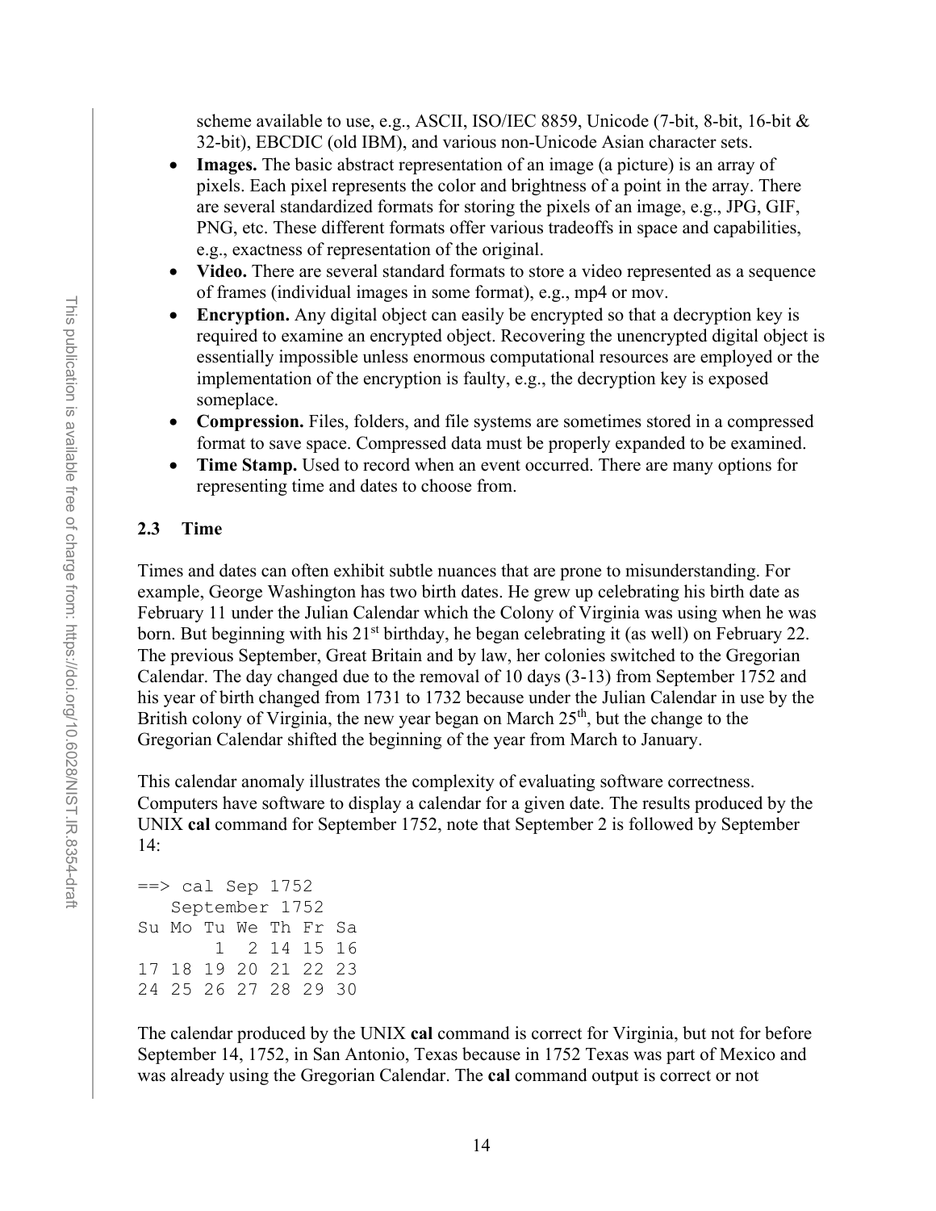scheme available to use, e.g., ASCII, ISO/IEC 8859, Unicode (7-bit, 8-bit, 16-bit & 32-bit), EBCDIC (old IBM), and various non-Unicode Asian character sets.

- **Images.** The basic abstract representation of an image (a picture) is an array of pixels. Each pixel represents the color and brightness of a point in the array. There are several standardized formats for storing the pixels of an image, e.g., JPG, GIF, PNG, etc. These different formats offer various tradeoffs in space and capabilities, e.g., exactness of representation of the original.
- **Video.** There are several standard formats to store a video represented as a sequence of frames (individual images in some format), e.g., mp4 or mov.
- **Encryption.** Any digital object can easily be encrypted so that a decryption key is required to examine an encrypted object. Recovering the unencrypted digital object is essentially impossible unless enormous computational resources are employed or the implementation of the encryption is faulty, e.g., the decryption key is exposed someplace.
- **Compression.** Files, folders, and file systems are sometimes stored in a compressed format to save space. Compressed data must be properly expanded to be examined.
- **Time Stamp.** Used to record when an event occurred. There are many options for representing time and dates to choose from.

### 2.3 Time

Times and dates can often exhibit subtle nuances that are prone to misunderstanding. For example, George Washington has two birth dates. He grew up celebrating his birth date as February 11 under the Julian Calendar which the Colony of Virginia was using when he was born. But beginning with his 21st birthday, he began celebrating it (as well) on February 22. The previous September, Great Britain and by law, her colonies switched to the Gregorian Calendar. The day changed due to the removal of 10 days (3-13) from September 1752 and his year of birth changed from 1731 to 1732 because under the Julian Calendar in use by the British colony of Virginia, the new year began on March 25th, but the change to the Gregorian Calendar shifted the beginning of the year from March to January.

This calendar anomaly illustrates the complexity of evaluating software correctness. Computers have software to display a calendar for a given date. The results produced by the UNIX **cal** command for September 1752, note that September 2 is followed by September 14:

```
==> cal Sep 1752
   September 1752
Su Mo Tu We Th Fr Sa
       1  2 14 15 16
17 18 19 20 21 22 23
24 25 26 27 28 29 30
```

The calendar produced by the UNIX **cal** command is correct for Virginia, but not for before September 14, 1752, in San Antonio, Texas because in 1752 Texas was part of Mexico and was already using the Gregorian Calendar. The **cal** command output is correct or not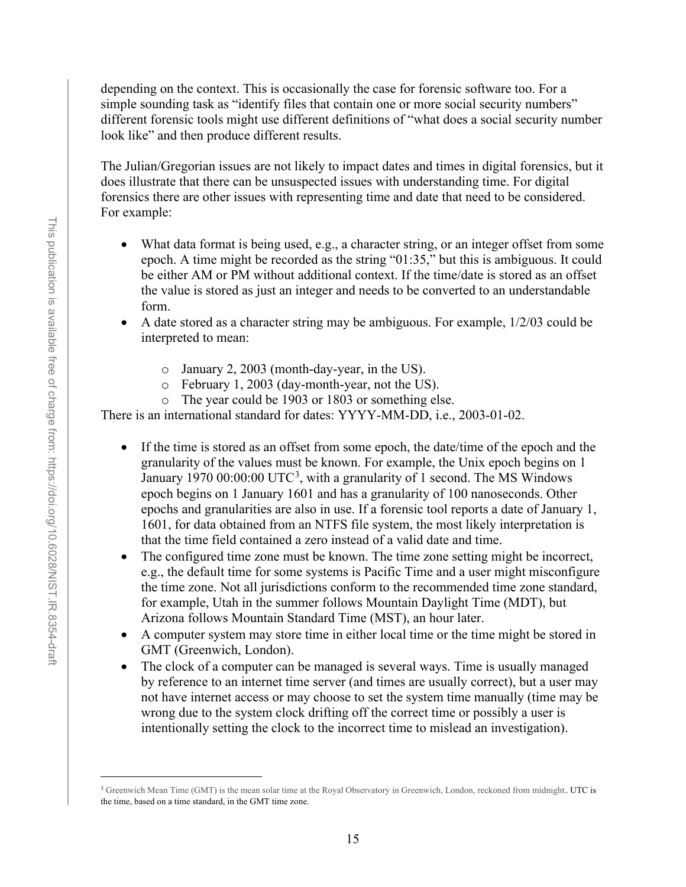depending on the context. This is occasionally the case for forensic software too. For a simple sounding task as "identify files that contain one or more social security numbers" different forensic tools might use different definitions of "what does a social security number look like" and then produce different results.

The Julian/Gregorian issues are not likely to impact dates and times in digital forensics, but it does illustrate that there can be unsuspected issues with understanding time. For digital forensics there are other issues with representing time and date that need to be considered. For example:

- What data format is being used, e.g., a character string, or an integer offset from some epoch. A time might be recorded as the string "01:35," but this is ambiguous. It could be either AM or PM without additional context. If the time/date is stored as an offset the value is stored as just an integer and needs to be converted to an understandable form.
- A date stored as a character string may be ambiguous. For example, 1/2/03 could be interpreted to mean:
    - January 2, 2003 (month-day-year, in the US).
    - February 1, 2003 (day-month-year, not the US).
    - The year could be 1903 or 1803 or something else.

There is an international standard for dates: YYYY-MM-DD, i.e., 2003-01-02.

- If the time is stored as an offset from some epoch, the date/time of the epoch and the granularity of the values must be known. For example, the Unix epoch begins on 1 January 1970 00:00:00 UTC[3], with a granularity of 1 second. The MS Windows epoch begins on 1 January 1601 and has a granularity of 100 nanoseconds. Other epochs and granularities are also in use. If a forensic tool reports a date of January 1, 1601, for data obtained from an NTFS file system, the most likely interpretation is that the time field contained a zero instead of a valid date and time.
- The configured time zone must be known. The time zone setting might be incorrect, e.g., the default time for some systems is Pacific Time and a user might misconfigure the time zone. Not all jurisdictions conform to the recommended time zone standard, for example, Utah in the summer follows Mountain Daylight Time (MDT), but Arizona follows Mountain Standard Time (MST), an hour later.
- A computer system may store time in either local time or the time might be stored in GMT (Greenwich, London).
- The clock of a computer can be managed is several ways. Time is usually managed by reference to an internet time server (and times are usually correct), but a user may not have internet access or may choose to set the system time manually (time may be wrong due to the system clock drifting off the correct time or possibly a user is intentionally setting the clock to the incorrect time to mislead an investigation).

---

[3] Greenwich Mean Time (GMT) is the mean solar time at the Royal Observatory in Greenwich, London, reckoned from midnight. UTC is the time, based on a time standard, in the GMT time zone.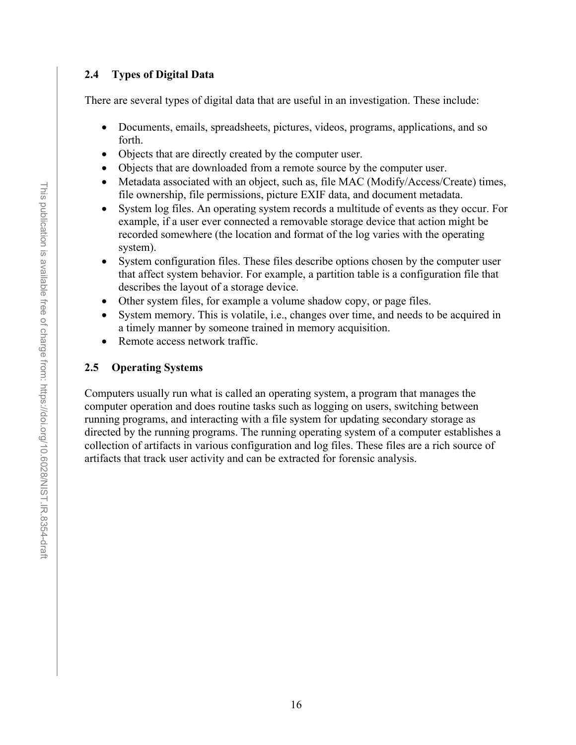## 2.4 Types of Digital Data

There are several types of digital data that are useful in an investigation. These include:

- Documents, emails, spreadsheets, pictures, videos, programs, applications, and so forth.
- Objects that are directly created by the computer user.
- Objects that are downloaded from a remote source by the computer user.
- Metadata associated with an object, such as, file MAC (Modify/Access/Create) times, file ownership, file permissions, picture EXIF data, and document metadata.
- System log files. An operating system records a multitude of events as they occur. For example, if a user ever connected a removable storage device that action might be recorded somewhere (the location and format of the log varies with the operating system).
- System configuration files. These files describe options chosen by the computer user that affect system behavior. For example, a partition table is a configuration file that describes the layout of a storage device.
- Other system files, for example a volume shadow copy, or page files.
- System memory. This is volatile, i.e., changes over time, and needs to be acquired in a timely manner by someone trained in memory acquisition.
- Remote access network traffic.

## 2.5 Operating Systems

Computers usually run what is called an operating system, a program that manages the computer operation and does routine tasks such as logging on users, switching between running programs, and interacting with a file system for updating secondary storage as directed by the running programs. The running operating system of a computer establishes a collection of artifacts in various configuration and log files. These files are a rich source of artifacts that track user activity and can be extracted for forensic analysis.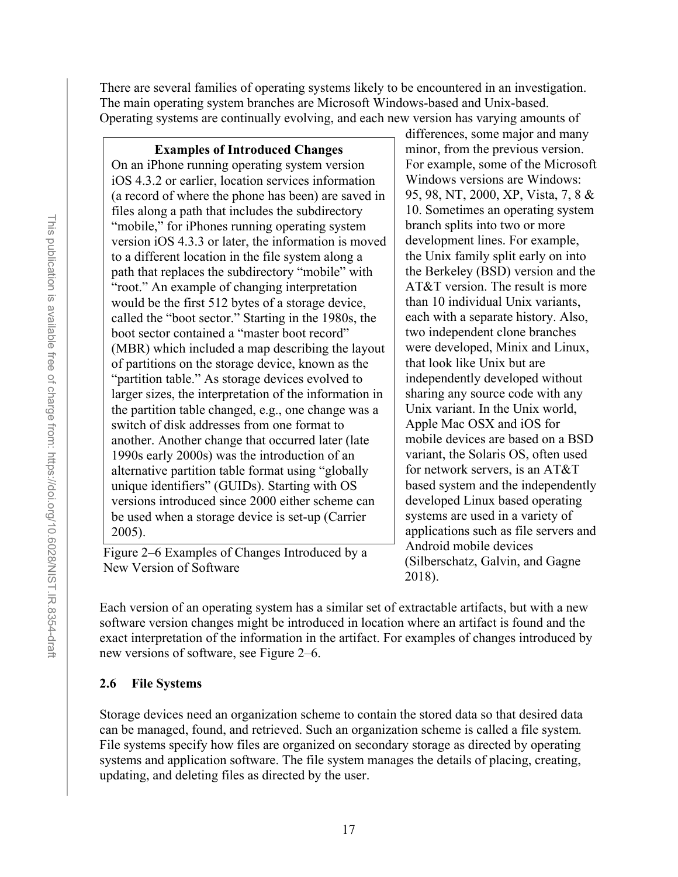There are several families of operating systems likely to be encountered in an investigation. The main operating system branches are Microsoft Windows-based and Unix-based. Operating systems are continually evolving, and each new version has varying amounts of differences, some major and many minor, from the previous version. For example, some of the Microsoft Windows versions are Windows: 95, 98, NT, 2000, XP, Vista, 7, 8 & 10. Sometimes an operating system branch splits into two or more development lines. For example, the Unix family split early on into the Berkeley (BSD) version and the AT&T version. The result is more than 10 individual Unix variants, each with a separate history. Also, two independent clone branches were developed, Minix and Linux, that look like Unix but are independently developed without sharing any source code with any Unix variant. In the Unix world, Apple Mac OSX and iOS for mobile devices are based on a BSD variant, the Solaris OS, often used for network servers, is an AT&T based system and the independently developed Linux based operating systems are used in a variety of applications such as file servers and Android mobile devices (Silberschatz, Galvin, and Gagne 2018).

> **Examples of Introduced Changes**
>
> On an iPhone running operating system version iOS 4.3.2 or earlier, location services information (a record of where the phone has been) are saved in files along a path that includes the subdirectory "mobile," for iPhones running operating system version iOS 4.3.3 or later, the information is moved to a different location in the file system along a path that replaces the subdirectory "mobile" with "root." An example of changing interpretation would be the first 512 bytes of a storage device, called the "boot sector." Starting in the 1980s, the boot sector contained a "master boot record" (MBR) which included a map describing the layout of partitions on the storage device, known as the "partition table." As storage devices evolved to larger sizes, the interpretation of the information in the partition table changed, e.g., one change was a switch of disk addresses from one format to another. Another change that occurred later (late 1990s early 2000s) was the introduction of an alternative partition table format using "globally unique identifiers" (GUIDs). Starting with OS versions introduced since 2000 either scheme can be used when a storage device is set-up (Carrier 2005).

Figure 2–6 Examples of Changes Introduced by a New Version of Software

Each version of an operating system has a similar set of extractable artifacts, but with a new software version changes might be introduced in location where an artifact is found and the exact interpretation of the information in the artifact. For examples of changes introduced by new versions of software, see Figure 2–6.

## 2.6 File Systems

Storage devices need an organization scheme to contain the stored data so that desired data can be managed, found, and retrieved. Such an organization scheme is called a file system. File systems specify how files are organized on secondary storage as directed by operating systems and application software. The file system manages the details of placing, creating, updating, and deleting files as directed by the user.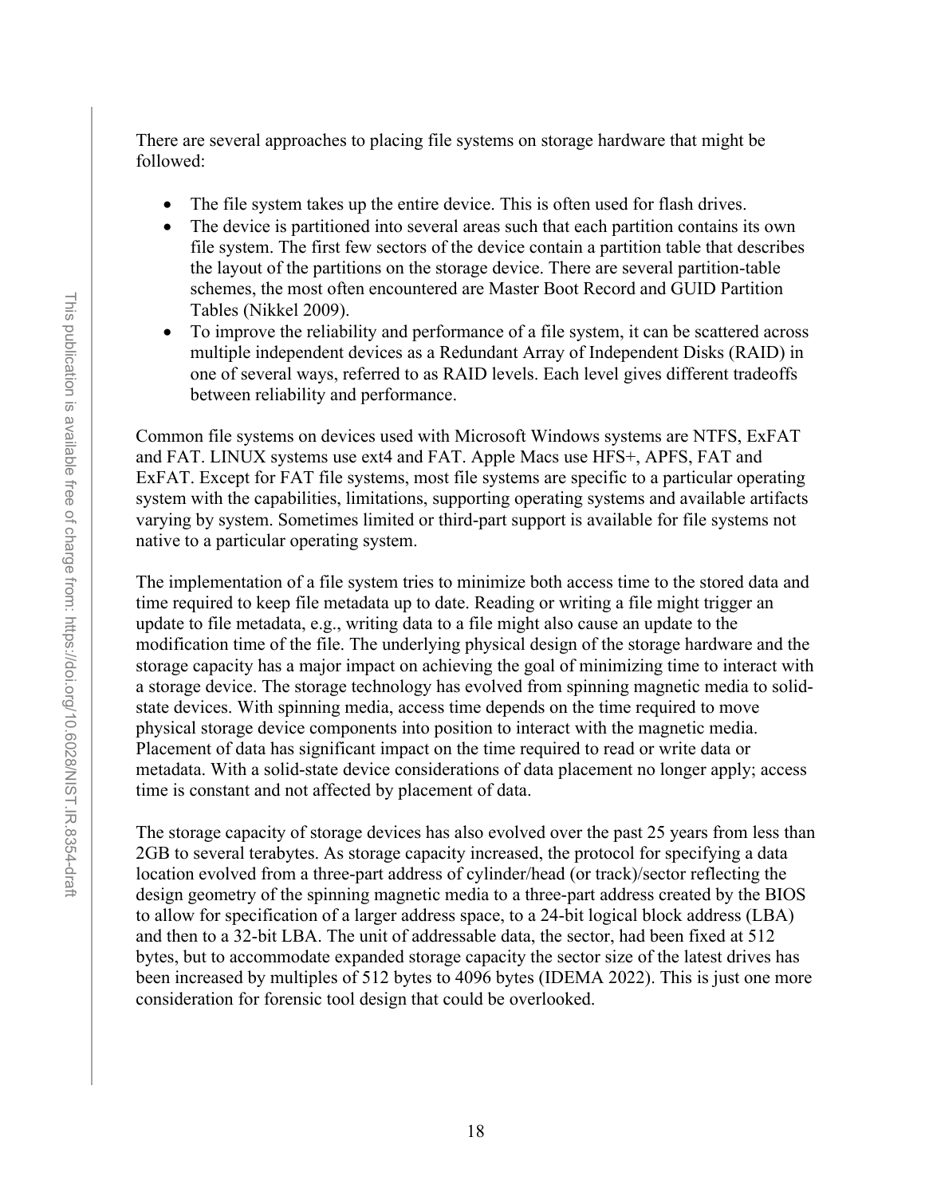There are several approaches to placing file systems on storage hardware that might be followed:

- The file system takes up the entire device. This is often used for flash drives.
- The device is partitioned into several areas such that each partition contains its own file system. The first few sectors of the device contain a partition table that describes the layout of the partitions on the storage device. There are several partition-table schemes, the most often encountered are Master Boot Record and GUID Partition Tables (Nikkel 2009).
- To improve the reliability and performance of a file system, it can be scattered across multiple independent devices as a Redundant Array of Independent Disks (RAID) in one of several ways, referred to as RAID levels. Each level gives different tradeoffs between reliability and performance.

Common file systems on devices used with Microsoft Windows systems are NTFS, ExFAT and FAT. LINUX systems use ext4 and FAT. Apple Macs use HFS+, APFS, FAT and ExFAT. Except for FAT file systems, most file systems are specific to a particular operating system with the capabilities, limitations, supporting operating systems and available artifacts varying by system. Sometimes limited or third-part support is available for file systems not native to a particular operating system.

The implementation of a file system tries to minimize both access time to the stored data and time required to keep file metadata up to date. Reading or writing a file might trigger an update to file metadata, e.g., writing data to a file might also cause an update to the modification time of the file. The underlying physical design of the storage hardware and the storage capacity has a major impact on achieving the goal of minimizing time to interact with a storage device. The storage technology has evolved from spinning magnetic media to solid-state devices. With spinning media, access time depends on the time required to move physical storage device components into position to interact with the magnetic media. Placement of data has significant impact on the time required to read or write data or metadata. With a solid-state device considerations of data placement no longer apply; access time is constant and not affected by placement of data.

The storage capacity of storage devices has also evolved over the past 25 years from less than 2GB to several terabytes. As storage capacity increased, the protocol for specifying a data location evolved from a three-part address of cylinder/head (or track)/sector reflecting the design geometry of the spinning magnetic media to a three-part address created by the BIOS to allow for specification of a larger address space, to a 24-bit logical block address (LBA) and then to a 32-bit LBA. The unit of addressable data, the sector, had been fixed at 512 bytes, but to accommodate expanded storage capacity the sector size of the latest drives has been increased by multiples of 512 bytes to 4096 bytes (IDEMA 2022). This is just one more consideration for forensic tool design that could be overlooked.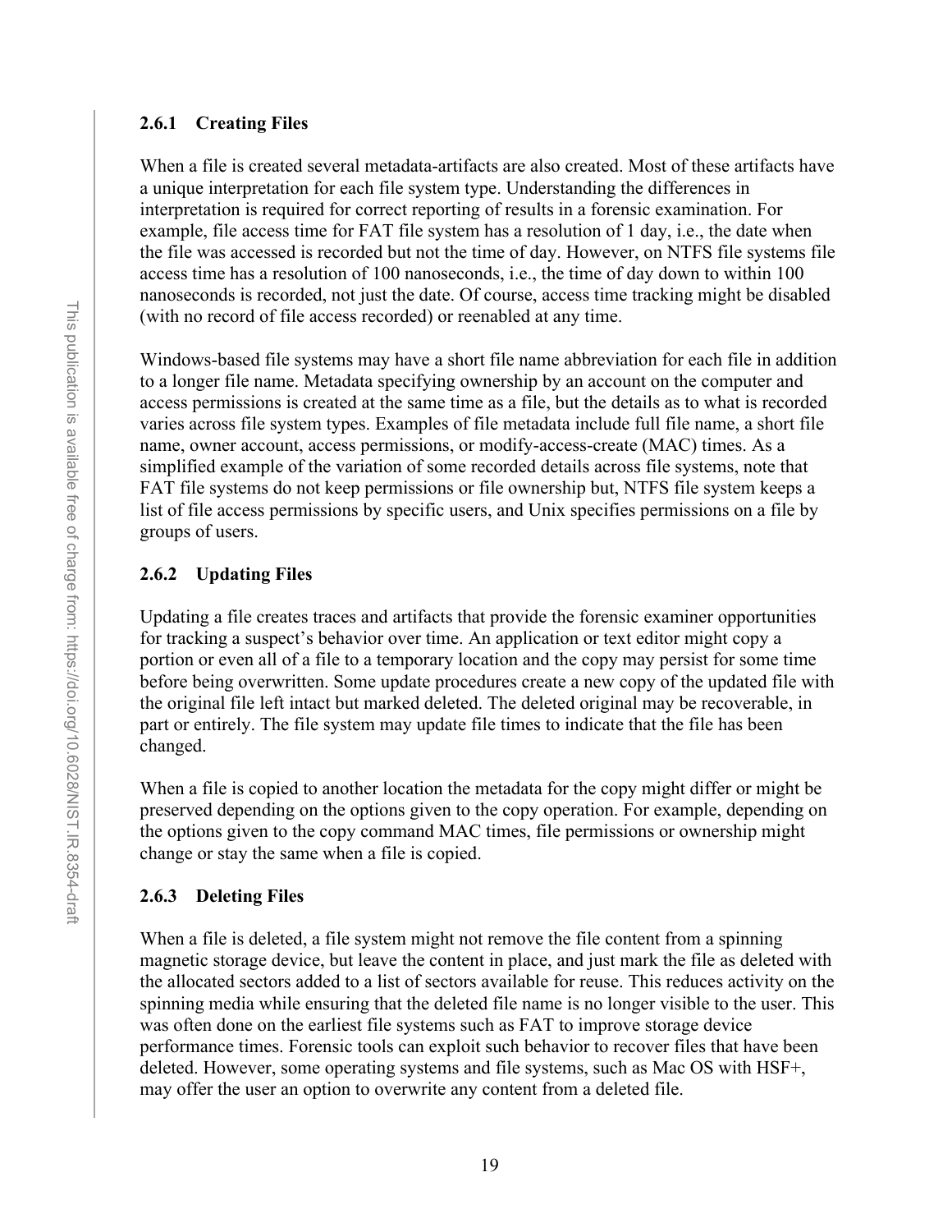### 2.6.1 Creating Files

When a file is created several metadata-artifacts are also created. Most of these artifacts have a unique interpretation for each file system type. Understanding the differences in interpretation is required for correct reporting of results in a forensic examination. For example, file access time for FAT file system has a resolution of 1 day, i.e., the date when the file was accessed is recorded but not the time of day. However, on NTFS file systems file access time has a resolution of 100 nanoseconds, i.e., the time of day down to within 100 nanoseconds is recorded, not just the date. Of course, access time tracking might be disabled (with no record of file access recorded) or reenabled at any time.

Windows-based file systems may have a short file name abbreviation for each file in addition to a longer file name. Metadata specifying ownership by an account on the computer and access permissions is created at the same time as a file, but the details as to what is recorded varies across file system types. Examples of file metadata include full file name, a short file name, owner account, access permissions, or modify-access-create (MAC) times. As a simplified example of the variation of some recorded details across file systems, note that FAT file systems do not keep permissions or file ownership but, NTFS file system keeps a list of file access permissions by specific users, and Unix specifies permissions on a file by groups of users.

### 2.6.2 Updating Files

Updating a file creates traces and artifacts that provide the forensic examiner opportunities for tracking a suspect's behavior over time. An application or text editor might copy a portion or even all of a file to a temporary location and the copy may persist for some time before being overwritten. Some update procedures create a new copy of the updated file with the original file left intact but marked deleted. The deleted original may be recoverable, in part or entirely. The file system may update file times to indicate that the file has been changed.

When a file is copied to another location the metadata for the copy might differ or might be preserved depending on the options given to the copy operation. For example, depending on the options given to the copy command MAC times, file permissions or ownership might change or stay the same when a file is copied.

### 2.6.3 Deleting Files

When a file is deleted, a file system might not remove the file content from a spinning magnetic storage device, but leave the content in place, and just mark the file as deleted with the allocated sectors added to a list of sectors available for reuse. This reduces activity on the spinning media while ensuring that the deleted file name is no longer visible to the user. This was often done on the earliest file systems such as FAT to improve storage device performance times. Forensic tools can exploit such behavior to recover files that have been deleted. However, some operating systems and file systems, such as Mac OS with HSF+, may offer the user an option to overwrite any content from a deleted file.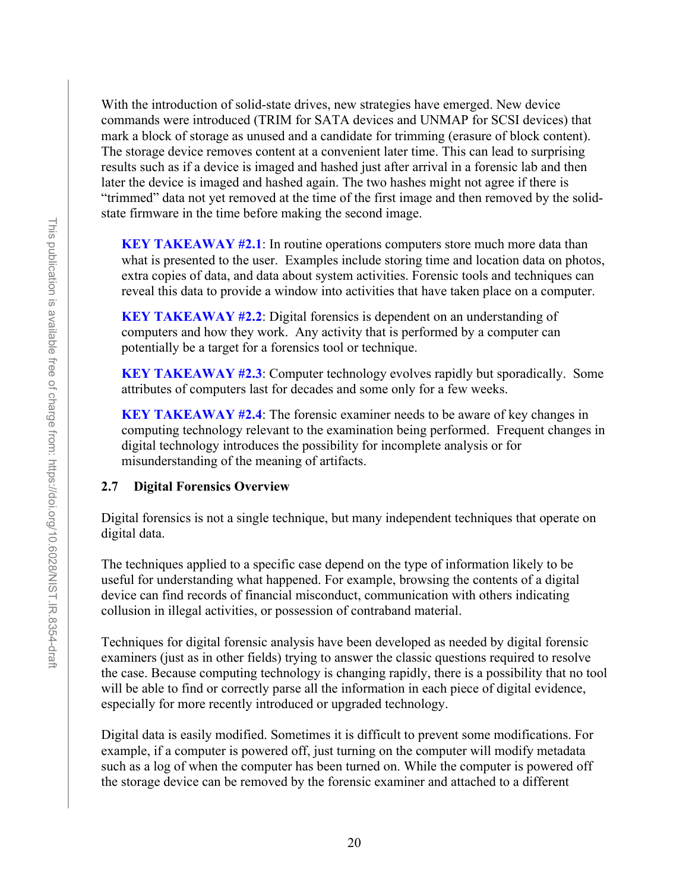With the introduction of solid-state drives, new strategies have emerged. New device commands were introduced (TRIM for SATA devices and UNMAP for SCSI devices) that mark a block of storage as unused and a candidate for trimming (erasure of block content). The storage device removes content at a convenient later time. This can lead to surprising results such as if a device is imaged and hashed just after arrival in a forensic lab and then later the device is imaged and hashed again. The two hashes might not agree if there is "trimmed" data not yet removed at the time of the first image and then removed by the solid-state firmware in the time before making the second image.

> **KEY TAKEAWAY #2.1**: In routine operations computers store much more data than what is presented to the user. Examples include storing time and location data on photos, extra copies of data, and data about system activities. Forensic tools and techniques can reveal this data to provide a window into activities that have taken place on a computer.

> **KEY TAKEAWAY #2.2**: Digital forensics is dependent on an understanding of computers and how they work. Any activity that is performed by a computer can potentially be a target for a forensics tool or technique.

> **KEY TAKEAWAY #2.3**: Computer technology evolves rapidly but sporadically. Some attributes of computers last for decades and some only for a few weeks.

> **KEY TAKEAWAY #2.4**: The forensic examiner needs to be aware of key changes in computing technology relevant to the examination being performed. Frequent changes in digital technology introduces the possibility for incomplete analysis or for misunderstanding of the meaning of artifacts.

## 2.7 Digital Forensics Overview

Digital forensics is not a single technique, but many independent techniques that operate on digital data.

The techniques applied to a specific case depend on the type of information likely to be useful for understanding what happened. For example, browsing the contents of a digital device can find records of financial misconduct, communication with others indicating collusion in illegal activities, or possession of contraband material.

Techniques for digital forensic analysis have been developed as needed by digital forensic examiners (just as in other fields) trying to answer the classic questions required to resolve the case. Because computing technology is changing rapidly, there is a possibility that no tool will be able to find or correctly parse all the information in each piece of digital evidence, especially for more recently introduced or upgraded technology.

Digital data is easily modified. Sometimes it is difficult to prevent some modifications. For example, if a computer is powered off, just turning on the computer will modify metadata such as a log of when the computer has been turned on. While the computer is powered off the storage device can be removed by the forensic examiner and attached to a different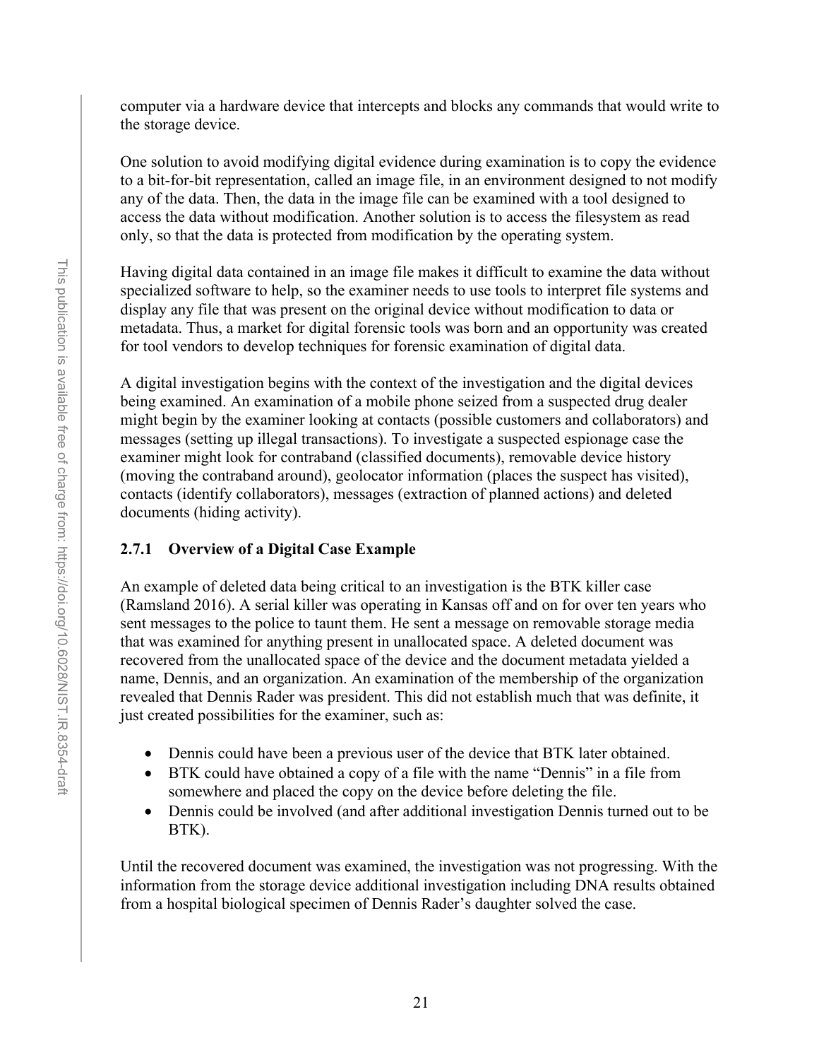computer via a hardware device that intercepts and blocks any commands that would write to the storage device.

One solution to avoid modifying digital evidence during examination is to copy the evidence to a bit-for-bit representation, called an image file, in an environment designed to not modify any of the data. Then, the data in the image file can be examined with a tool designed to access the data without modification. Another solution is to access the filesystem as read only, so that the data is protected from modification by the operating system.

Having digital data contained in an image file makes it difficult to examine the data without specialized software to help, so the examiner needs to use tools to interpret file systems and display any file that was present on the original device without modification to data or metadata. Thus, a market for digital forensic tools was born and an opportunity was created for tool vendors to develop techniques for forensic examination of digital data.

A digital investigation begins with the context of the investigation and the digital devices being examined. An examination of a mobile phone seized from a suspected drug dealer might begin by the examiner looking at contacts (possible customers and collaborators) and messages (setting up illegal transactions). To investigate a suspected espionage case the examiner might look for contraband (classified documents), removable device history (moving the contraband around), geolocator information (places the suspect has visited), contacts (identify collaborators), messages (extraction of planned actions) and deleted documents (hiding activity).

### 2.7.1 Overview of a Digital Case Example

An example of deleted data being critical to an investigation is the BTK killer case (Ramsland 2016). A serial killer was operating in Kansas off and on for over ten years who sent messages to the police to taunt them. He sent a message on removable storage media that was examined for anything present in unallocated space. A deleted document was recovered from the unallocated space of the device and the document metadata yielded a name, Dennis, and an organization. An examination of the membership of the organization revealed that Dennis Rader was president. This did not establish much that was definite, it just created possibilities for the examiner, such as:

- Dennis could have been a previous user of the device that BTK later obtained.
- BTK could have obtained a copy of a file with the name "Dennis" in a file from somewhere and placed the copy on the device before deleting the file.
- Dennis could be involved (and after additional investigation Dennis turned out to be BTK).

Until the recovered document was examined, the investigation was not progressing. With the information from the storage device additional investigation including DNA results obtained from a hospital biological specimen of Dennis Rader's daughter solved the case.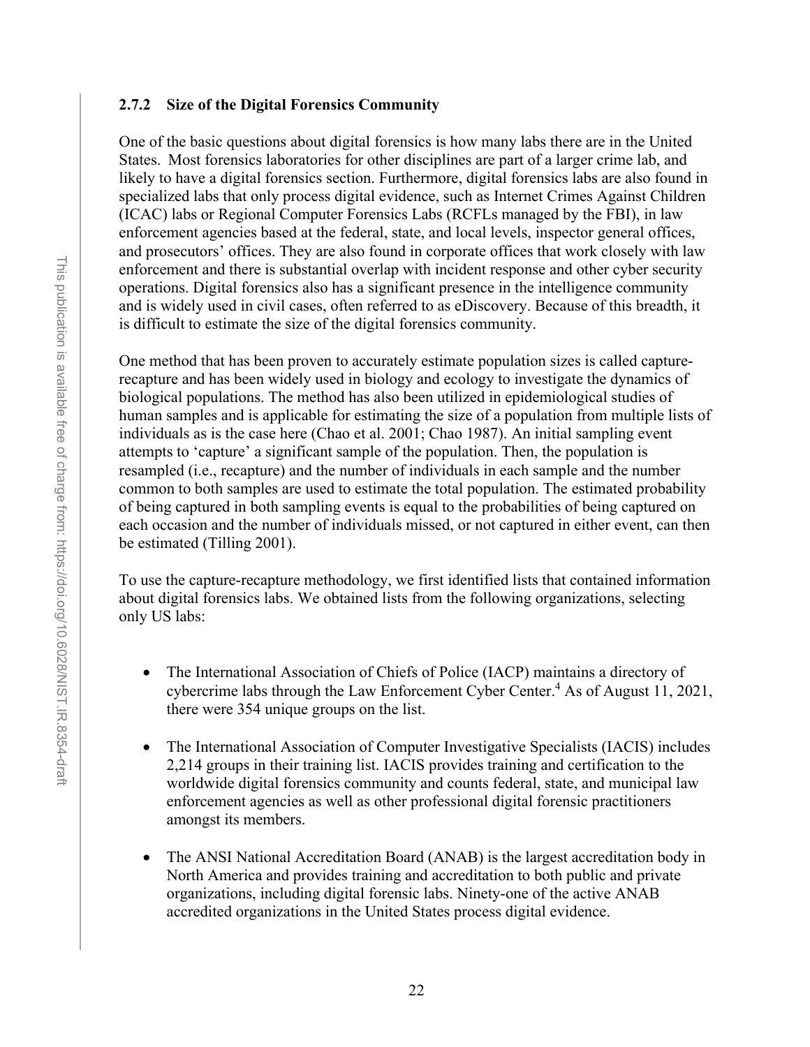### 2.7.2 Size of the Digital Forensics Community

One of the basic questions about digital forensics is how many labs there are in the United States. Most forensics laboratories for other disciplines are part of a larger crime lab, and likely to have a digital forensics section. Furthermore, digital forensics labs are also found in specialized labs that only process digital evidence, such as Internet Crimes Against Children (ICAC) labs or Regional Computer Forensics Labs (RCFLs managed by the FBI), in law enforcement agencies based at the federal, state, and local levels, inspector general offices, and prosecutors' offices. They are also found in corporate offices that work closely with law enforcement and there is substantial overlap with incident response and other cyber security operations. Digital forensics also has a significant presence in the intelligence community and is widely used in civil cases, often referred to as eDiscovery. Because of this breadth, it is difficult to estimate the size of the digital forensics community.

One method that has been proven to accurately estimate population sizes is called capture-recapture and has been widely used in biology and ecology to investigate the dynamics of biological populations. The method has also been utilized in epidemiological studies of human samples and is applicable for estimating the size of a population from multiple lists of individuals as is the case here (Chao et al. 2001; Chao 1987). An initial sampling event attempts to 'capture' a significant sample of the population. Then, the population is resampled (i.e., recapture) and the number of individuals in each sample and the number common to both samples are used to estimate the total population. The estimated probability of being captured in both sampling events is equal to the probabilities of being captured on each occasion and the number of individuals missed, or not captured in either event, can then be estimated (Tilling 2001).

To use the capture-recapture methodology, we first identified lists that contained information about digital forensics labs. We obtained lists from the following organizations, selecting only US labs:

- The International Association of Chiefs of Police (IACP) maintains a directory of cybercrime labs through the Law Enforcement Cyber Center.[4] As of August 11, 2021, there were 354 unique groups on the list.

- The International Association of Computer Investigative Specialists (IACIS) includes 2,214 groups in their training list. IACIS provides training and certification to the worldwide digital forensics community and counts federal, state, and municipal law enforcement agencies as well as other professional digital forensic practitioners amongst its members.

- The ANSI National Accreditation Board (ANAB) is the largest accreditation body in North America and provides training and accreditation to both public and private organizations, including digital forensic labs. Ninety-one of the active ANAB accredited organizations in the United States process digital evidence.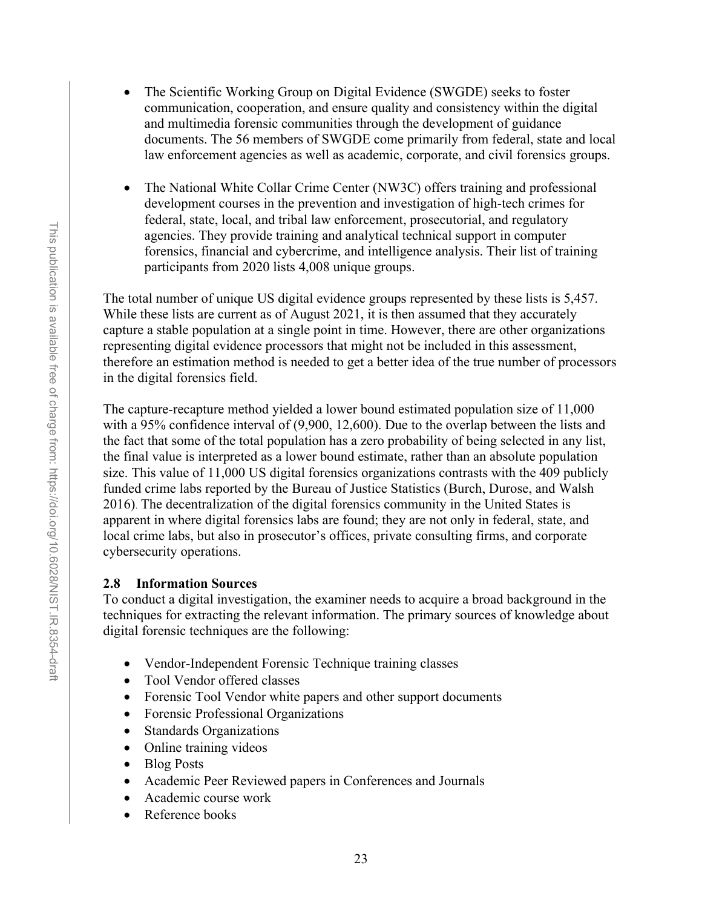- The Scientific Working Group on Digital Evidence (SWGDE) seeks to foster communication, cooperation, and ensure quality and consistency within the digital and multimedia forensic communities through the development of guidance documents. The 56 members of SWGDE come primarily from federal, state and local law enforcement agencies as well as academic, corporate, and civil forensics groups.

- The National White Collar Crime Center (NW3C) offers training and professional development courses in the prevention and investigation of high-tech crimes for federal, state, local, and tribal law enforcement, prosecutorial, and regulatory agencies. They provide training and analytical technical support in computer forensics, financial and cybercrime, and intelligence analysis. Their list of training participants from 2020 lists 4,008 unique groups.

The total number of unique US digital evidence groups represented by these lists is 5,457. While these lists are current as of August 2021, it is then assumed that they accurately capture a stable population at a single point in time. However, there are other organizations representing digital evidence processors that might not be included in this assessment, therefore an estimation method is needed to get a better idea of the true number of processors in the digital forensics field.

The capture-recapture method yielded a lower bound estimated population size of 11,000 with a 95% confidence interval of (9,900, 12,600). Due to the overlap between the lists and the fact that some of the total population has a zero probability of being selected in any list, the final value is interpreted as a lower bound estimate, rather than an absolute population size. This value of 11,000 US digital forensics organizations contrasts with the 409 publicly funded crime labs reported by the Bureau of Justice Statistics (Burch, Durose, and Walsh 2016). The decentralization of the digital forensics community in the United States is apparent in where digital forensics labs are found; they are not only in federal, state, and local crime labs, but also in prosecutor's offices, private consulting firms, and corporate cybersecurity operations.

## 2.8 Information Sources

To conduct a digital investigation, the examiner needs to acquire a broad background in the techniques for extracting the relevant information. The primary sources of knowledge about digital forensic techniques are the following:

- Vendor-Independent Forensic Technique training classes
- Tool Vendor offered classes
- Forensic Tool Vendor white papers and other support documents
- Forensic Professional Organizations
- Standards Organizations
- Online training videos
- Blog Posts
- Academic Peer Reviewed papers in Conferences and Journals
- Academic course work
- Reference books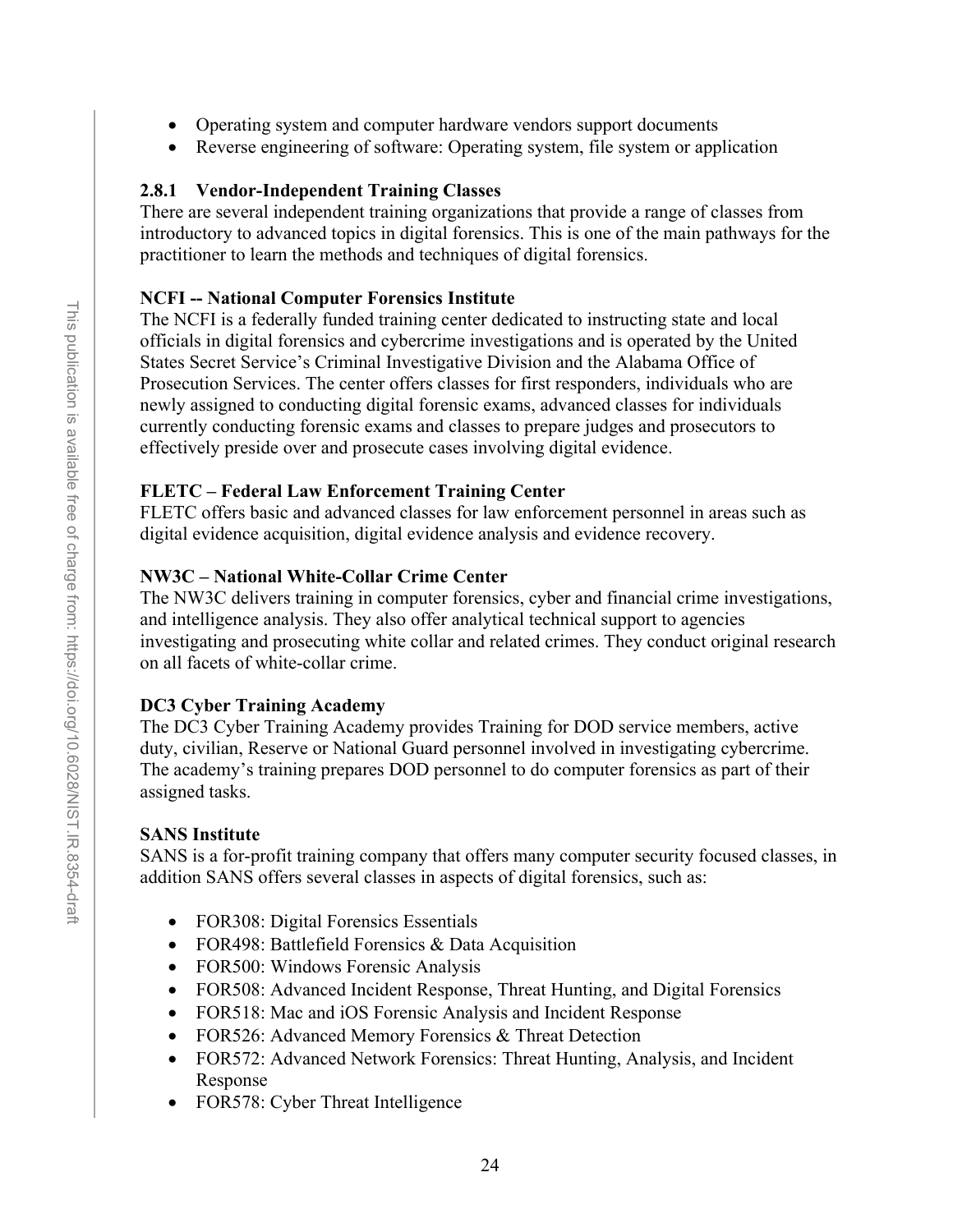- Operating system and computer hardware vendors support documents
- Reverse engineering of software: Operating system, file system or application

### 2.8.1 Vendor-Independent Training Classes

There are several independent training organizations that provide a range of classes from introductory to advanced topics in digital forensics. This is one of the main pathways for the practitioner to learn the methods and techniques of digital forensics.

**NCFI -- National Computer Forensics Institute**

The NCFI is a federally funded training center dedicated to instructing state and local officials in digital forensics and cybercrime investigations and is operated by the United States Secret Service's Criminal Investigative Division and the Alabama Office of Prosecution Services. The center offers classes for first responders, individuals who are newly assigned to conducting digital forensic exams, advanced classes for individuals currently conducting forensic exams and classes to prepare judges and prosecutors to effectively preside over and prosecute cases involving digital evidence.

**FLETC – Federal Law Enforcement Training Center**

FLETC offers basic and advanced classes for law enforcement personnel in areas such as digital evidence acquisition, digital evidence analysis and evidence recovery.

**NW3C – National White-Collar Crime Center**

The NW3C delivers training in computer forensics, cyber and financial crime investigations, and intelligence analysis. They also offer analytical technical support to agencies investigating and prosecuting white collar and related crimes. They conduct original research on all facets of white-collar crime.

**DC3 Cyber Training Academy**

The DC3 Cyber Training Academy provides Training for DOD service members, active duty, civilian, Reserve or National Guard personnel involved in investigating cybercrime. The academy's training prepares DOD personnel to do computer forensics as part of their assigned tasks.

**SANS Institute**

SANS is a for-profit training company that offers many computer security focused classes, in addition SANS offers several classes in aspects of digital forensics, such as:

- FOR308: Digital Forensics Essentials
- FOR498: Battlefield Forensics & Data Acquisition
- FOR500: Windows Forensic Analysis
- FOR508: Advanced Incident Response, Threat Hunting, and Digital Forensics
- FOR518: Mac and iOS Forensic Analysis and Incident Response
- FOR526: Advanced Memory Forensics & Threat Detection
- FOR572: Advanced Network Forensics: Threat Hunting, Analysis, and Incident Response
- FOR578: Cyber Threat Intelligence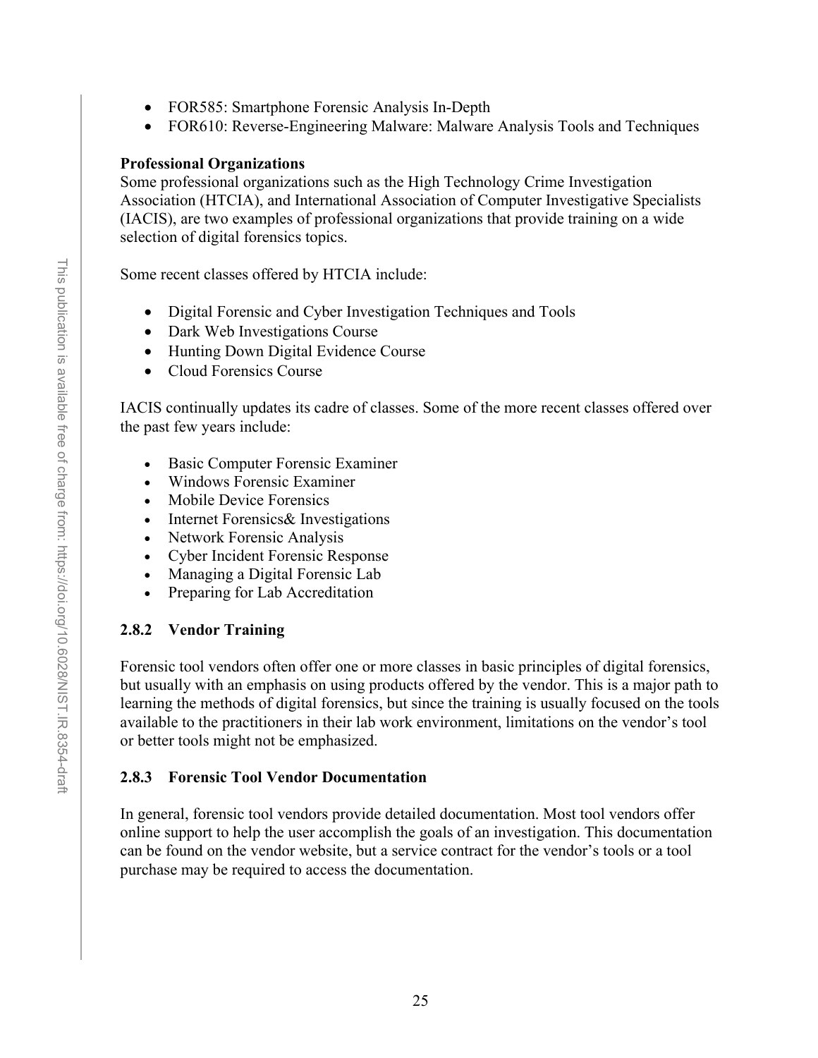- FOR585: Smartphone Forensic Analysis In-Depth
- FOR610: Reverse-Engineering Malware: Malware Analysis Tools and Techniques

**Professional Organizations**
Some professional organizations such as the High Technology Crime Investigation Association (HTCIA), and International Association of Computer Investigative Specialists (IACIS), are two examples of professional organizations that provide training on a wide selection of digital forensics topics.

Some recent classes offered by HTCIA include:

- Digital Forensic and Cyber Investigation Techniques and Tools
- Dark Web Investigations Course
- Hunting Down Digital Evidence Course
- Cloud Forensics Course

IACIS continually updates its cadre of classes. Some of the more recent classes offered over the past few years include:

- Basic Computer Forensic Examiner
- Windows Forensic Examiner
- Mobile Device Forensics
- Internet Forensics& Investigations
- Network Forensic Analysis
- Cyber Incident Forensic Response
- Managing a Digital Forensic Lab
- Preparing for Lab Accreditation

### 2.8.2 Vendor Training

Forensic tool vendors often offer one or more classes in basic principles of digital forensics, but usually with an emphasis on using products offered by the vendor. This is a major path to learning the methods of digital forensics, but since the training is usually focused on the tools available to the practitioners in their lab work environment, limitations on the vendor's tool or better tools might not be emphasized.

### 2.8.3 Forensic Tool Vendor Documentation

In general, forensic tool vendors provide detailed documentation. Most tool vendors offer online support to help the user accomplish the goals of an investigation. This documentation can be found on the vendor website, but a service contract for the vendor's tools or a tool purchase may be required to access the documentation.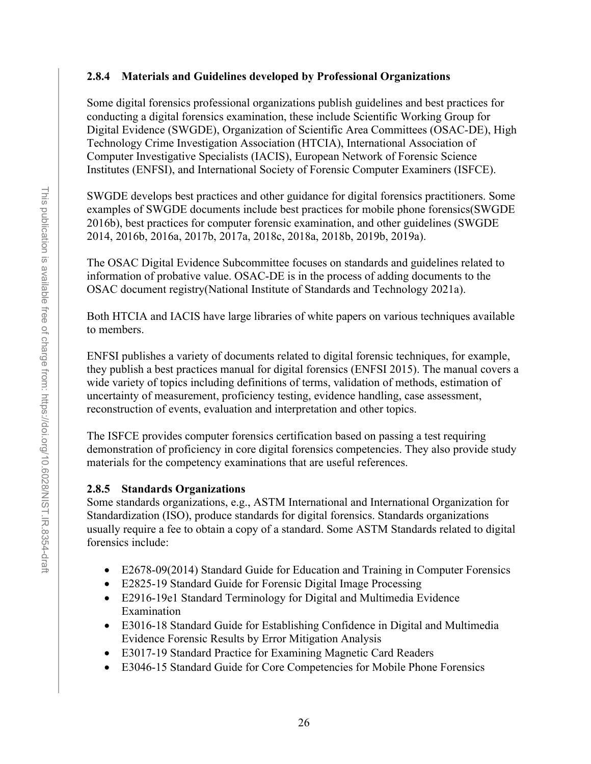### 2.8.4 Materials and Guidelines developed by Professional Organizations

Some digital forensics professional organizations publish guidelines and best practices for conducting a digital forensics examination, these include Scientific Working Group for Digital Evidence (SWGDE), Organization of Scientific Area Committees (OSAC-DE), High Technology Crime Investigation Association (HTCIA), International Association of Computer Investigative Specialists (IACIS), European Network of Forensic Science Institutes (ENFSI), and International Society of Forensic Computer Examiners (ISFCE).

SWGDE develops best practices and other guidance for digital forensics practitioners. Some examples of SWGDE documents include best practices for mobile phone forensics(SWGDE 2016b), best practices for computer forensic examination, and other guidelines (SWGDE 2014, 2016b, 2016a, 2017b, 2017a, 2018c, 2018a, 2018b, 2019b, 2019a).

The OSAC Digital Evidence Subcommittee focuses on standards and guidelines related to information of probative value. OSAC-DE is in the process of adding documents to the OSAC document registry(National Institute of Standards and Technology 2021a).

Both HTCIA and IACIS have large libraries of white papers on various techniques available to members.

ENFSI publishes a variety of documents related to digital forensic techniques, for example, they publish a best practices manual for digital forensics (ENFSI 2015). The manual covers a wide variety of topics including definitions of terms, validation of methods, estimation of uncertainty of measurement, proficiency testing, evidence handling, case assessment, reconstruction of events, evaluation and interpretation and other topics.

The ISFCE provides computer forensics certification based on passing a test requiring demonstration of proficiency in core digital forensics competencies. They also provide study materials for the competency examinations that are useful references.

### 2.8.5 Standards Organizations

Some standards organizations, e.g., ASTM International and International Organization for Standardization (ISO), produce standards for digital forensics. Standards organizations usually require a fee to obtain a copy of a standard. Some ASTM Standards related to digital forensics include:

- E2678-09(2014) Standard Guide for Education and Training in Computer Forensics
- E2825-19 Standard Guide for Forensic Digital Image Processing
- E2916-19e1 Standard Terminology for Digital and Multimedia Evidence Examination
- E3016-18 Standard Guide for Establishing Confidence in Digital and Multimedia Evidence Forensic Results by Error Mitigation Analysis
- E3017-19 Standard Practice for Examining Magnetic Card Readers
- E3046-15 Standard Guide for Core Competencies for Mobile Phone Forensics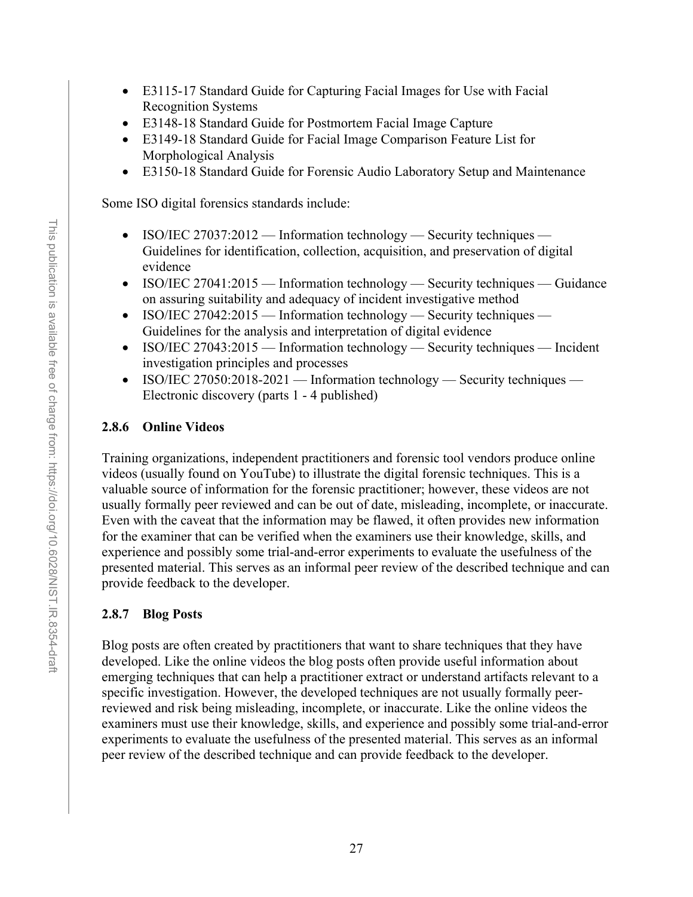- E3115-17 Standard Guide for Capturing Facial Images for Use with Facial Recognition Systems
- E3148-18 Standard Guide for Postmortem Facial Image Capture
- E3149-18 Standard Guide for Facial Image Comparison Feature List for Morphological Analysis
- E3150-18 Standard Guide for Forensic Audio Laboratory Setup and Maintenance

Some ISO digital forensics standards include:

- ISO/IEC 27037:2012 — Information technology — Security techniques — Guidelines for identification, collection, acquisition, and preservation of digital evidence
- ISO/IEC 27041:2015 — Information technology — Security techniques — Guidance on assuring suitability and adequacy of incident investigative method
- ISO/IEC 27042:2015 — Information technology — Security techniques — Guidelines for the analysis and interpretation of digital evidence
- ISO/IEC 27043:2015 — Information technology — Security techniques — Incident investigation principles and processes
- ISO/IEC 27050:2018-2021 — Information technology — Security techniques — Electronic discovery (parts 1 - 4 published)

### 2.8.6 Online Videos

Training organizations, independent practitioners and forensic tool vendors produce online videos (usually found on YouTube) to illustrate the digital forensic techniques. This is a valuable source of information for the forensic practitioner; however, these videos are not usually formally peer reviewed and can be out of date, misleading, incomplete, or inaccurate. Even with the caveat that the information may be flawed, it often provides new information for the examiner that can be verified when the examiners use their knowledge, skills, and experience and possibly some trial-and-error experiments to evaluate the usefulness of the presented material. This serves as an informal peer review of the described technique and can provide feedback to the developer.

### 2.8.7 Blog Posts

Blog posts are often created by practitioners that want to share techniques that they have developed. Like the online videos the blog posts often provide useful information about emerging techniques that can help a practitioner extract or understand artifacts relevant to a specific investigation. However, the developed techniques are not usually formally peer-reviewed and risk being misleading, incomplete, or inaccurate. Like the online videos the examiners must use their knowledge, skills, and experience and possibly some trial-and-error experiments to evaluate the usefulness of the presented material. This serves as an informal peer review of the described technique and can provide feedback to the developer.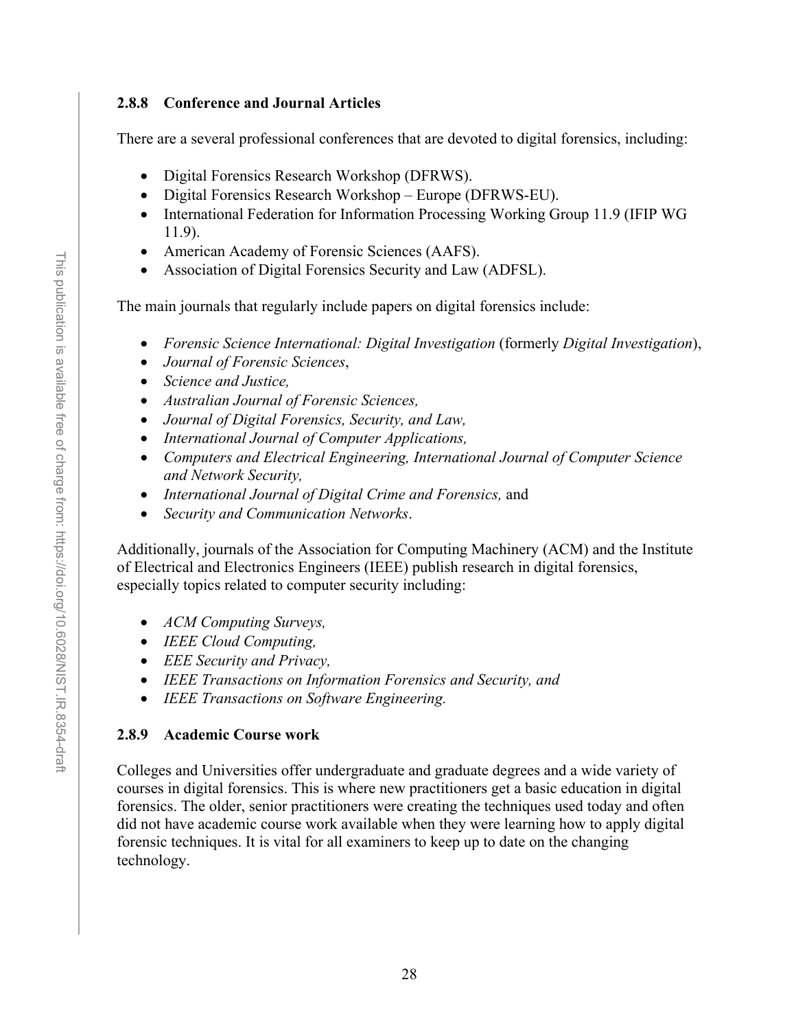### 2.8.8 Conference and Journal Articles

There are a several professional conferences that are devoted to digital forensics, including:

- Digital Forensics Research Workshop (DFRWS).
- Digital Forensics Research Workshop – Europe (DFRWS-EU).
- International Federation for Information Processing Working Group 11.9 (IFIP WG 11.9).
- American Academy of Forensic Sciences (AAFS).
- Association of Digital Forensics Security and Law (ADFSL).

The main journals that regularly include papers on digital forensics include:

- *Forensic Science International: Digital Investigation* (formerly *Digital Investigation*),
- *Journal of Forensic Sciences*,
- *Science and Justice,*
- *Australian Journal of Forensic Sciences,*
- *Journal of Digital Forensics, Security, and Law,*
- *International Journal of Computer Applications,*
- *Computers and Electrical Engineering, International Journal of Computer Science and Network Security,*
- *International Journal of Digital Crime and Forensics,* and
- *Security and Communication Networks*.

Additionally, journals of the Association for Computing Machinery (ACM) and the Institute of Electrical and Electronics Engineers (IEEE) publish research in digital forensics, especially topics related to computer security including:

- *ACM Computing Surveys,*
- *IEEE Cloud Computing,*
- *EEE Security and Privacy,*
- *IEEE Transactions on Information Forensics and Security, and*
- *IEEE Transactions on Software Engineering.*

### 2.8.9 Academic Course work

Colleges and Universities offer undergraduate and graduate degrees and a wide variety of courses in digital forensics. This is where new practitioners get a basic education in digital forensics. The older, senior practitioners were creating the techniques used today and often did not have academic course work available when they were learning how to apply digital forensic techniques. It is vital for all examiners to keep up to date on the changing technology.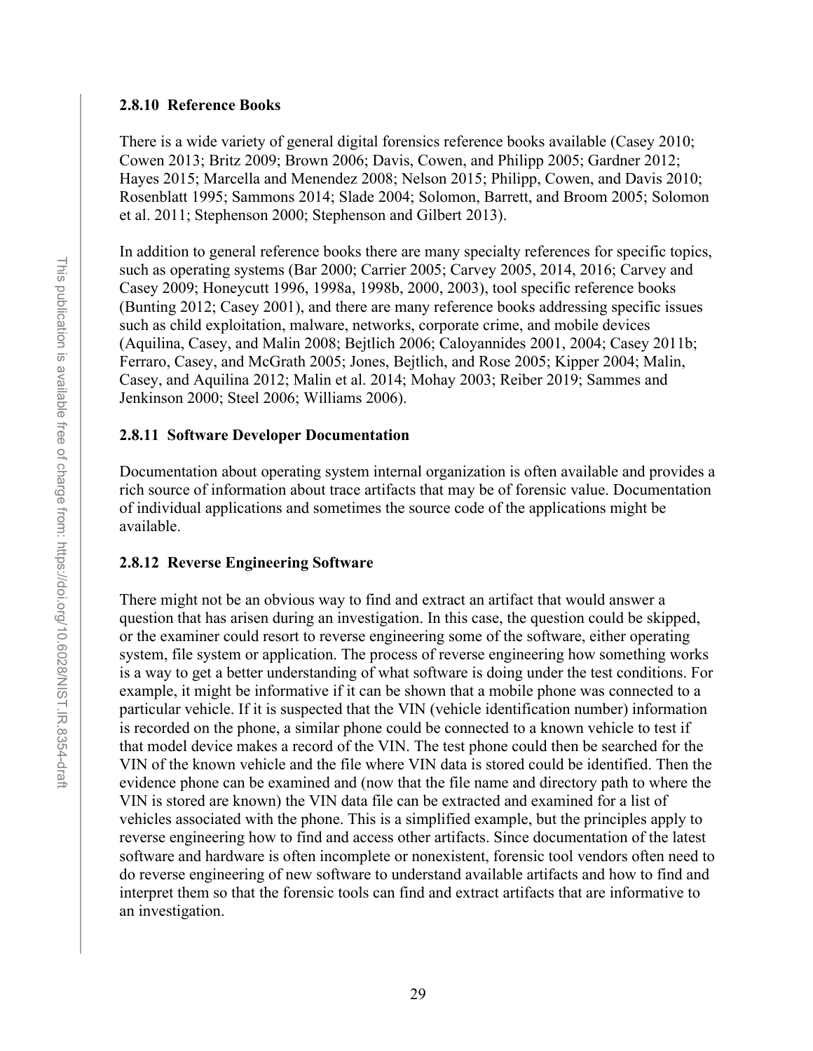### 2.8.10 Reference Books

There is a wide variety of general digital forensics reference books available (Casey 2010; Cowen 2013; Britz 2009; Brown 2006; Davis, Cowen, and Philipp 2005; Gardner 2012; Hayes 2015; Marcella and Menendez 2008; Nelson 2015; Philipp, Cowen, and Davis 2010; Rosenblatt 1995; Sammons 2014; Slade 2004; Solomon, Barrett, and Broom 2005; Solomon et al. 2011; Stephenson 2000; Stephenson and Gilbert 2013).

In addition to general reference books there are many specialty references for specific topics, such as operating systems (Bar 2000; Carrier 2005; Carvey 2005, 2014, 2016; Carvey and Casey 2009; Honeycutt 1996, 1998a, 1998b, 2000, 2003), tool specific reference books (Bunting 2012; Casey 2001), and there are many reference books addressing specific issues such as child exploitation, malware, networks, corporate crime, and mobile devices (Aquilina, Casey, and Malin 2008; Bejtlich 2006; Caloyannides 2001, 2004; Casey 2011b; Ferraro, Casey, and McGrath 2005; Jones, Bejtlich, and Rose 2005; Kipper 2004; Malin, Casey, and Aquilina 2012; Malin et al. 2014; Mohay 2003; Reiber 2019; Sammes and Jenkinson 2000; Steel 2006; Williams 2006).

### 2.8.11 Software Developer Documentation

Documentation about operating system internal organization is often available and provides a rich source of information about trace artifacts that may be of forensic value. Documentation of individual applications and sometimes the source code of the applications might be available.

### 2.8.12 Reverse Engineering Software

There might not be an obvious way to find and extract an artifact that would answer a question that has arisen during an investigation. In this case, the question could be skipped, or the examiner could resort to reverse engineering some of the software, either operating system, file system or application. The process of reverse engineering how something works is a way to get a better understanding of what software is doing under the test conditions. For example, it might be informative if it can be shown that a mobile phone was connected to a particular vehicle. If it is suspected that the VIN (vehicle identification number) information is recorded on the phone, a similar phone could be connected to a known vehicle to test if that model device makes a record of the VIN. The test phone could then be searched for the VIN of the known vehicle and the file where VIN data is stored could be identified. Then the evidence phone can be examined and (now that the file name and directory path to where the VIN is stored are known) the VIN data file can be extracted and examined for a list of vehicles associated with the phone. This is a simplified example, but the principles apply to reverse engineering how to find and access other artifacts. Since documentation of the latest software and hardware is often incomplete or nonexistent, forensic tool vendors often need to do reverse engineering of new software to understand available artifacts and how to find and interpret them so that the forensic tools can find and extract artifacts that are informative to an investigation.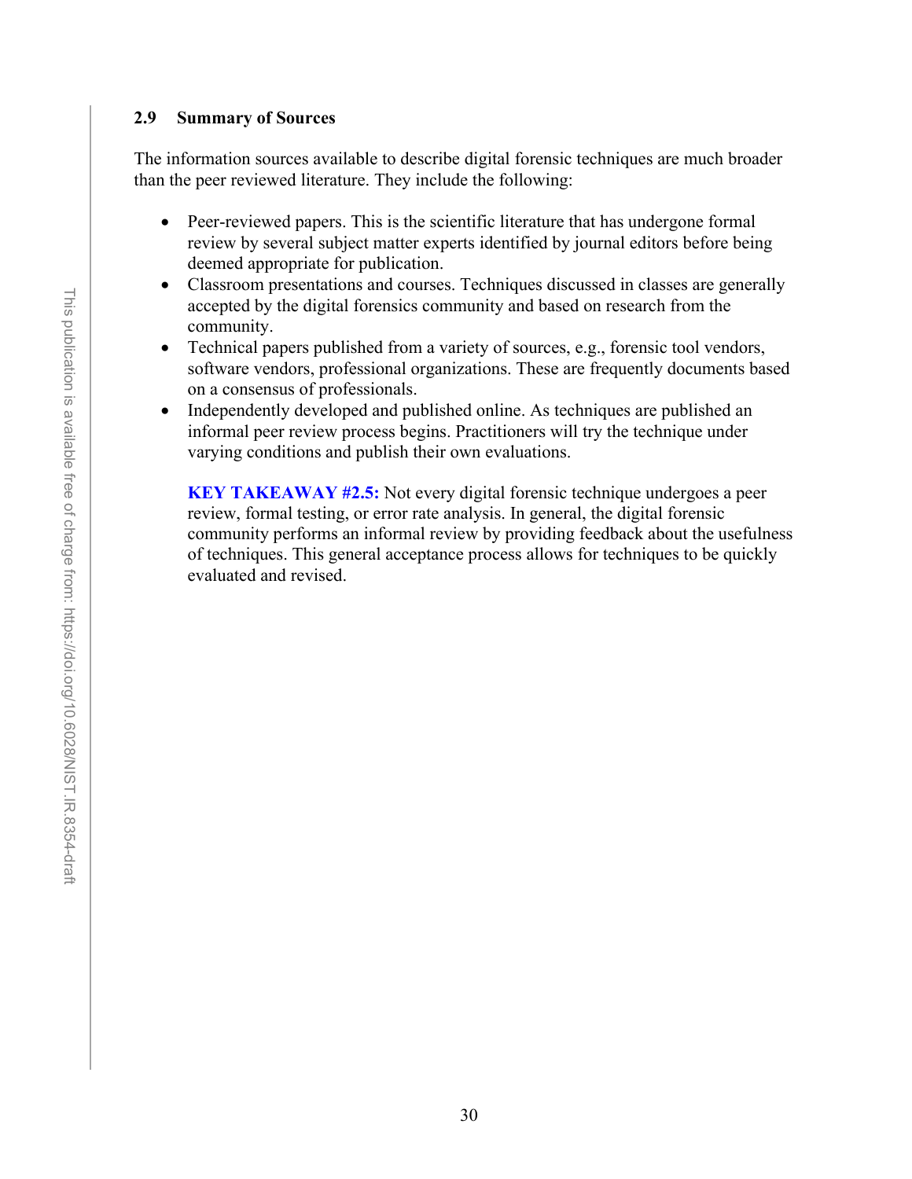## 2.9 Summary of Sources

The information sources available to describe digital forensic techniques are much broader than the peer reviewed literature. They include the following:

- Peer-reviewed papers. This is the scientific literature that has undergone formal review by several subject matter experts identified by journal editors before being deemed appropriate for publication.
- Classroom presentations and courses. Techniques discussed in classes are generally accepted by the digital forensics community and based on research from the community.
- Technical papers published from a variety of sources, e.g., forensic tool vendors, software vendors, professional organizations. These are frequently documents based on a consensus of professionals.
- Independently developed and published online. As techniques are published an informal peer review process begins. Practitioners will try the technique under varying conditions and publish their own evaluations.

**KEY TAKEAWAY #2.5:** Not every digital forensic technique undergoes a peer review, formal testing, or error rate analysis. In general, the digital forensic community performs an informal review by providing feedback about the usefulness of techniques. This general acceptance process allows for techniques to be quickly evaluated and revised.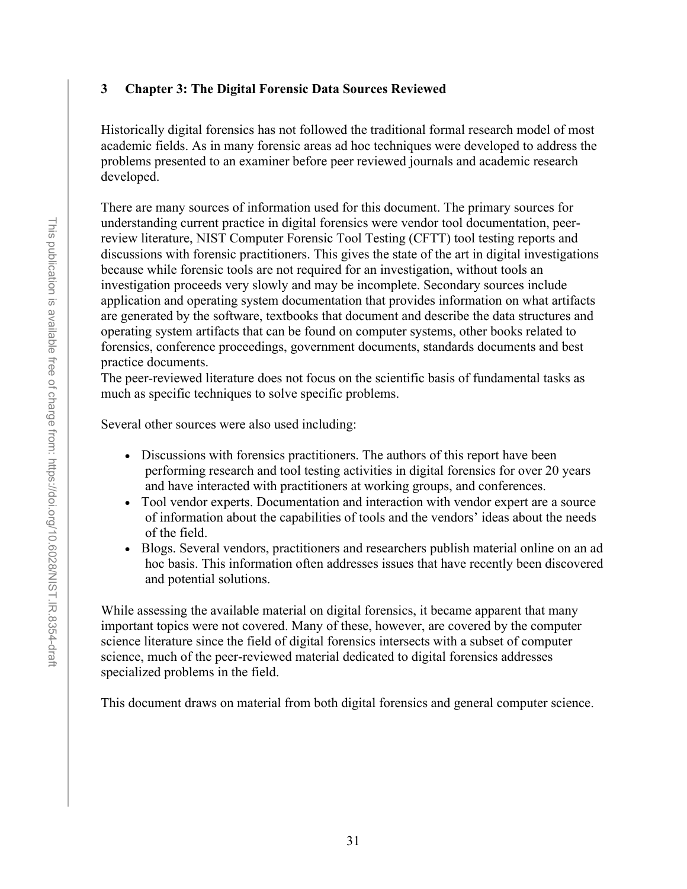# 3 Chapter 3: The Digital Forensic Data Sources Reviewed

Historically digital forensics has not followed the traditional formal research model of most academic fields. As in many forensic areas ad hoc techniques were developed to address the problems presented to an examiner before peer reviewed journals and academic research developed.

There are many sources of information used for this document. The primary sources for understanding current practice in digital forensics were vendor tool documentation, peer-review literature, NIST Computer Forensic Tool Testing (CFTT) tool testing reports and discussions with forensic practitioners. This gives the state of the art in digital investigations because while forensic tools are not required for an investigation, without tools an investigation proceeds very slowly and may be incomplete. Secondary sources include application and operating system documentation that provides information on what artifacts are generated by the software, textbooks that document and describe the data structures and operating system artifacts that can be found on computer systems, other books related to forensics, conference proceedings, government documents, standards documents and best practice documents.
The peer-reviewed literature does not focus on the scientific basis of fundamental tasks as much as specific techniques to solve specific problems.

Several other sources were also used including:

- Discussions with forensics practitioners. The authors of this report have been performing research and tool testing activities in digital forensics for over 20 years and have interacted with practitioners at working groups, and conferences.
- Tool vendor experts. Documentation and interaction with vendor expert are a source of information about the capabilities of tools and the vendors' ideas about the needs of the field.
- Blogs. Several vendors, practitioners and researchers publish material online on an ad hoc basis. This information often addresses issues that have recently been discovered and potential solutions.

While assessing the available material on digital forensics, it became apparent that many important topics were not covered. Many of these, however, are covered by the computer science literature since the field of digital forensics intersects with a subset of computer science, much of the peer-reviewed material dedicated to digital forensics addresses specialized problems in the field.

This document draws on material from both digital forensics and general computer science.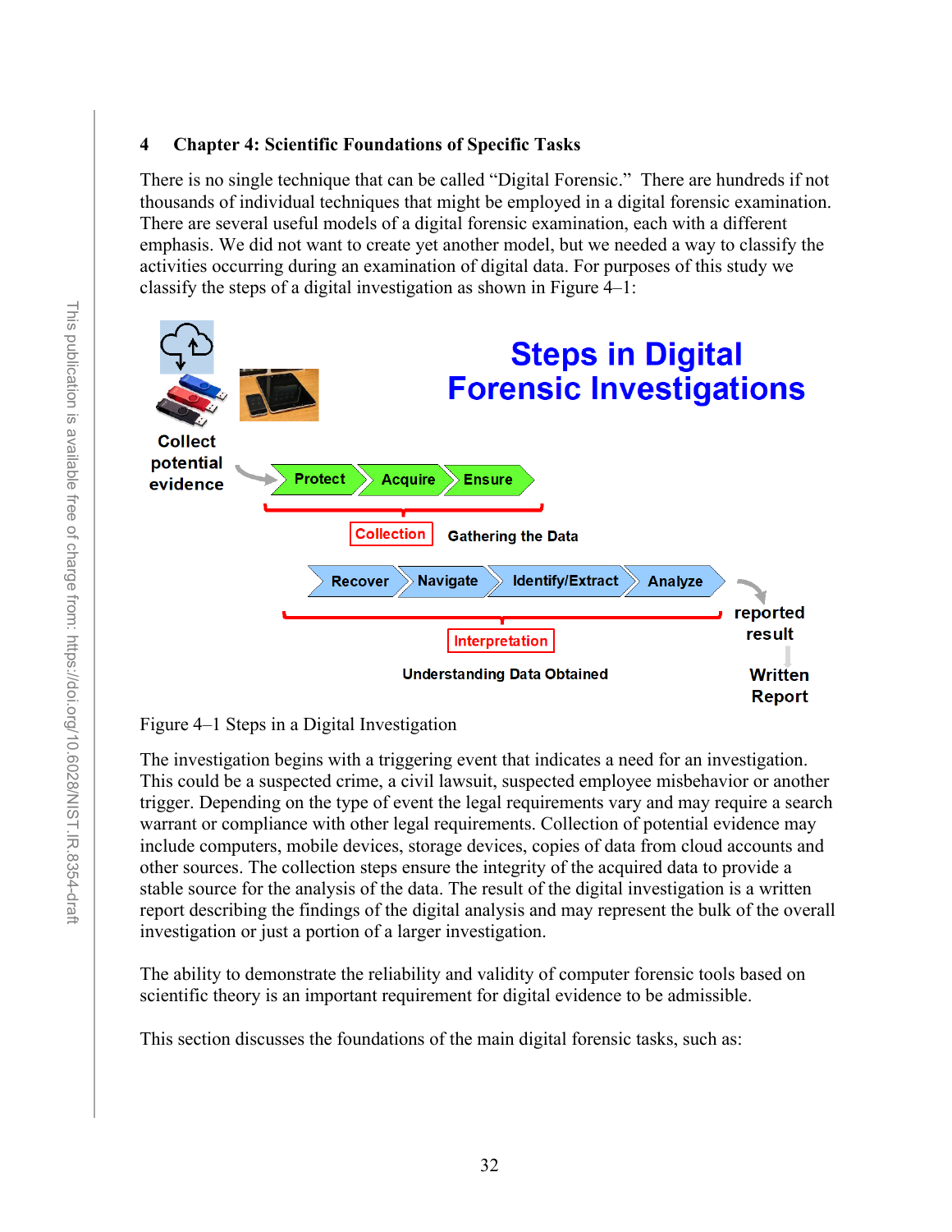# 4 Chapter 4: Scientific Foundations of Specific Tasks

There is no single technique that can be called "Digital Forensic." There are hundreds if not thousands of individual techniques that might be employed in a digital forensic examination. There are several useful models of a digital forensic examination, each with a different emphasis. We did not want to create yet another model, but we needed a way to classify the activities occurring during an examination of digital data. For purposes of this study we classify the steps of a digital investigation as shown in Figure 4–1:

Figure 4–1 Steps in a Digital Investigation

The investigation begins with a triggering event that indicates a need for an investigation. This could be a suspected crime, a civil lawsuit, suspected employee misbehavior or another trigger. Depending on the type of event the legal requirements vary and may require a search warrant or compliance with other legal requirements. Collection of potential evidence may include computers, mobile devices, storage devices, copies of data from cloud accounts and other sources. The collection steps ensure the integrity of the acquired data to provide a stable source for the analysis of the data. The result of the digital investigation is a written report describing the findings of the digital analysis and may represent the bulk of the overall investigation or just a portion of a larger investigation.

The ability to demonstrate the reliability and validity of computer forensic tools based on scientific theory is an important requirement for digital evidence to be admissible.

This section discusses the foundations of the main digital forensic tasks, such as: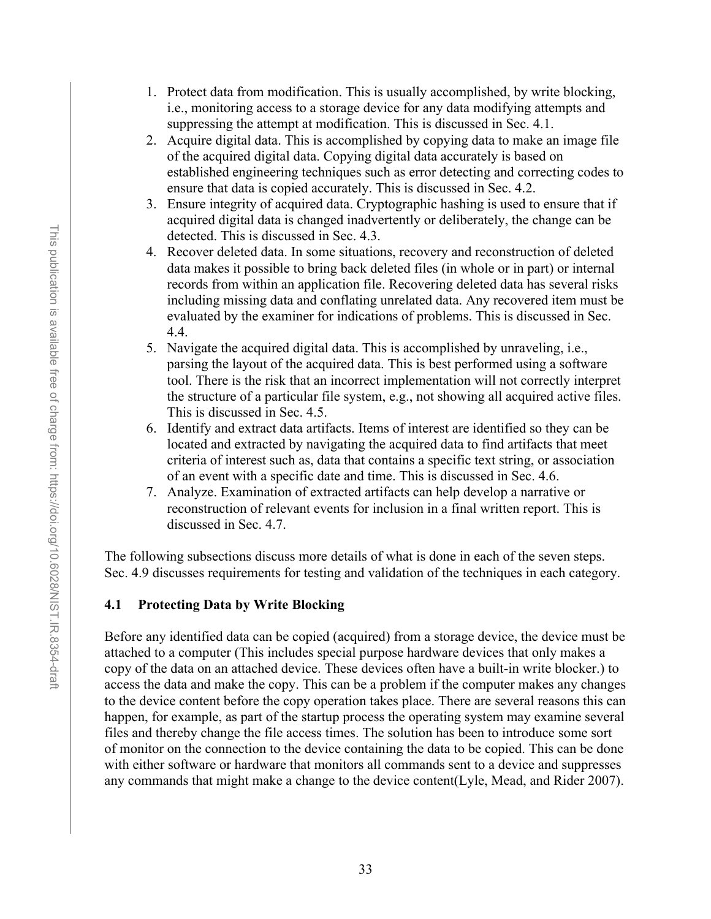1. Protect data from modification. This is usually accomplished, by write blocking, i.e., monitoring access to a storage device for any data modifying attempts and suppressing the attempt at modification. This is discussed in Sec. 4.1.
2. Acquire digital data. This is accomplished by copying data to make an image file of the acquired digital data. Copying digital data accurately is based on established engineering techniques such as error detecting and correcting codes to ensure that data is copied accurately. This is discussed in Sec. 4.2.
3. Ensure integrity of acquired data. Cryptographic hashing is used to ensure that if acquired digital data is changed inadvertently or deliberately, the change can be detected. This is discussed in Sec. 4.3.
4. Recover deleted data. In some situations, recovery and reconstruction of deleted data makes it possible to bring back deleted files (in whole or in part) or internal records from within an application file. Recovering deleted data has several risks including missing data and conflating unrelated data. Any recovered item must be evaluated by the examiner for indications of problems. This is discussed in Sec. 4.4.
5. Navigate the acquired digital data. This is accomplished by unraveling, i.e., parsing the layout of the acquired data. This is best performed using a software tool. There is the risk that an incorrect implementation will not correctly interpret the structure of a particular file system, e.g., not showing all acquired active files. This is discussed in Sec. 4.5.
6. Identify and extract data artifacts. Items of interest are identified so they can be located and extracted by navigating the acquired data to find artifacts that meet criteria of interest such as, data that contains a specific text string, or association of an event with a specific date and time. This is discussed in Sec. 4.6.
7. Analyze. Examination of extracted artifacts can help develop a narrative or reconstruction of relevant events for inclusion in a final written report. This is discussed in Sec. 4.7.

The following subsections discuss more details of what is done in each of the seven steps. Sec. 4.9 discusses requirements for testing and validation of the techniques in each category.

## 4.1 Protecting Data by Write Blocking

Before any identified data can be copied (acquired) from a storage device, the device must be attached to a computer (This includes special purpose hardware devices that only makes a copy of the data on an attached device. These devices often have a built-in write blocker.) to access the data and make the copy. This can be a problem if the computer makes any changes to the device content before the copy operation takes place. There are several reasons this can happen, for example, as part of the startup process the operating system may examine several files and thereby change the file access times. The solution has been to introduce some sort of monitor on the connection to the device containing the data to be copied. This can be done with either software or hardware that monitors all commands sent to a device and suppresses any commands that might make a change to the device content(Lyle, Mead, and Rider 2007).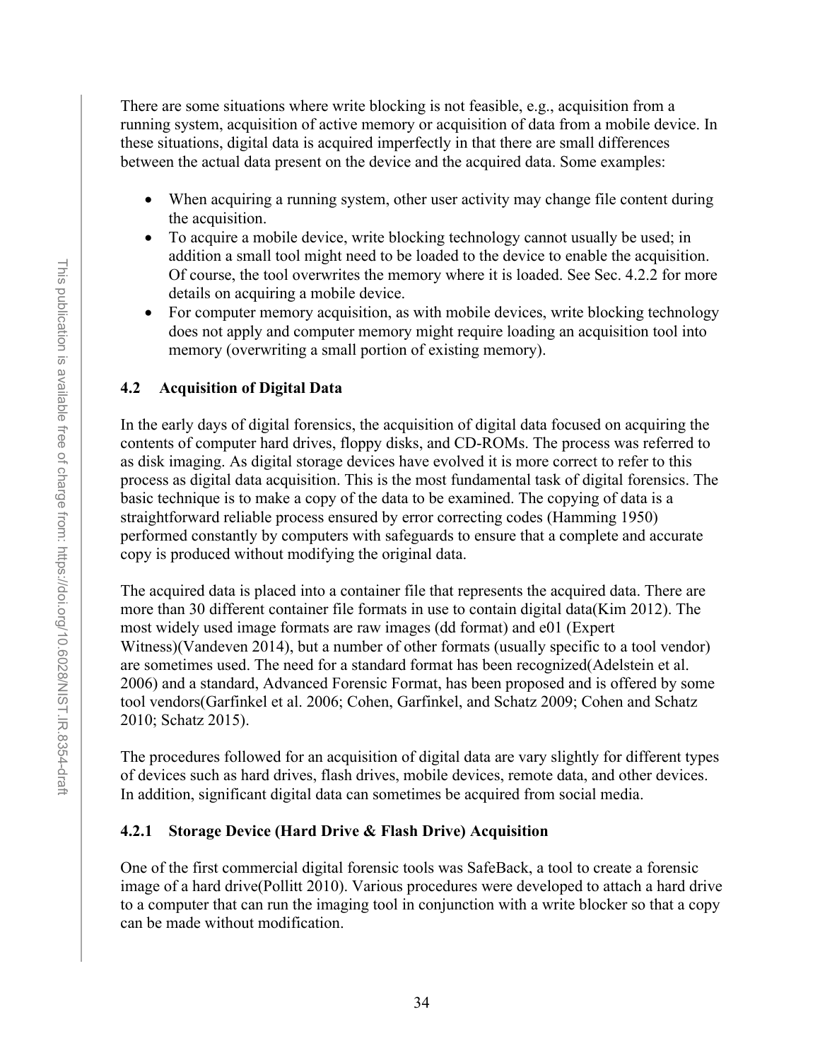There are some situations where write blocking is not feasible, e.g., acquisition from a running system, acquisition of active memory or acquisition of data from a mobile device. In these situations, digital data is acquired imperfectly in that there are small differences between the actual data present on the device and the acquired data. Some examples:

- When acquiring a running system, other user activity may change file content during the acquisition.
- To acquire a mobile device, write blocking technology cannot usually be used; in addition a small tool might need to be loaded to the device to enable the acquisition. Of course, the tool overwrites the memory where it is loaded. See Sec. 4.2.2 for more details on acquiring a mobile device.
- For computer memory acquisition, as with mobile devices, write blocking technology does not apply and computer memory might require loading an acquisition tool into memory (overwriting a small portion of existing memory).

## 4.2 Acquisition of Digital Data

In the early days of digital forensics, the acquisition of digital data focused on acquiring the contents of computer hard drives, floppy disks, and CD-ROMs. The process was referred to as disk imaging. As digital storage devices have evolved it is more correct to refer to this process as digital data acquisition. This is the most fundamental task of digital forensics. The basic technique is to make a copy of the data to be examined. The copying of data is a straightforward reliable process ensured by error correcting codes (Hamming 1950) performed constantly by computers with safeguards to ensure that a complete and accurate copy is produced without modifying the original data.

The acquired data is placed into a container file that represents the acquired data. There are more than 30 different container file formats in use to contain digital data(Kim 2012). The most widely used image formats are raw images (dd format) and e01 (Expert Witness)(Vandeven 2014), but a number of other formats (usually specific to a tool vendor) are sometimes used. The need for a standard format has been recognized(Adelstein et al. 2006) and a standard, Advanced Forensic Format, has been proposed and is offered by some tool vendors(Garfinkel et al. 2006; Cohen, Garfinkel, and Schatz 2009; Cohen and Schatz 2010; Schatz 2015).

The procedures followed for an acquisition of digital data are vary slightly for different types of devices such as hard drives, flash drives, mobile devices, remote data, and other devices. In addition, significant digital data can sometimes be acquired from social media.

### 4.2.1 Storage Device (Hard Drive & Flash Drive) Acquisition

One of the first commercial digital forensic tools was SafeBack, a tool to create a forensic image of a hard drive(Pollitt 2010). Various procedures were developed to attach a hard drive to a computer that can run the imaging tool in conjunction with a write blocker so that a copy can be made without modification.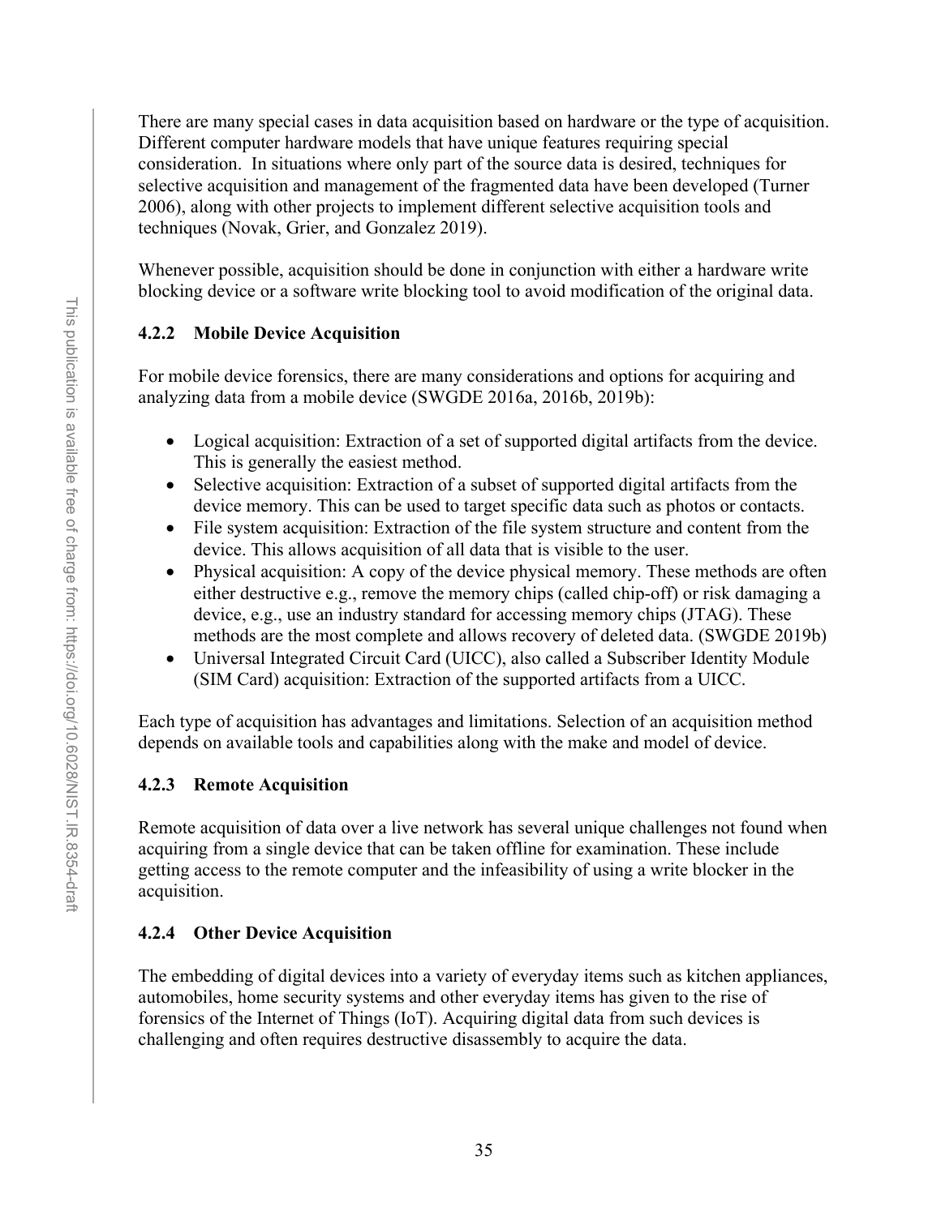There are many special cases in data acquisition based on hardware or the type of acquisition. Different computer hardware models that have unique features requiring special consideration. In situations where only part of the source data is desired, techniques for selective acquisition and management of the fragmented data have been developed (Turner 2006), along with other projects to implement different selective acquisition tools and techniques (Novak, Grier, and Gonzalez 2019).

Whenever possible, acquisition should be done in conjunction with either a hardware write blocking device or a software write blocking tool to avoid modification of the original data.

### 4.2.2 Mobile Device Acquisition

For mobile device forensics, there are many considerations and options for acquiring and analyzing data from a mobile device (SWGDE 2016a, 2016b, 2019b):

- Logical acquisition: Extraction of a set of supported digital artifacts from the device. This is generally the easiest method.
- Selective acquisition: Extraction of a subset of supported digital artifacts from the device memory. This can be used to target specific data such as photos or contacts.
- File system acquisition: Extraction of the file system structure and content from the device. This allows acquisition of all data that is visible to the user.
- Physical acquisition: A copy of the device physical memory. These methods are often either destructive e.g., remove the memory chips (called chip-off) or risk damaging a device, e.g., use an industry standard for accessing memory chips (JTAG). These methods are the most complete and allows recovery of deleted data. (SWGDE 2019b)
- Universal Integrated Circuit Card (UICC), also called a Subscriber Identity Module (SIM Card) acquisition: Extraction of the supported artifacts from a UICC.

Each type of acquisition has advantages and limitations. Selection of an acquisition method depends on available tools and capabilities along with the make and model of device.

### 4.2.3 Remote Acquisition

Remote acquisition of data over a live network has several unique challenges not found when acquiring from a single device that can be taken offline for examination. These include getting access to the remote computer and the infeasibility of using a write blocker in the acquisition.

### 4.2.4 Other Device Acquisition

The embedding of digital devices into a variety of everyday items such as kitchen appliances, automobiles, home security systems and other everyday items has given to the rise of forensics of the Internet of Things (IoT). Acquiring digital data from such devices is challenging and often requires destructive disassembly to acquire the data.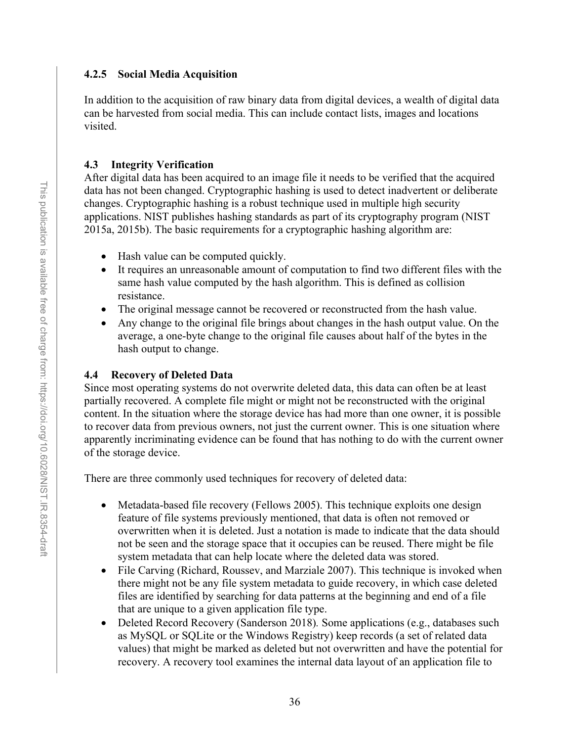### 4.2.5 Social Media Acquisition

In addition to the acquisition of raw binary data from digital devices, a wealth of digital data can be harvested from social media. This can include contact lists, images and locations visited.

## 4.3 Integrity Verification

After digital data has been acquired to an image file it needs to be verified that the acquired data has not been changed. Cryptographic hashing is used to detect inadvertent or deliberate changes. Cryptographic hashing is a robust technique used in multiple high security applications. NIST publishes hashing standards as part of its cryptography program (NIST 2015a, 2015b). The basic requirements for a cryptographic hashing algorithm are:

- Hash value can be computed quickly.
- It requires an unreasonable amount of computation to find two different files with the same hash value computed by the hash algorithm. This is defined as collision resistance.
- The original message cannot be recovered or reconstructed from the hash value.
- Any change to the original file brings about changes in the hash output value. On the average, a one-byte change to the original file causes about half of the bytes in the hash output to change.

## 4.4 Recovery of Deleted Data

Since most operating systems do not overwrite deleted data, this data can often be at least partially recovered. A complete file might or might not be reconstructed with the original content. In the situation where the storage device has had more than one owner, it is possible to recover data from previous owners, not just the current owner. This is one situation where apparently incriminating evidence can be found that has nothing to do with the current owner of the storage device.

There are three commonly used techniques for recovery of deleted data:

- Metadata-based file recovery (Fellows 2005). This technique exploits one design feature of file systems previously mentioned, that data is often not removed or overwritten when it is deleted. Just a notation is made to indicate that the data should not be seen and the storage space that it occupies can be reused. There might be file system metadata that can help locate where the deleted data was stored.
- File Carving (Richard, Roussev, and Marziale 2007). This technique is invoked when there might not be any file system metadata to guide recovery, in which case deleted files are identified by searching for data patterns at the beginning and end of a file that are unique to a given application file type.
- Deleted Record Recovery (Sanderson 2018). Some applications (e.g., databases such as MySQL or SQLite or the Windows Registry) keep records (a set of related data values) that might be marked as deleted but not overwritten and have the potential for recovery. A recovery tool examines the internal data layout of an application file to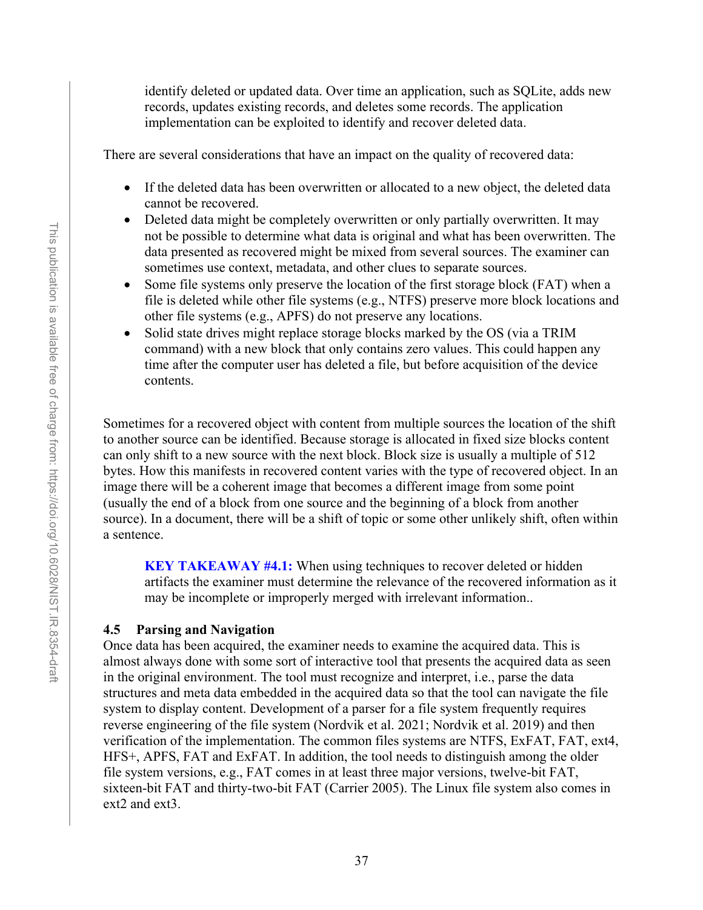identify deleted or updated data. Over time an application, such as SQLite, adds new records, updates existing records, and deletes some records. The application implementation can be exploited to identify and recover deleted data.

There are several considerations that have an impact on the quality of recovered data:

- If the deleted data has been overwritten or allocated to a new object, the deleted data cannot be recovered.
- Deleted data might be completely overwritten or only partially overwritten. It may not be possible to determine what data is original and what has been overwritten. The data presented as recovered might be mixed from several sources. The examiner can sometimes use context, metadata, and other clues to separate sources.
- Some file systems only preserve the location of the first storage block (FAT) when a file is deleted while other file systems (e.g., NTFS) preserve more block locations and other file systems (e.g., APFS) do not preserve any locations.
- Solid state drives might replace storage blocks marked by the OS (via a TRIM command) with a new block that only contains zero values. This could happen any time after the computer user has deleted a file, but before acquisition of the device contents.

Sometimes for a recovered object with content from multiple sources the location of the shift to another source can be identified. Because storage is allocated in fixed size blocks content can only shift to a new source with the next block. Block size is usually a multiple of 512 bytes. How this manifests in recovered content varies with the type of recovered object. In an image there will be a coherent image that becomes a different image from some point (usually the end of a block from one source and the beginning of a block from another source). In a document, there will be a shift of topic or some other unlikely shift, often within a sentence.

> **KEY TAKEAWAY #4.1:** When using techniques to recover deleted or hidden artifacts the examiner must determine the relevance of the recovered information as it may be incomplete or improperly merged with irrelevant information..

### 4.5 Parsing and Navigation

Once data has been acquired, the examiner needs to examine the acquired data. This is almost always done with some sort of interactive tool that presents the acquired data as seen in the original environment. The tool must recognize and interpret, i.e., parse the data structures and meta data embedded in the acquired data so that the tool can navigate the file system to display content. Development of a parser for a file system frequently requires reverse engineering of the file system (Nordvik et al. 2021; Nordvik et al. 2019) and then verification of the implementation. The common files systems are NTFS, ExFAT, FAT, ext4, HFS+, APFS, FAT and ExFAT. In addition, the tool needs to distinguish among the older file system versions, e.g., FAT comes in at least three major versions, twelve-bit FAT, sixteen-bit FAT and thirty-two-bit FAT (Carrier 2005). The Linux file system also comes in ext2 and ext3.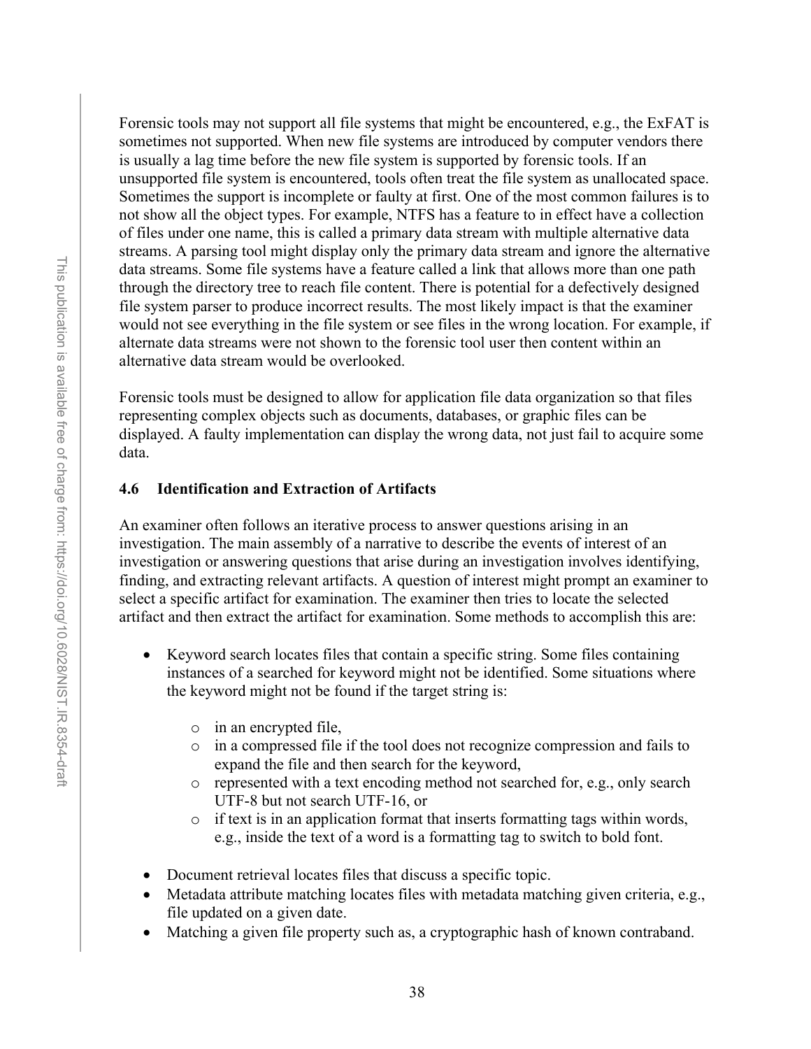Forensic tools may not support all file systems that might be encountered, e.g., the ExFAT is sometimes not supported. When new file systems are introduced by computer vendors there is usually a lag time before the new file system is supported by forensic tools. If an unsupported file system is encountered, tools often treat the file system as unallocated space. Sometimes the support is incomplete or faulty at first. One of the most common failures is to not show all the object types. For example, NTFS has a feature to in effect have a collection of files under one name, this is called a primary data stream with multiple alternative data streams. A parsing tool might display only the primary data stream and ignore the alternative data streams. Some file systems have a feature called a link that allows more than one path through the directory tree to reach file content. There is potential for a defectively designed file system parser to produce incorrect results. The most likely impact is that the examiner would not see everything in the file system or see files in the wrong location. For example, if alternate data streams were not shown to the forensic tool user then content within an alternative data stream would be overlooked.

Forensic tools must be designed to allow for application file data organization so that files representing complex objects such as documents, databases, or graphic files can be displayed. A faulty implementation can display the wrong data, not just fail to acquire some data.

### 4.6 Identification and Extraction of Artifacts

An examiner often follows an iterative process to answer questions arising in an investigation. The main assembly of a narrative to describe the events of interest of an investigation or answering questions that arise during an investigation involves identifying, finding, and extracting relevant artifacts. A question of interest might prompt an examiner to select a specific artifact for examination. The examiner then tries to locate the selected artifact and then extract the artifact for examination. Some methods to accomplish this are:

- Keyword search locates files that contain a specific string. Some files containing instances of a searched for keyword might not be identified. Some situations where the keyword might not be found if the target string is:
    - in an encrypted file,
    - in a compressed file if the tool does not recognize compression and fails to expand the file and then search for the keyword,
    - represented with a text encoding method not searched for, e.g., only search UTF-8 but not search UTF-16, or
    - if text is in an application format that inserts formatting tags within words, e.g., inside the text of a word is a formatting tag to switch to bold font.
- Document retrieval locates files that discuss a specific topic.
- Metadata attribute matching locates files with metadata matching given criteria, e.g., file updated on a given date.
- Matching a given file property such as, a cryptographic hash of known contraband.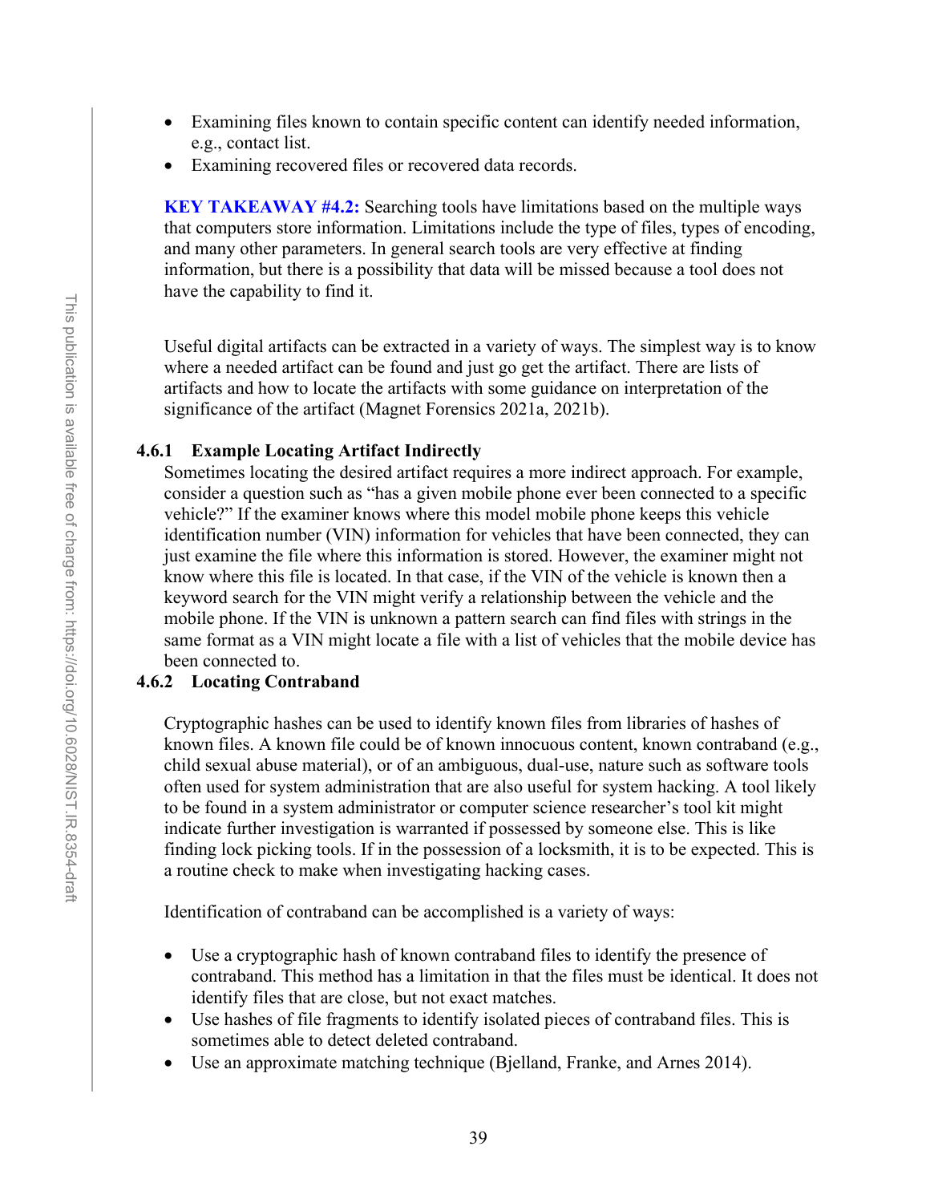- Examining files known to contain specific content can identify needed information, e.g., contact list.
- Examining recovered files or recovered data records.

**KEY TAKEAWAY #4.2:** Searching tools have limitations based on the multiple ways that computers store information. Limitations include the type of files, types of encoding, and many other parameters. In general search tools are very effective at finding information, but there is a possibility that data will be missed because a tool does not have the capability to find it.

Useful digital artifacts can be extracted in a variety of ways. The simplest way is to know where a needed artifact can be found and just go get the artifact. There are lists of artifacts and how to locate the artifacts with some guidance on interpretation of the significance of the artifact (Magnet Forensics 2021a, 2021b).

### 4.6.1 Example Locating Artifact Indirectly

Sometimes locating the desired artifact requires a more indirect approach. For example, consider a question such as "has a given mobile phone ever been connected to a specific vehicle?" If the examiner knows where this model mobile phone keeps this vehicle identification number (VIN) information for vehicles that have been connected, they can just examine the file where this information is stored. However, the examiner might not know where this file is located. In that case, if the VIN of the vehicle is known then a keyword search for the VIN might verify a relationship between the vehicle and the mobile phone. If the VIN is unknown a pattern search can find files with strings in the same format as a VIN might locate a file with a list of vehicles that the mobile device has been connected to.

### 4.6.2 Locating Contraband

Cryptographic hashes can be used to identify known files from libraries of hashes of known files. A known file could be of known innocuous content, known contraband (e.g., child sexual abuse material), or of an ambiguous, dual-use, nature such as software tools often used for system administration that are also useful for system hacking. A tool likely to be found in a system administrator or computer science researcher's tool kit might indicate further investigation is warranted if possessed by someone else. This is like finding lock picking tools. If in the possession of a locksmith, it is to be expected. This is a routine check to make when investigating hacking cases.

Identification of contraband can be accomplished is a variety of ways:

- Use a cryptographic hash of known contraband files to identify the presence of contraband. This method has a limitation in that the files must be identical. It does not identify files that are close, but not exact matches.
- Use hashes of file fragments to identify isolated pieces of contraband files. This is sometimes able to detect deleted contraband.
- Use an approximate matching technique (Bjelland, Franke, and Arnes 2014).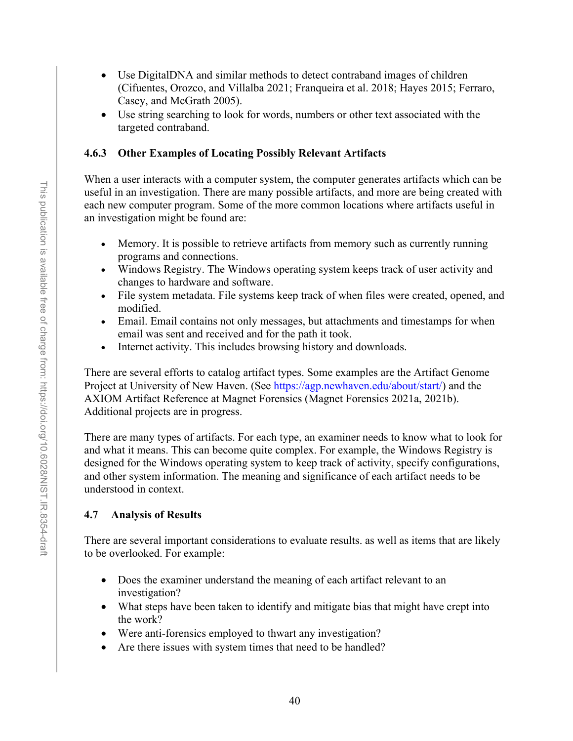- Use DigitalDNA and similar methods to detect contraband images of children (Cifuentes, Orozco, and Villalba 2021; Franqueira et al. 2018; Hayes 2015; Ferraro, Casey, and McGrath 2005).
- Use string searching to look for words, numbers or other text associated with the targeted contraband.

### 4.6.3 Other Examples of Locating Possibly Relevant Artifacts

When a user interacts with a computer system, the computer generates artifacts which can be useful in an investigation. There are many possible artifacts, and more are being created with each new computer program. Some of the more common locations where artifacts useful in an investigation might be found are:

- Memory. It is possible to retrieve artifacts from memory such as currently running programs and connections.
- Windows Registry. The Windows operating system keeps track of user activity and changes to hardware and software.
- File system metadata. File systems keep track of when files were created, opened, and modified.
- Email. Email contains not only messages, but attachments and timestamps for when email was sent and received and for the path it took.
- Internet activity. This includes browsing history and downloads.

There are several efforts to catalog artifact types. Some examples are the Artifact Genome Project at University of New Haven. (See https://agp.newhaven.edu/about/start/) and the AXIOM Artifact Reference at Magnet Forensics (Magnet Forensics 2021a, 2021b). Additional projects are in progress.

There are many types of artifacts. For each type, an examiner needs to know what to look for and what it means. This can become quite complex. For example, the Windows Registry is designed for the Windows operating system to keep track of activity, specify configurations, and other system information. The meaning and significance of each artifact needs to be understood in context.

## 4.7 Analysis of Results

There are several important considerations to evaluate results. as well as items that are likely to be overlooked. For example:

- Does the examiner understand the meaning of each artifact relevant to an investigation?
- What steps have been taken to identify and mitigate bias that might have crept into the work?
- Were anti-forensics employed to thwart any investigation?
- Are there issues with system times that need to be handled?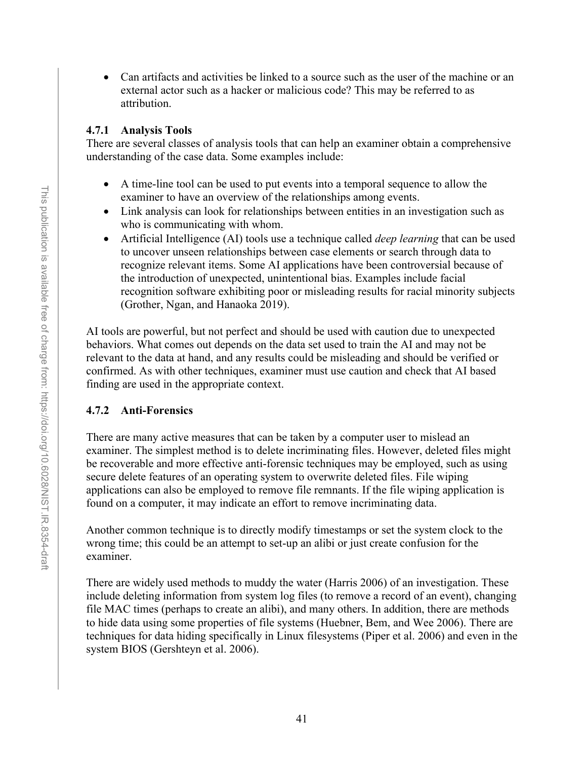- Can artifacts and activities be linked to a source such as the user of the machine or an external actor such as a hacker or malicious code? This may be referred to as attribution.

### 4.7.1 Analysis Tools

There are several classes of analysis tools that can help an examiner obtain a comprehensive understanding of the case data. Some examples include:

- A time-line tool can be used to put events into a temporal sequence to allow the examiner to have an overview of the relationships among events.
- Link analysis can look for relationships between entities in an investigation such as who is communicating with whom.
- Artificial Intelligence (AI) tools use a technique called *deep learning* that can be used to uncover unseen relationships between case elements or search through data to recognize relevant items. Some AI applications have been controversial because of the introduction of unexpected, unintentional bias. Examples include facial recognition software exhibiting poor or misleading results for racial minority subjects (Grother, Ngan, and Hanaoka 2019).

AI tools are powerful, but not perfect and should be used with caution due to unexpected behaviors. What comes out depends on the data set used to train the AI and may not be relevant to the data at hand, and any results could be misleading and should be verified or confirmed. As with other techniques, examiner must use caution and check that AI based finding are used in the appropriate context.

### 4.7.2 Anti-Forensics

There are many active measures that can be taken by a computer user to mislead an examiner. The simplest method is to delete incriminating files. However, deleted files might be recoverable and more effective anti-forensic techniques may be employed, such as using secure delete features of an operating system to overwrite deleted files. File wiping applications can also be employed to remove file remnants. If the file wiping application is found on a computer, it may indicate an effort to remove incriminating data.

Another common technique is to directly modify timestamps or set the system clock to the wrong time; this could be an attempt to set-up an alibi or just create confusion for the examiner.

There are widely used methods to muddy the water (Harris 2006) of an investigation. These include deleting information from system log files (to remove a record of an event), changing file MAC times (perhaps to create an alibi), and many others. In addition, there are methods to hide data using some properties of file systems (Huebner, Bem, and Wee 2006). There are techniques for data hiding specifically in Linux filesystems (Piper et al. 2006) and even in the system BIOS (Gershteyn et al. 2006).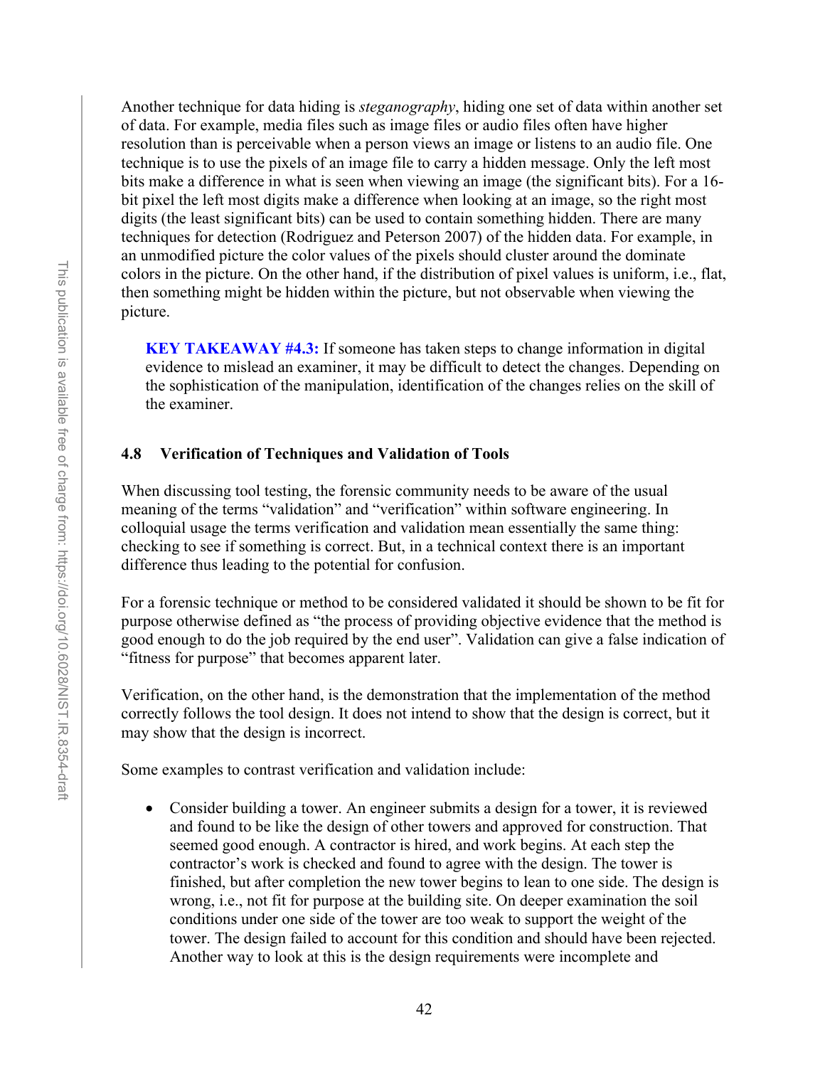Another technique for data hiding is *steganography*, hiding one set of data within another set of data. For example, media files such as image files or audio files often have higher resolution than is perceivable when a person views an image or listens to an audio file. One technique is to use the pixels of an image file to carry a hidden message. Only the left most bits make a difference in what is seen when viewing an image (the significant bits). For a 16-bit pixel the left most digits make a difference when looking at an image, so the right most digits (the least significant bits) can be used to contain something hidden. There are many techniques for detection (Rodriguez and Peterson 2007) of the hidden data. For example, in an unmodified picture the color values of the pixels should cluster around the dominate colors in the picture. On the other hand, if the distribution of pixel values is uniform, i.e., flat, then something might be hidden within the picture, but not observable when viewing the picture.

> **KEY TAKEAWAY #4.3:** If someone has taken steps to change information in digital evidence to mislead an examiner, it may be difficult to detect the changes. Depending on the sophistication of the manipulation, identification of the changes relies on the skill of the examiner.

### 4.8 Verification of Techniques and Validation of Tools

When discussing tool testing, the forensic community needs to be aware of the usual meaning of the terms "validation" and "verification" within software engineering. In colloquial usage the terms verification and validation mean essentially the same thing: checking to see if something is correct. But, in a technical context there is an important difference thus leading to the potential for confusion.

For a forensic technique or method to be considered validated it should be shown to be fit for purpose otherwise defined as "the process of providing objective evidence that the method is good enough to do the job required by the end user". Validation can give a false indication of "fitness for purpose" that becomes apparent later.

Verification, on the other hand, is the demonstration that the implementation of the method correctly follows the tool design. It does not intend to show that the design is correct, but it may show that the design is incorrect.

Some examples to contrast verification and validation include:

- Consider building a tower. An engineer submits a design for a tower, it is reviewed and found to be like the design of other towers and approved for construction. That seemed good enough. A contractor is hired, and work begins. At each step the contractor's work is checked and found to agree with the design. The tower is finished, but after completion the new tower begins to lean to one side. The design is wrong, i.e., not fit for purpose at the building site. On deeper examination the soil conditions under one side of the tower are too weak to support the weight of the tower. The design failed to account for this condition and should have been rejected. Another way to look at this is the design requirements were incomplete and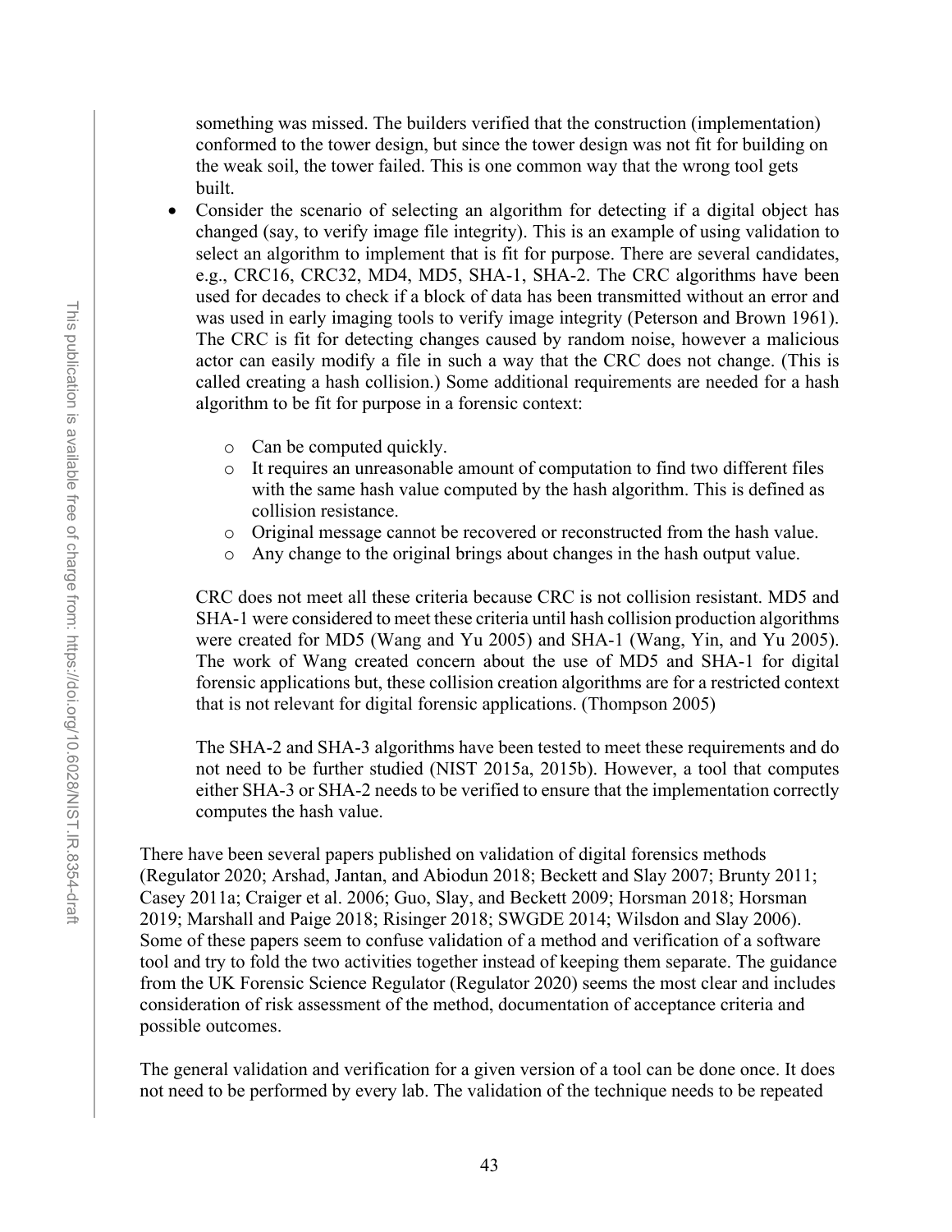something was missed. The builders verified that the construction (implementation) conformed to the tower design, but since the tower design was not fit for building on the weak soil, the tower failed. This is one common way that the wrong tool gets built.

- Consider the scenario of selecting an algorithm for detecting if a digital object has changed (say, to verify image file integrity). This is an example of using validation to select an algorithm to implement that is fit for purpose. There are several candidates, e.g., CRC16, CRC32, MD4, MD5, SHA-1, SHA-2. The CRC algorithms have been used for decades to check if a block of data has been transmitted without an error and was used in early imaging tools to verify image integrity (Peterson and Brown 1961). The CRC is fit for detecting changes caused by random noise, however a malicious actor can easily modify a file in such a way that the CRC does not change. (This is called creating a hash collision.) Some additional requirements are needed for a hash algorithm to be fit for purpose in a forensic context:
    - Can be computed quickly.
    - It requires an unreasonable amount of computation to find two different files with the same hash value computed by the hash algorithm. This is defined as collision resistance.
    - Original message cannot be recovered or reconstructed from the hash value.
    - Any change to the original brings about changes in the hash output value.

  CRC does not meet all these criteria because CRC is not collision resistant. MD5 and SHA-1 were considered to meet these criteria until hash collision production algorithms were created for MD5 (Wang and Yu 2005) and SHA-1 (Wang, Yin, and Yu 2005). The work of Wang created concern about the use of MD5 and SHA-1 for digital forensic applications but, these collision creation algorithms are for a restricted context that is not relevant for digital forensic applications. (Thompson 2005)

  The SHA-2 and SHA-3 algorithms have been tested to meet these requirements and do not need to be further studied (NIST 2015a, 2015b). However, a tool that computes either SHA-3 or SHA-2 needs to be verified to ensure that the implementation correctly computes the hash value.

There have been several papers published on validation of digital forensics methods (Regulator 2020; Arshad, Jantan, and Abiodun 2018; Beckett and Slay 2007; Brunty 2011; Casey 2011a; Craiger et al. 2006; Guo, Slay, and Beckett 2009; Horsman 2018; Horsman 2019; Marshall and Paige 2018; Risinger 2018; SWGDE 2014; Wilsdon and Slay 2006). Some of these papers seem to confuse validation of a method and verification of a software tool and try to fold the two activities together instead of keeping them separate. The guidance from the UK Forensic Science Regulator (Regulator 2020) seems the most clear and includes consideration of risk assessment of the method, documentation of acceptance criteria and possible outcomes.

The general validation and verification for a given version of a tool can be done once. It does not need to be performed by every lab. The validation of the technique needs to be repeated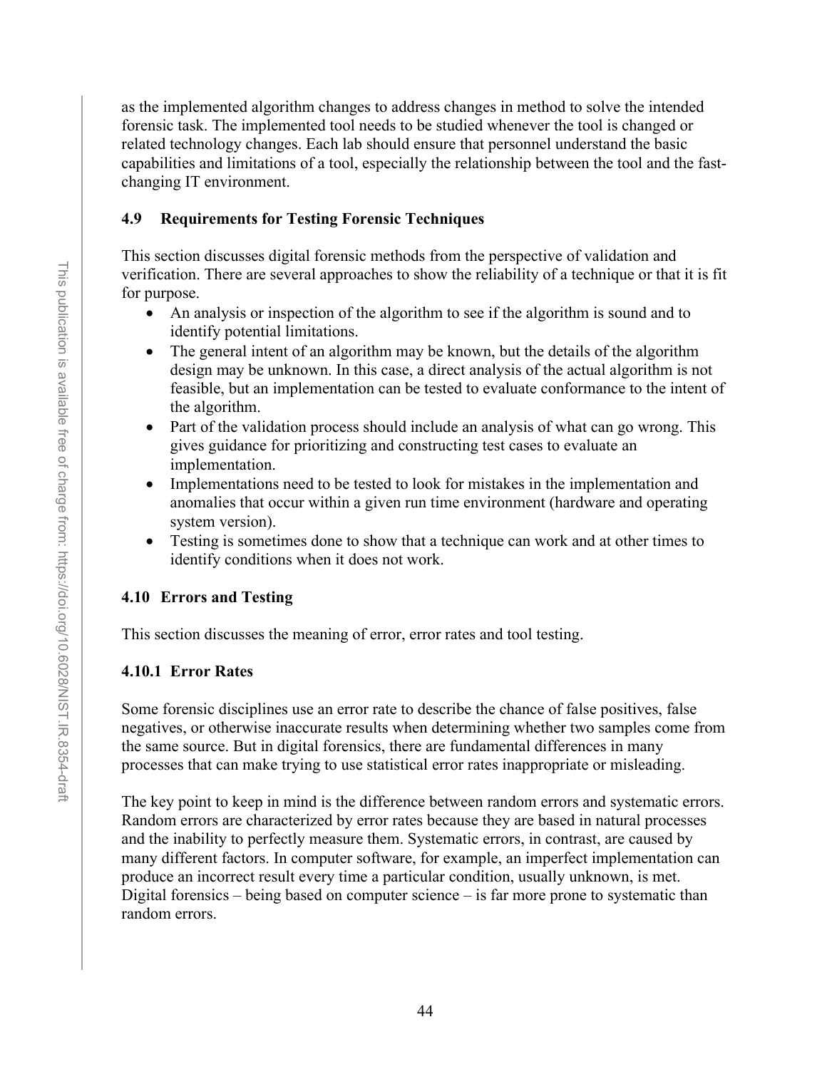as the implemented algorithm changes to address changes in method to solve the intended forensic task. The implemented tool needs to be studied whenever the tool is changed or related technology changes. Each lab should ensure that personnel understand the basic capabilities and limitations of a tool, especially the relationship between the tool and the fast-changing IT environment.

### 4.9 Requirements for Testing Forensic Techniques

This section discusses digital forensic methods from the perspective of validation and verification. There are several approaches to show the reliability of a technique or that it is fit for purpose.

- An analysis or inspection of the algorithm to see if the algorithm is sound and to identify potential limitations.
- The general intent of an algorithm may be known, but the details of the algorithm design may be unknown. In this case, a direct analysis of the actual algorithm is not feasible, but an implementation can be tested to evaluate conformance to the intent of the algorithm.
- Part of the validation process should include an analysis of what can go wrong. This gives guidance for prioritizing and constructing test cases to evaluate an implementation.
- Implementations need to be tested to look for mistakes in the implementation and anomalies that occur within a given run time environment (hardware and operating system version).
- Testing is sometimes done to show that a technique can work and at other times to identify conditions when it does not work.

### 4.10 Errors and Testing

This section discusses the meaning of error, error rates and tool testing.

#### 4.10.1 Error Rates

Some forensic disciplines use an error rate to describe the chance of false positives, false negatives, or otherwise inaccurate results when determining whether two samples come from the same source. But in digital forensics, there are fundamental differences in many processes that can make trying to use statistical error rates inappropriate or misleading.

The key point to keep in mind is the difference between random errors and systematic errors. Random errors are characterized by error rates because they are based in natural processes and the inability to perfectly measure them. Systematic errors, in contrast, are caused by many different factors. In computer software, for example, an imperfect implementation can produce an incorrect result every time a particular condition, usually unknown, is met. Digital forensics – being based on computer science – is far more prone to systematic than random errors.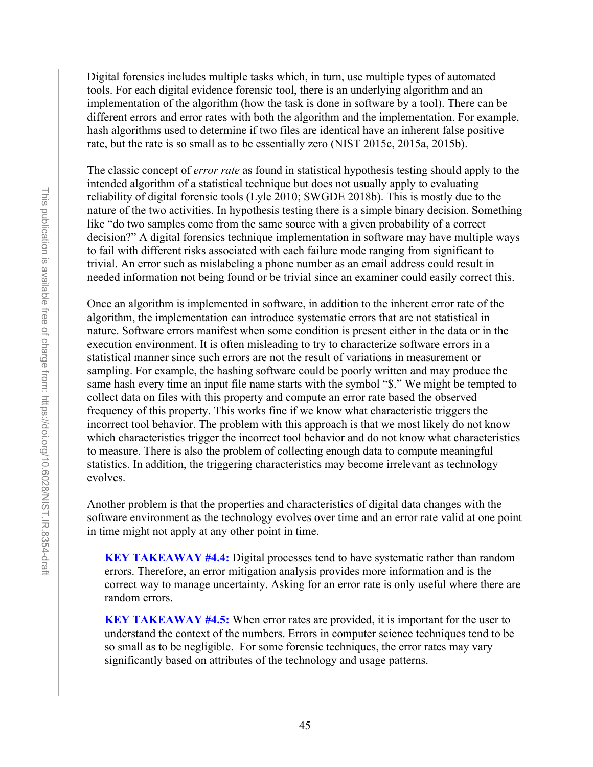Digital forensics includes multiple tasks which, in turn, use multiple types of automated tools. For each digital evidence forensic tool, there is an underlying algorithm and an implementation of the algorithm (how the task is done in software by a tool). There can be different errors and error rates with both the algorithm and the implementation. For example, hash algorithms used to determine if two files are identical have an inherent false positive rate, but the rate is so small as to be essentially zero (NIST 2015c, 2015a, 2015b).

The classic concept of *error rate* as found in statistical hypothesis testing should apply to the intended algorithm of a statistical technique but does not usually apply to evaluating reliability of digital forensic tools (Lyle 2010; SWGDE 2018b). This is mostly due to the nature of the two activities. In hypothesis testing there is a simple binary decision. Something like "do two samples come from the same source with a given probability of a correct decision?" A digital forensics technique implementation in software may have multiple ways to fail with different risks associated with each failure mode ranging from significant to trivial. An error such as mislabeling a phone number as an email address could result in needed information not being found or be trivial since an examiner could easily correct this.

Once an algorithm is implemented in software, in addition to the inherent error rate of the algorithm, the implementation can introduce systematic errors that are not statistical in nature. Software errors manifest when some condition is present either in the data or in the execution environment. It is often misleading to try to characterize software errors in a statistical manner since such errors are not the result of variations in measurement or sampling. For example, the hashing software could be poorly written and may produce the same hash every time an input file name starts with the symbol "$." We might be tempted to collect data on files with this property and compute an error rate based the observed frequency of this property. This works fine if we know what characteristic triggers the incorrect tool behavior. The problem with this approach is that we most likely do not know which characteristics trigger the incorrect tool behavior and do not know what characteristics to measure. There is also the problem of collecting enough data to compute meaningful statistics. In addition, the triggering characteristics may become irrelevant as technology evolves.

Another problem is that the properties and characteristics of digital data changes with the software environment as the technology evolves over time and an error rate valid at one point in time might not apply at any other point in time.

> **KEY TAKEAWAY #4.4:** Digital processes tend to have systematic rather than random errors. Therefore, an error mitigation analysis provides more information and is the correct way to manage uncertainty. Asking for an error rate is only useful where there are random errors.

> **KEY TAKEAWAY #4.5:** When error rates are provided, it is important for the user to understand the context of the numbers. Errors in computer science techniques tend to be so small as to be negligible. For some forensic techniques, the error rates may vary significantly based on attributes of the technology and usage patterns.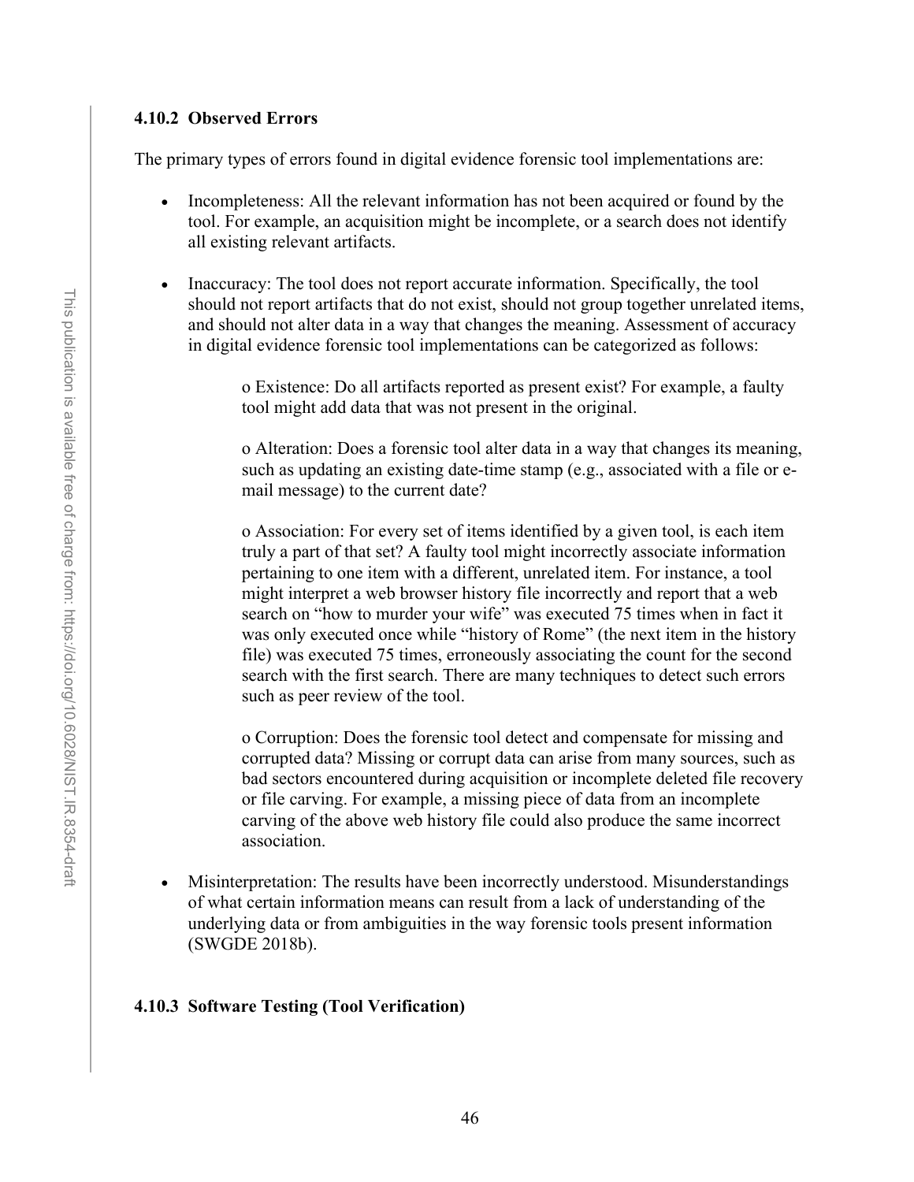### 4.10.2 Observed Errors

The primary types of errors found in digital evidence forensic tool implementations are:

- Incompleteness: All the relevant information has not been acquired or found by the tool. For example, an acquisition might be incomplete, or a search does not identify all existing relevant artifacts.

- Inaccuracy: The tool does not report accurate information. Specifically, the tool should not report artifacts that do not exist, should not group together unrelated items, and should not alter data in a way that changes the meaning. Assessment of accuracy in digital evidence forensic tool implementations can be categorized as follows:

    o Existence: Do all artifacts reported as present exist? For example, a faulty tool might add data that was not present in the original.

    o Alteration: Does a forensic tool alter data in a way that changes its meaning, such as updating an existing date-time stamp (e.g., associated with a file or e-mail message) to the current date?

    o Association: For every set of items identified by a given tool, is each item truly a part of that set? A faulty tool might incorrectly associate information pertaining to one item with a different, unrelated item. For instance, a tool might interpret a web browser history file incorrectly and report that a web search on "how to murder your wife" was executed 75 times when in fact it was only executed once while "history of Rome" (the next item in the history file) was executed 75 times, erroneously associating the count for the second search with the first search. There are many techniques to detect such errors such as peer review of the tool.

    o Corruption: Does the forensic tool detect and compensate for missing and corrupted data? Missing or corrupt data can arise from many sources, such as bad sectors encountered during acquisition or incomplete deleted file recovery or file carving. For example, a missing piece of data from an incomplete carving of the above web history file could also produce the same incorrect association.

- Misinterpretation: The results have been incorrectly understood. Misunderstandings of what certain information means can result from a lack of understanding of the underlying data or from ambiguities in the way forensic tools present information (SWGDE 2018b).

### 4.10.3 Software Testing (Tool Verification)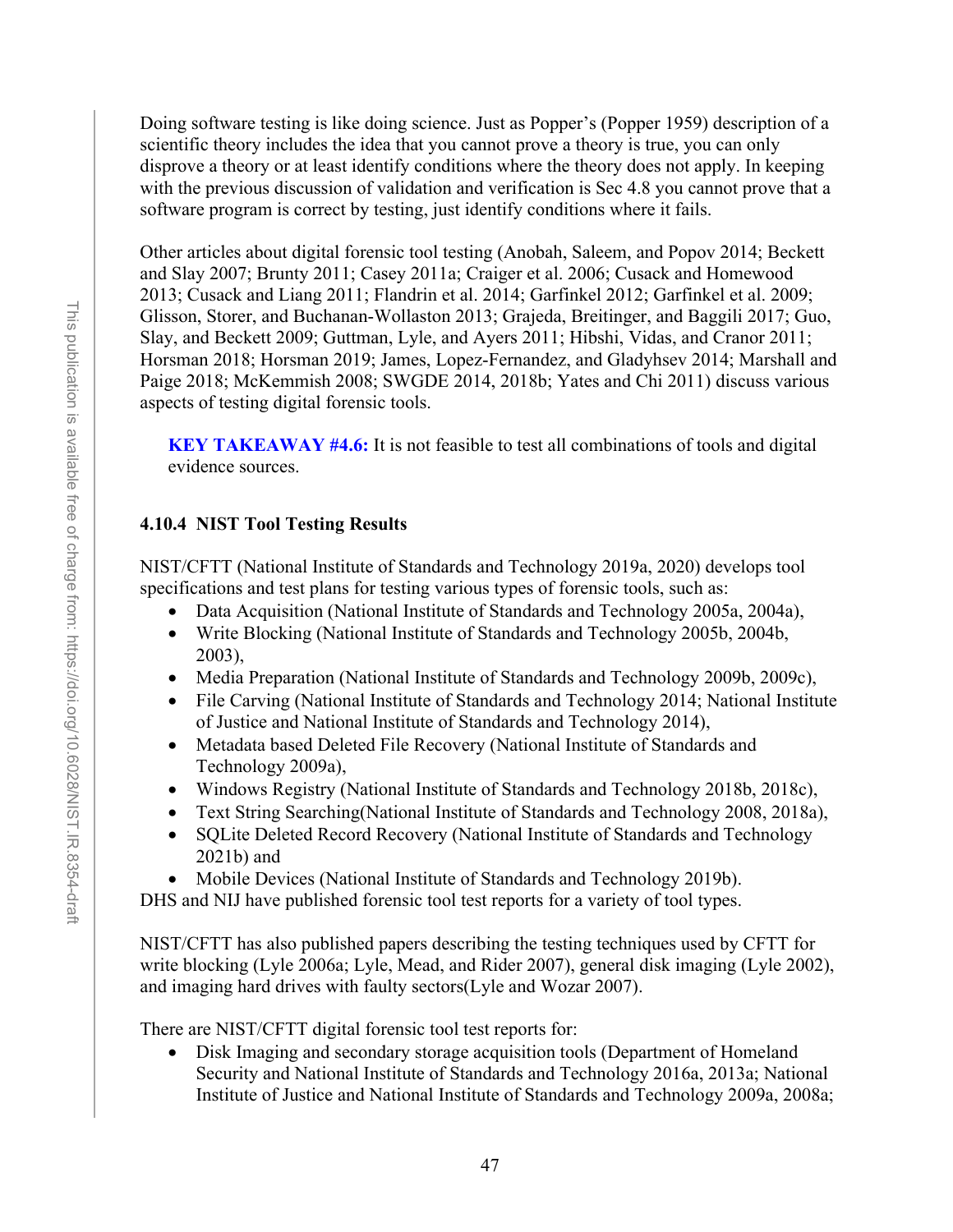Doing software testing is like doing science. Just as Popper's (Popper 1959) description of a scientific theory includes the idea that you cannot prove a theory is true, you can only disprove a theory or at least identify conditions where the theory does not apply. In keeping with the previous discussion of validation and verification is Sec 4.8 you cannot prove that a software program is correct by testing, just identify conditions where it fails.

Other articles about digital forensic tool testing (Anobah, Saleem, and Popov 2014; Beckett and Slay 2007; Brunty 2011; Casey 2011a; Craiger et al. 2006; Cusack and Homewood 2013; Cusack and Liang 2011; Flandrin et al. 2014; Garfinkel 2012; Garfinkel et al. 2009; Glisson, Storer, and Buchanan-Wollaston 2013; Grajeda, Breitinger, and Baggili 2017; Guo, Slay, and Beckett 2009; Guttman, Lyle, and Ayers 2011; Hibshi, Vidas, and Cranor 2011; Horsman 2018; Horsman 2019; James, Lopez-Fernandez, and Gladyhsev 2014; Marshall and Paige 2018; McKemmish 2008; SWGDE 2014, 2018b; Yates and Chi 2011) discuss various aspects of testing digital forensic tools.

> **KEY TAKEAWAY #4.6:** It is not feasible to test all combinations of tools and digital evidence sources.

### 4.10.4 NIST Tool Testing Results

NIST/CFTT (National Institute of Standards and Technology 2019a, 2020) develops tool specifications and test plans for testing various types of forensic tools, such as:

- Data Acquisition (National Institute of Standards and Technology 2005a, 2004a),
- Write Blocking (National Institute of Standards and Technology 2005b, 2004b, 2003),
- Media Preparation (National Institute of Standards and Technology 2009b, 2009c),
- File Carving (National Institute of Standards and Technology 2014; National Institute of Justice and National Institute of Standards and Technology 2014),
- Metadata based Deleted File Recovery (National Institute of Standards and Technology 2009a),
- Windows Registry (National Institute of Standards and Technology 2018b, 2018c),
- Text String Searching(National Institute of Standards and Technology 2008, 2018a),
- SQLite Deleted Record Recovery (National Institute of Standards and Technology 2021b) and
- Mobile Devices (National Institute of Standards and Technology 2019b).

DHS and NIJ have published forensic tool test reports for a variety of tool types.

NIST/CFTT has also published papers describing the testing techniques used by CFTT for write blocking (Lyle 2006a; Lyle, Mead, and Rider 2007), general disk imaging (Lyle 2002), and imaging hard drives with faulty sectors(Lyle and Wozar 2007).

There are NIST/CFTT digital forensic tool test reports for:

- Disk Imaging and secondary storage acquisition tools (Department of Homeland Security and National Institute of Standards and Technology 2016a, 2013a; National Institute of Justice and National Institute of Standards and Technology 2009a, 2008a;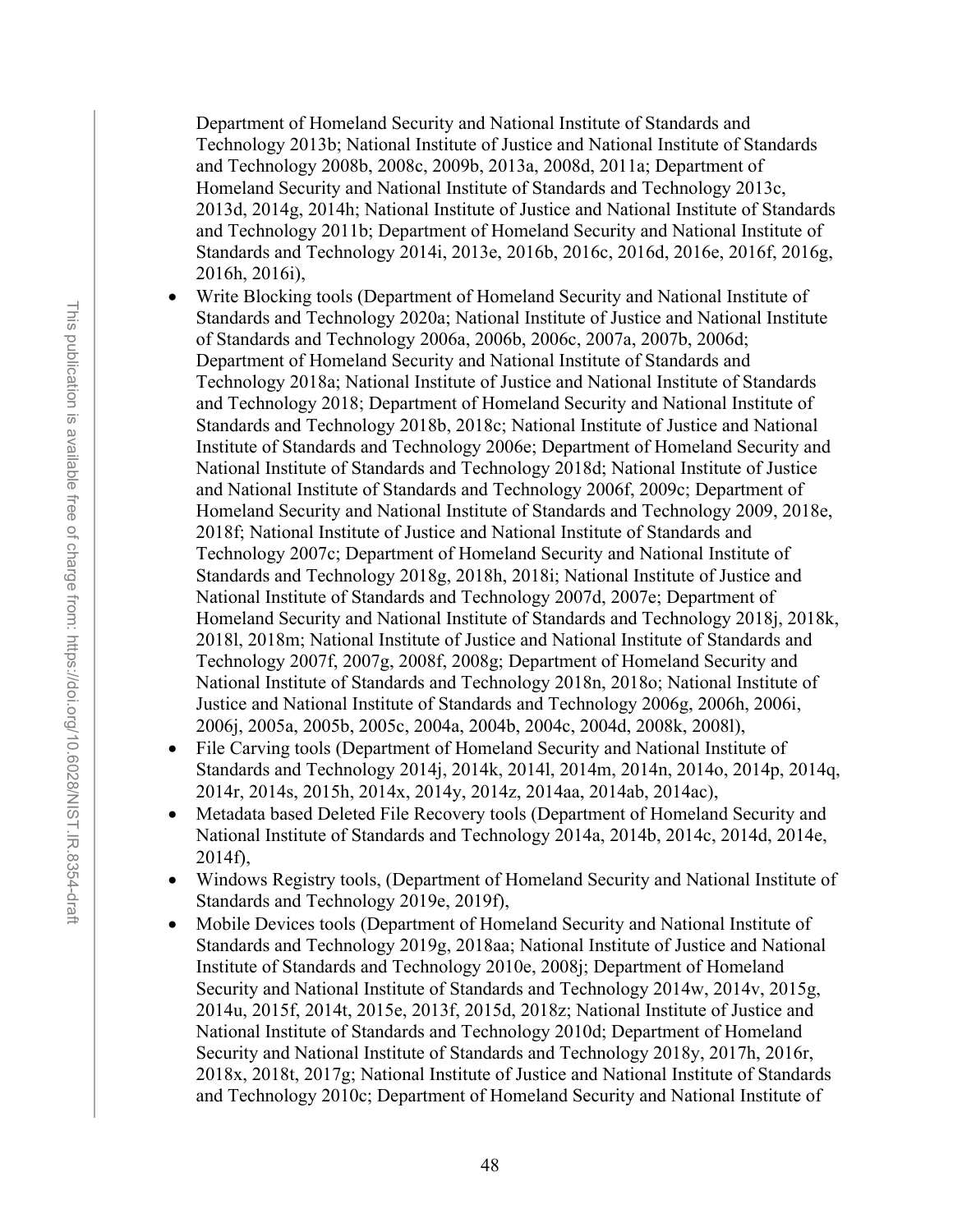Department of Homeland Security and National Institute of Standards and Technology 2013b; National Institute of Justice and National Institute of Standards and Technology 2008b, 2008c, 2009b, 2013a, 2008d, 2011a; Department of Homeland Security and National Institute of Standards and Technology 2013c, 2013d, 2014g, 2014h; National Institute of Justice and National Institute of Standards and Technology 2011b; Department of Homeland Security and National Institute of Standards and Technology 2014i, 2013e, 2016b, 2016c, 2016d, 2016e, 2016f, 2016g, 2016h, 2016i),

- Write Blocking tools (Department of Homeland Security and National Institute of Standards and Technology 2020a; National Institute of Justice and National Institute of Standards and Technology 2006a, 2006b, 2006c, 2007a, 2007b, 2006d; Department of Homeland Security and National Institute of Standards and Technology 2018a; National Institute of Justice and National Institute of Standards and Technology 2018; Department of Homeland Security and National Institute of Standards and Technology 2018b, 2018c; National Institute of Justice and National Institute of Standards and Technology 2006e; Department of Homeland Security and National Institute of Standards and Technology 2018d; National Institute of Justice and National Institute of Standards and Technology 2006f, 2009c; Department of Homeland Security and National Institute of Standards and Technology 2009, 2018e, 2018f; National Institute of Justice and National Institute of Standards and Technology 2007c; Department of Homeland Security and National Institute of Standards and Technology 2018g, 2018h, 2018i; National Institute of Justice and National Institute of Standards and Technology 2007d, 2007e; Department of Homeland Security and National Institute of Standards and Technology 2018j, 2018k, 2018l, 2018m; National Institute of Justice and National Institute of Standards and Technology 2007f, 2007g, 2008f, 2008g; Department of Homeland Security and National Institute of Standards and Technology 2018n, 2018o; National Institute of Justice and National Institute of Standards and Technology 2006g, 2006h, 2006i, 2006j, 2005a, 2005b, 2005c, 2004a, 2004b, 2004c, 2004d, 2008k, 2008l),
- File Carving tools (Department of Homeland Security and National Institute of Standards and Technology 2014j, 2014k, 2014l, 2014m, 2014n, 2014o, 2014p, 2014q, 2014r, 2014s, 2015h, 2014x, 2014y, 2014z, 2014aa, 2014ab, 2014ac),
- Metadata based Deleted File Recovery tools (Department of Homeland Security and National Institute of Standards and Technology 2014a, 2014b, 2014c, 2014d, 2014e, 2014f),
- Windows Registry tools, (Department of Homeland Security and National Institute of Standards and Technology 2019e, 2019f),
- Mobile Devices tools (Department of Homeland Security and National Institute of Standards and Technology 2019g, 2018aa; National Institute of Justice and National Institute of Standards and Technology 2010e, 2008j; Department of Homeland Security and National Institute of Standards and Technology 2014w, 2014v, 2015g, 2014u, 2015f, 2014t, 2015e, 2013f, 2015d, 2018z; National Institute of Justice and National Institute of Standards and Technology 2010d; Department of Homeland Security and National Institute of Standards and Technology 2018y, 2017h, 2016r, 2018x, 2018t, 2017g; National Institute of Justice and National Institute of Standards and Technology 2010c; Department of Homeland Security and National Institute of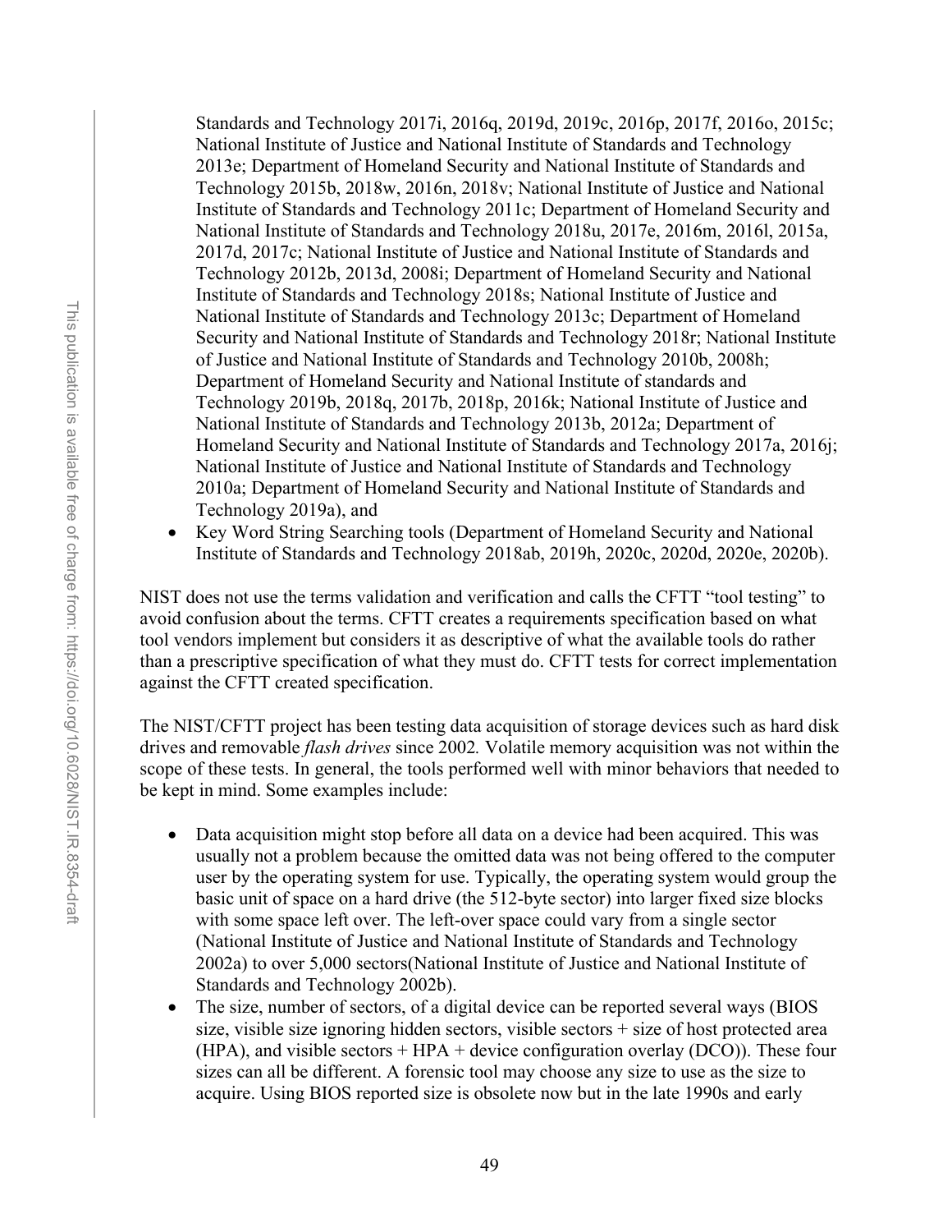Standards and Technology 2017i, 2016q, 2019d, 2019c, 2016p, 2017f, 2016o, 2015c; National Institute of Justice and National Institute of Standards and Technology 2013e; Department of Homeland Security and National Institute of Standards and Technology 2015b, 2018w, 2016n, 2018v; National Institute of Justice and National Institute of Standards and Technology 2011c; Department of Homeland Security and National Institute of Standards and Technology 2018u, 2017e, 2016m, 2016l, 2015a, 2017d, 2017c; National Institute of Justice and National Institute of Standards and Technology 2012b, 2013d, 2008i; Department of Homeland Security and National Institute of Standards and Technology 2018s; National Institute of Justice and National Institute of Standards and Technology 2013c; Department of Homeland Security and National Institute of Standards and Technology 2018r; National Institute of Justice and National Institute of Standards and Technology 2010b, 2008h; Department of Homeland Security and National Institute of standards and Technology 2019b, 2018q, 2017b, 2018p, 2016k; National Institute of Justice and National Institute of Standards and Technology 2013b, 2012a; Department of Homeland Security and National Institute of Standards and Technology 2017a, 2016j; National Institute of Justice and National Institute of Standards and Technology 2010a; Department of Homeland Security and National Institute of Standards and Technology 2019a), and

- Key Word String Searching tools (Department of Homeland Security and National Institute of Standards and Technology 2018ab, 2019h, 2020c, 2020d, 2020e, 2020b).

NIST does not use the terms validation and verification and calls the CFTT "tool testing" to avoid confusion about the terms. CFTT creates a requirements specification based on what tool vendors implement but considers it as descriptive of what the available tools do rather than a prescriptive specification of what they must do. CFTT tests for correct implementation against the CFTT created specification.

The NIST/CFTT project has been testing data acquisition of storage devices such as hard disk drives and removable *flash drives* since 2002*.* Volatile memory acquisition was not within the scope of these tests. In general, the tools performed well with minor behaviors that needed to be kept in mind. Some examples include:

- Data acquisition might stop before all data on a device had been acquired. This was usually not a problem because the omitted data was not being offered to the computer user by the operating system for use. Typically, the operating system would group the basic unit of space on a hard drive (the 512-byte sector) into larger fixed size blocks with some space left over. The left-over space could vary from a single sector (National Institute of Justice and National Institute of Standards and Technology 2002a) to over 5,000 sectors(National Institute of Justice and National Institute of Standards and Technology 2002b).
- The size, number of sectors, of a digital device can be reported several ways (BIOS size, visible size ignoring hidden sectors, visible sectors + size of host protected area (HPA), and visible sectors + HPA + device configuration overlay (DCO)). These four sizes can all be different. A forensic tool may choose any size to use as the size to acquire. Using BIOS reported size is obsolete now but in the late 1990s and early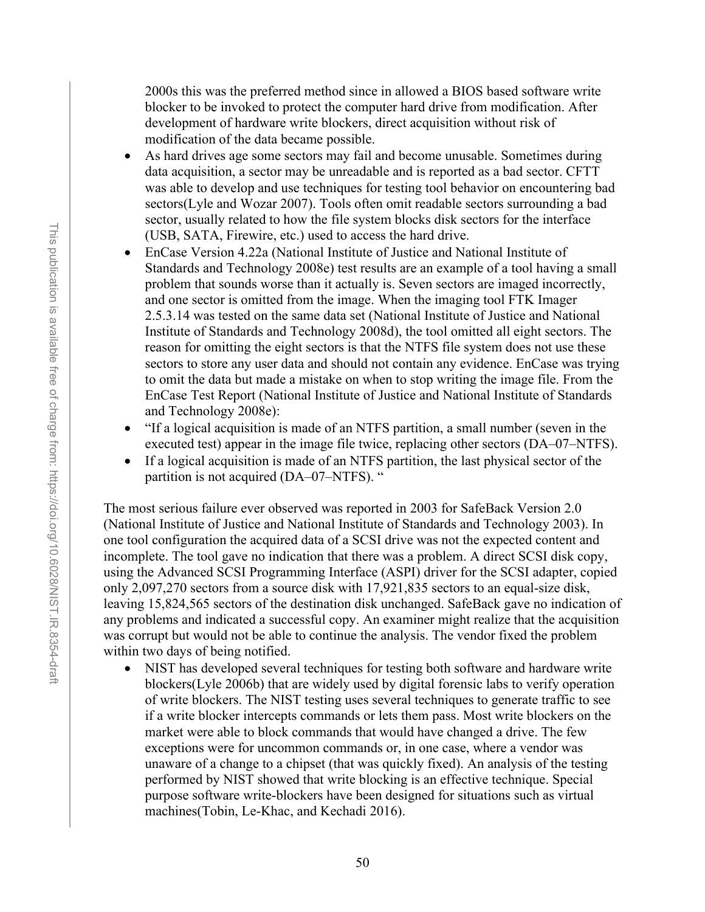2000s this was the preferred method since in allowed a BIOS based software write blocker to be invoked to protect the computer hard drive from modification. After development of hardware write blockers, direct acquisition without risk of modification of the data became possible.

- As hard drives age some sectors may fail and become unusable. Sometimes during data acquisition, a sector may be unreadable and is reported as a bad sector. CFTT was able to develop and use techniques for testing tool behavior on encountering bad sectors(Lyle and Wozar 2007). Tools often omit readable sectors surrounding a bad sector, usually related to how the file system blocks disk sectors for the interface (USB, SATA, Firewire, etc.) used to access the hard drive.
- EnCase Version 4.22a (National Institute of Justice and National Institute of Standards and Technology 2008e) test results are an example of a tool having a small problem that sounds worse than it actually is. Seven sectors are imaged incorrectly, and one sector is omitted from the image. When the imaging tool FTK Imager 2.5.3.14 was tested on the same data set (National Institute of Justice and National Institute of Standards and Technology 2008d), the tool omitted all eight sectors. The reason for omitting the eight sectors is that the NTFS file system does not use these sectors to store any user data and should not contain any evidence. EnCase was trying to omit the data but made a mistake on when to stop writing the image file. From the EnCase Test Report (National Institute of Justice and National Institute of Standards and Technology 2008e):
- "If a logical acquisition is made of an NTFS partition, a small number (seven in the executed test) appear in the image file twice, replacing other sectors (DA–07–NTFS).
- If a logical acquisition is made of an NTFS partition, the last physical sector of the partition is not acquired (DA–07–NTFS). "

The most serious failure ever observed was reported in 2003 for SafeBack Version 2.0 (National Institute of Justice and National Institute of Standards and Technology 2003). In one tool configuration the acquired data of a SCSI drive was not the expected content and incomplete. The tool gave no indication that there was a problem. A direct SCSI disk copy, using the Advanced SCSI Programming Interface (ASPI) driver for the SCSI adapter, copied only 2,097,270 sectors from a source disk with 17,921,835 sectors to an equal-size disk, leaving 15,824,565 sectors of the destination disk unchanged. SafeBack gave no indication of any problems and indicated a successful copy. An examiner might realize that the acquisition was corrupt but would not be able to continue the analysis. The vendor fixed the problem within two days of being notified.

- NIST has developed several techniques for testing both software and hardware write blockers(Lyle 2006b) that are widely used by digital forensic labs to verify operation of write blockers. The NIST testing uses several techniques to generate traffic to see if a write blocker intercepts commands or lets them pass. Most write blockers on the market were able to block commands that would have changed a drive. The few exceptions were for uncommon commands or, in one case, where a vendor was unaware of a change to a chipset (that was quickly fixed). An analysis of the testing performed by NIST showed that write blocking is an effective technique. Special purpose software write-blockers have been designed for situations such as virtual machines(Tobin, Le-Khac, and Kechadi 2016).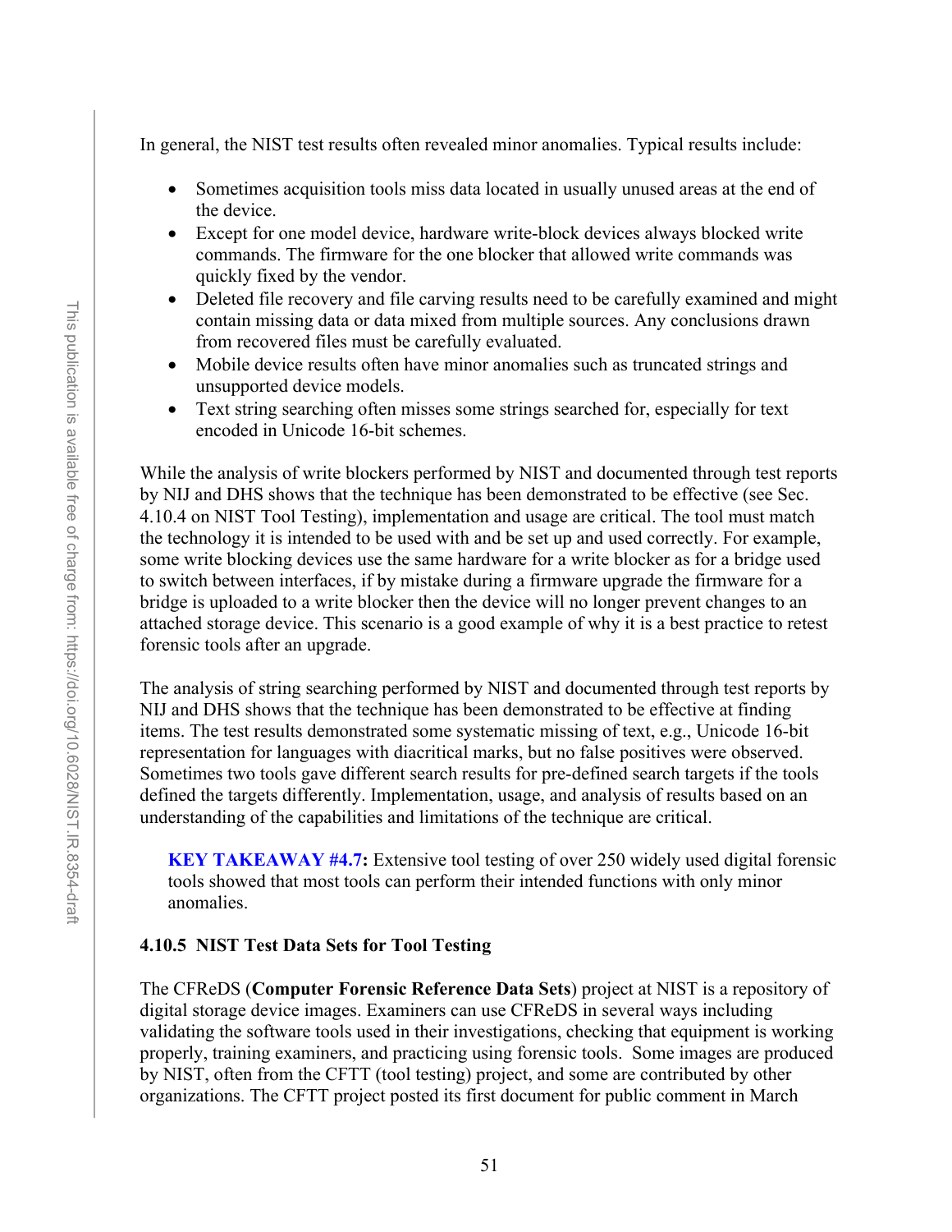In general, the NIST test results often revealed minor anomalies. Typical results include:

- Sometimes acquisition tools miss data located in usually unused areas at the end of the device.
- Except for one model device, hardware write-block devices always blocked write commands. The firmware for the one blocker that allowed write commands was quickly fixed by the vendor.
- Deleted file recovery and file carving results need to be carefully examined and might contain missing data or data mixed from multiple sources. Any conclusions drawn from recovered files must be carefully evaluated.
- Mobile device results often have minor anomalies such as truncated strings and unsupported device models.
- Text string searching often misses some strings searched for, especially for text encoded in Unicode 16-bit schemes.

While the analysis of write blockers performed by NIST and documented through test reports by NIJ and DHS shows that the technique has been demonstrated to be effective (see Sec. 4.10.4 on NIST Tool Testing), implementation and usage are critical. The tool must match the technology it is intended to be used with and be set up and used correctly. For example, some write blocking devices use the same hardware for a write blocker as for a bridge used to switch between interfaces, if by mistake during a firmware upgrade the firmware for a bridge is uploaded to a write blocker then the device will no longer prevent changes to an attached storage device. This scenario is a good example of why it is a best practice to retest forensic tools after an upgrade.

The analysis of string searching performed by NIST and documented through test reports by NIJ and DHS shows that the technique has been demonstrated to be effective at finding items. The test results demonstrated some systematic missing of text, e.g., Unicode 16-bit representation for languages with diacritical marks, but no false positives were observed. Sometimes two tools gave different search results for pre-defined search targets if the tools defined the targets differently. Implementation, usage, and analysis of results based on an understanding of the capabilities and limitations of the technique are critical.

> **KEY TAKEAWAY #4.7:** Extensive tool testing of over 250 widely used digital forensic tools showed that most tools can perform their intended functions with only minor anomalies.

### 4.10.5 NIST Test Data Sets for Tool Testing

The CFReDS (**Computer Forensic Reference Data Sets**) project at NIST is a repository of digital storage device images. Examiners can use CFReDS in several ways including validating the software tools used in their investigations, checking that equipment is working properly, training examiners, and practicing using forensic tools. Some images are produced by NIST, often from the CFTT (tool testing) project, and some are contributed by other organizations. The CFTT project posted its first document for public comment in March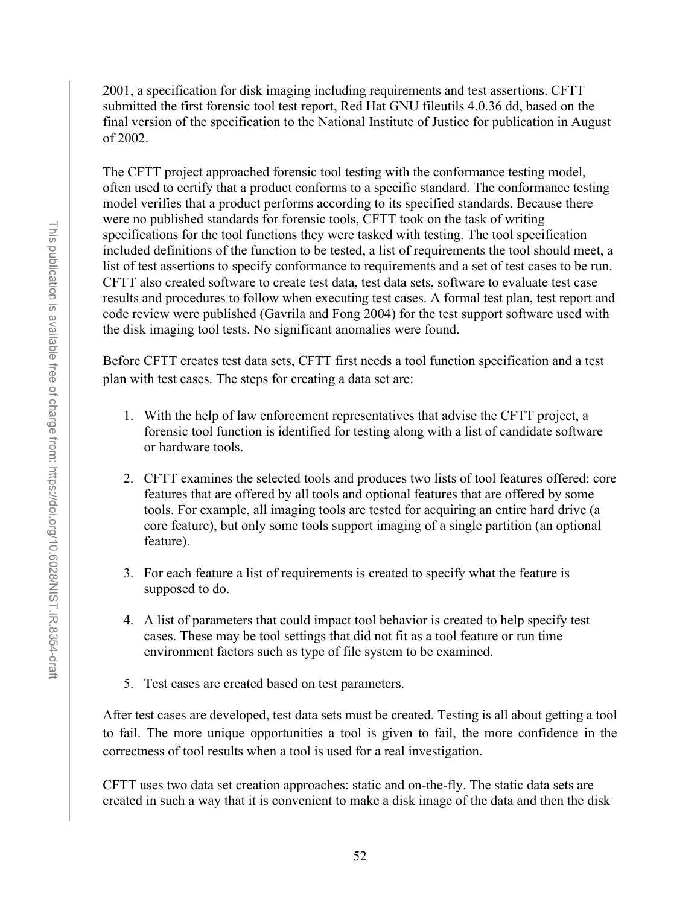2001, a specification for disk imaging including requirements and test assertions. CFTT submitted the first forensic tool test report, Red Hat GNU fileutils 4.0.36 dd, based on the final version of the specification to the National Institute of Justice for publication in August of 2002.

The CFTT project approached forensic tool testing with the conformance testing model, often used to certify that a product conforms to a specific standard. The conformance testing model verifies that a product performs according to its specified standards. Because there were no published standards for forensic tools, CFTT took on the task of writing specifications for the tool functions they were tasked with testing. The tool specification included definitions of the function to be tested, a list of requirements the tool should meet, a list of test assertions to specify conformance to requirements and a set of test cases to be run. CFTT also created software to create test data, test data sets, software to evaluate test case results and procedures to follow when executing test cases. A formal test plan, test report and code review were published (Gavrila and Fong 2004) for the test support software used with the disk imaging tool tests. No significant anomalies were found.

Before CFTT creates test data sets, CFTT first needs a tool function specification and a test plan with test cases. The steps for creating a data set are:

1. With the help of law enforcement representatives that advise the CFTT project, a forensic tool function is identified for testing along with a list of candidate software or hardware tools.
2. CFTT examines the selected tools and produces two lists of tool features offered: core features that are offered by all tools and optional features that are offered by some tools. For example, all imaging tools are tested for acquiring an entire hard drive (a core feature), but only some tools support imaging of a single partition (an optional feature).
3. For each feature a list of requirements is created to specify what the feature is supposed to do.
4. A list of parameters that could impact tool behavior is created to help specify test cases. These may be tool settings that did not fit as a tool feature or run time environment factors such as type of file system to be examined.
5. Test cases are created based on test parameters.

After test cases are developed, test data sets must be created. Testing is all about getting a tool to fail. The more unique opportunities a tool is given to fail, the more confidence in the correctness of tool results when a tool is used for a real investigation.

CFTT uses two data set creation approaches: static and on-the-fly. The static data sets are created in such a way that it is convenient to make a disk image of the data and then the disk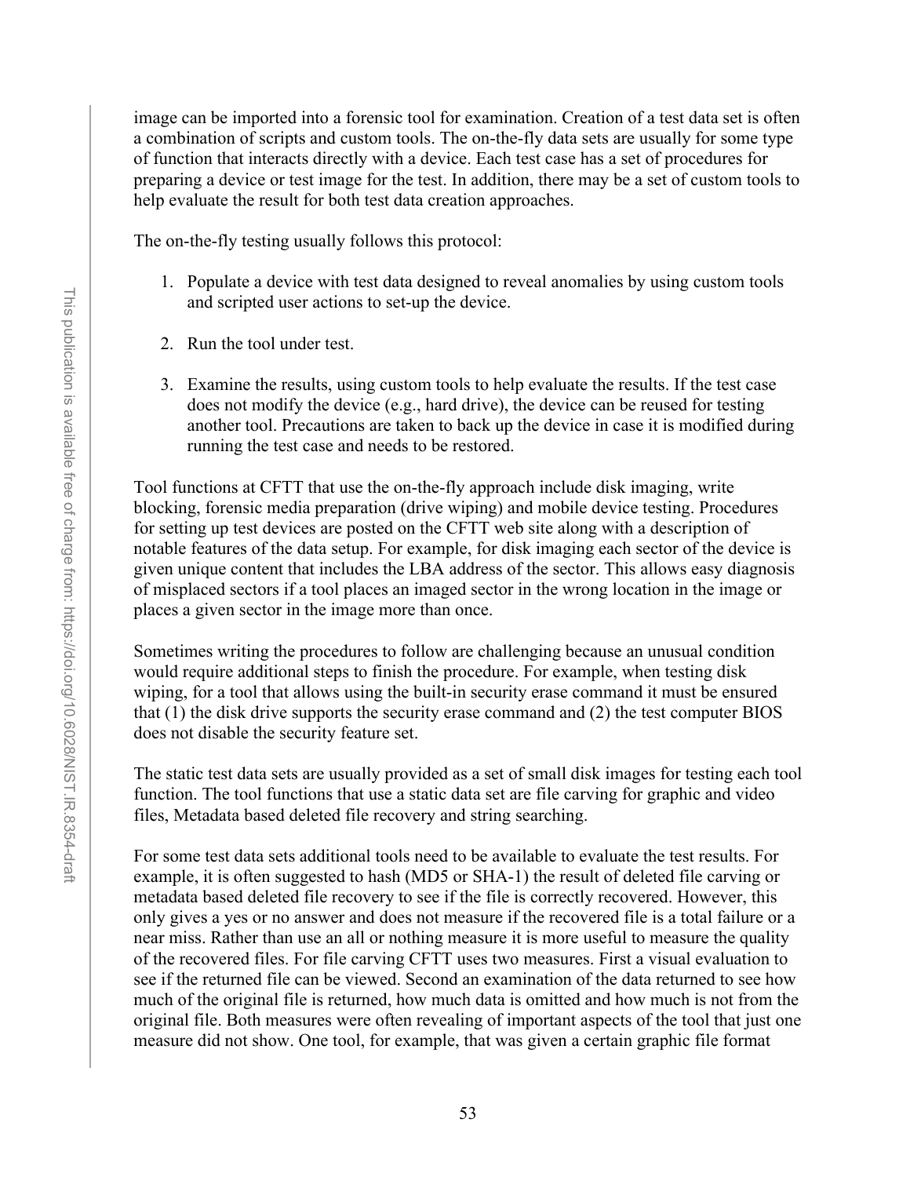image can be imported into a forensic tool for examination. Creation of a test data set is often a combination of scripts and custom tools. The on-the-fly data sets are usually for some type of function that interacts directly with a device. Each test case has a set of procedures for preparing a device or test image for the test. In addition, there may be a set of custom tools to help evaluate the result for both test data creation approaches.

The on-the-fly testing usually follows this protocol:

1. Populate a device with test data designed to reveal anomalies by using custom tools and scripted user actions to set-up the device.

2. Run the tool under test.

3. Examine the results, using custom tools to help evaluate the results. If the test case does not modify the device (e.g., hard drive), the device can be reused for testing another tool. Precautions are taken to back up the device in case it is modified during running the test case and needs to be restored.

Tool functions at CFTT that use the on-the-fly approach include disk imaging, write blocking, forensic media preparation (drive wiping) and mobile device testing. Procedures for setting up test devices are posted on the CFTT web site along with a description of notable features of the data setup. For example, for disk imaging each sector of the device is given unique content that includes the LBA address of the sector. This allows easy diagnosis of misplaced sectors if a tool places an imaged sector in the wrong location in the image or places a given sector in the image more than once.

Sometimes writing the procedures to follow are challenging because an unusual condition would require additional steps to finish the procedure. For example, when testing disk wiping, for a tool that allows using the built-in security erase command it must be ensured that (1) the disk drive supports the security erase command and (2) the test computer BIOS does not disable the security feature set.

The static test data sets are usually provided as a set of small disk images for testing each tool function. The tool functions that use a static data set are file carving for graphic and video files, Metadata based deleted file recovery and string searching.

For some test data sets additional tools need to be available to evaluate the test results. For example, it is often suggested to hash (MD5 or SHA-1) the result of deleted file carving or metadata based deleted file recovery to see if the file is correctly recovered. However, this only gives a yes or no answer and does not measure if the recovered file is a total failure or a near miss. Rather than use an all or nothing measure it is more useful to measure the quality of the recovered files. For file carving CFTT uses two measures. First a visual evaluation to see if the returned file can be viewed. Second an examination of the data returned to see how much of the original file is returned, how much data is omitted and how much is not from the original file. Both measures were often revealing of important aspects of the tool that just one measure did not show. One tool, for example, that was given a certain graphic file format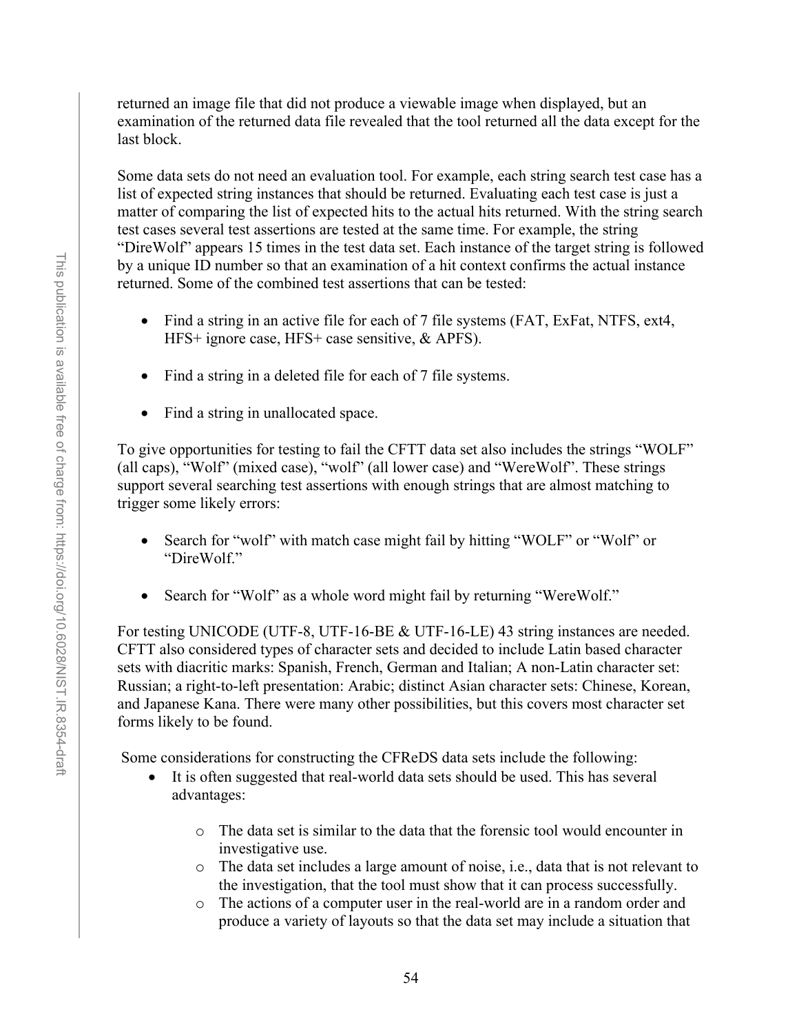returned an image file that did not produce a viewable image when displayed, but an examination of the returned data file revealed that the tool returned all the data except for the last block.

Some data sets do not need an evaluation tool. For example, each string search test case has a list of expected string instances that should be returned. Evaluating each test case is just a matter of comparing the list of expected hits to the actual hits returned. With the string search test cases several test assertions are tested at the same time. For example, the string "DireWolf" appears 15 times in the test data set. Each instance of the target string is followed by a unique ID number so that an examination of a hit context confirms the actual instance returned. Some of the combined test assertions that can be tested:

- Find a string in an active file for each of 7 file systems (FAT, ExFat, NTFS, ext4, HFS+ ignore case, HFS+ case sensitive, & APFS).
- Find a string in a deleted file for each of 7 file systems.
- Find a string in unallocated space.

To give opportunities for testing to fail the CFTT data set also includes the strings "WOLF" (all caps), "Wolf" (mixed case), "wolf" (all lower case) and "WereWolf". These strings support several searching test assertions with enough strings that are almost matching to trigger some likely errors:

- Search for "wolf" with match case might fail by hitting "WOLF" or "Wolf" or "DireWolf."
- Search for "Wolf" as a whole word might fail by returning "WereWolf."

For testing UNICODE (UTF-8, UTF-16-BE & UTF-16-LE) 43 string instances are needed. CFTT also considered types of character sets and decided to include Latin based character sets with diacritic marks: Spanish, French, German and Italian; A non-Latin character set: Russian; a right-to-left presentation: Arabic; distinct Asian character sets: Chinese, Korean, and Japanese Kana. There were many other possibilities, but this covers most character set forms likely to be found.

Some considerations for constructing the CFReDS data sets include the following:

- It is often suggested that real-world data sets should be used. This has several advantages:
  - The data set is similar to the data that the forensic tool would encounter in investigative use.
  - The data set includes a large amount of noise, i.e., data that is not relevant to the investigation, that the tool must show that it can process successfully.
  - The actions of a computer user in the real-world are in a random order and produce a variety of layouts so that the data set may include a situation that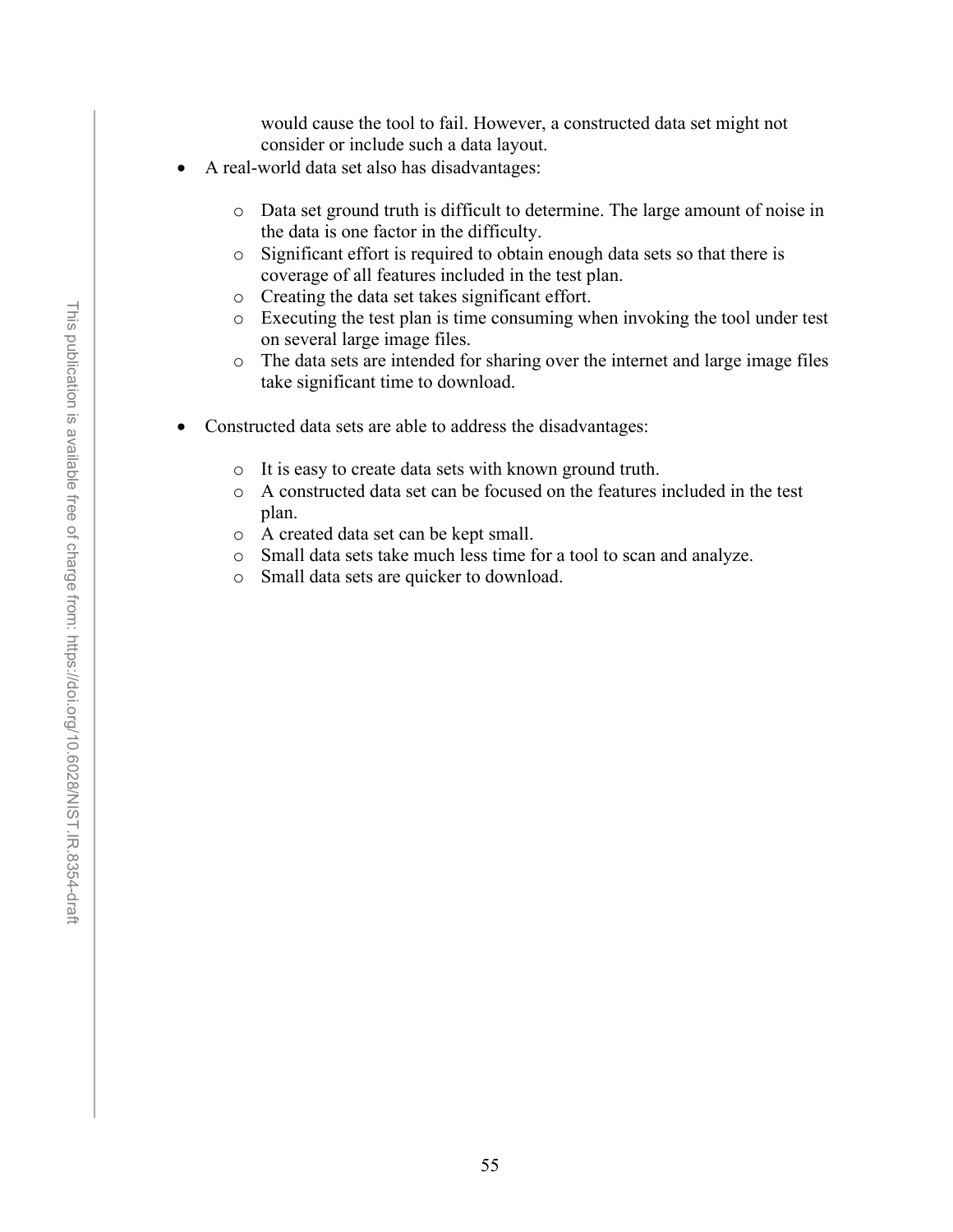would cause the tool to fail. However, a constructed data set might not consider or include such a data layout.

- A real-world data set also has disadvantages:
  - Data set ground truth is difficult to determine. The large amount of noise in the data is one factor in the difficulty.
  - Significant effort is required to obtain enough data sets so that there is coverage of all features included in the test plan.
  - Creating the data set takes significant effort.
  - Executing the test plan is time consuming when invoking the tool under test on several large image files.
  - The data sets are intended for sharing over the internet and large image files take significant time to download.

- Constructed data sets are able to address the disadvantages:
  - It is easy to create data sets with known ground truth.
  - A constructed data set can be focused on the features included in the test plan.
  - A created data set can be kept small.
  - Small data sets take much less time for a tool to scan and analyze.
  - Small data sets are quicker to download.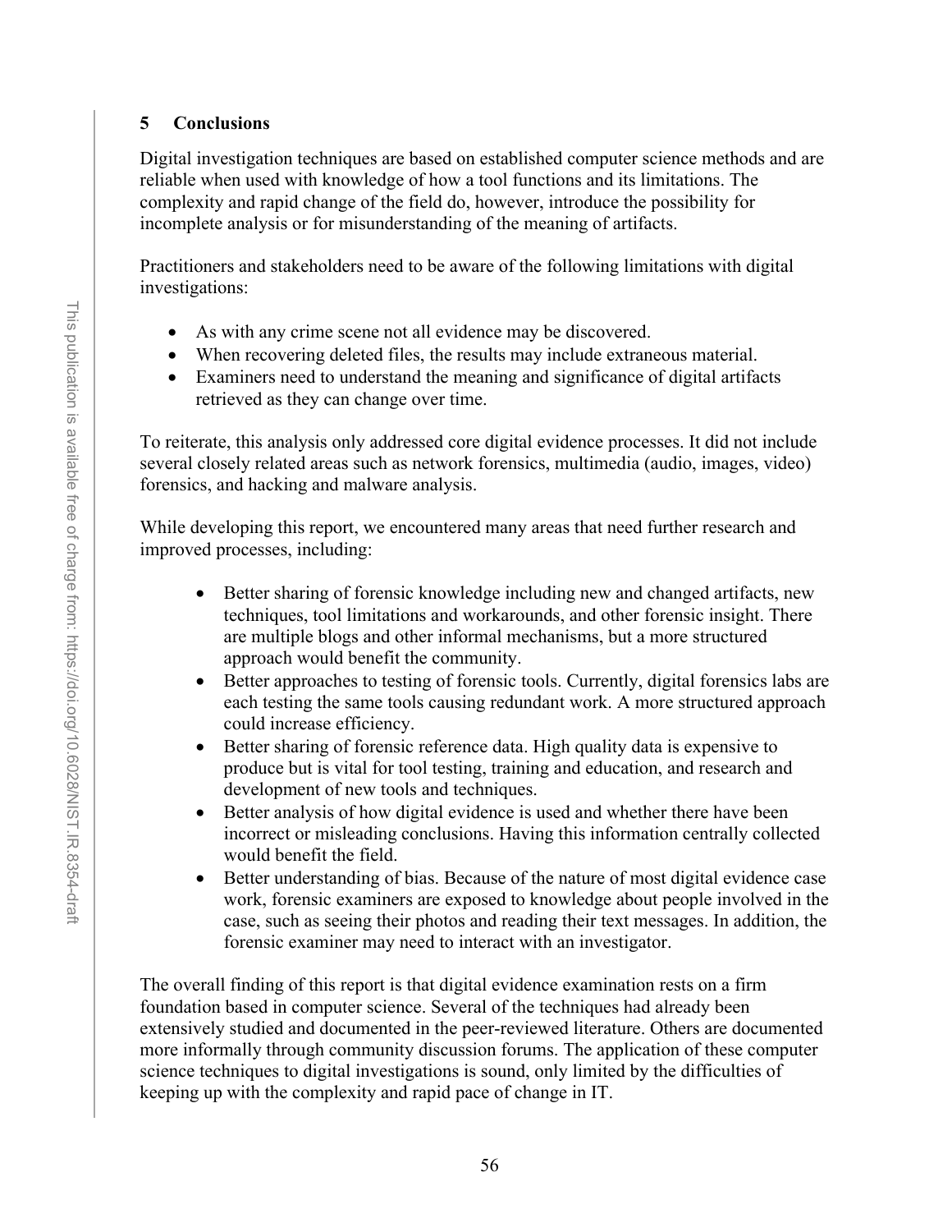# 5 Conclusions

Digital investigation techniques are based on established computer science methods and are reliable when used with knowledge of how a tool functions and its limitations. The complexity and rapid change of the field do, however, introduce the possibility for incomplete analysis or for misunderstanding of the meaning of artifacts.

Practitioners and stakeholders need to be aware of the following limitations with digital investigations:

- As with any crime scene not all evidence may be discovered.
- When recovering deleted files, the results may include extraneous material.
- Examiners need to understand the meaning and significance of digital artifacts retrieved as they can change over time.

To reiterate, this analysis only addressed core digital evidence processes. It did not include several closely related areas such as network forensics, multimedia (audio, images, video) forensics, and hacking and malware analysis.

While developing this report, we encountered many areas that need further research and improved processes, including:

- Better sharing of forensic knowledge including new and changed artifacts, new techniques, tool limitations and workarounds, and other forensic insight. There are multiple blogs and other informal mechanisms, but a more structured approach would benefit the community.
- Better approaches to testing of forensic tools. Currently, digital forensics labs are each testing the same tools causing redundant work. A more structured approach could increase efficiency.
- Better sharing of forensic reference data. High quality data is expensive to produce but is vital for tool testing, training and education, and research and development of new tools and techniques.
- Better analysis of how digital evidence is used and whether there have been incorrect or misleading conclusions. Having this information centrally collected would benefit the field.
- Better understanding of bias. Because of the nature of most digital evidence case work, forensic examiners are exposed to knowledge about people involved in the case, such as seeing their photos and reading their text messages. In addition, the forensic examiner may need to interact with an investigator.

The overall finding of this report is that digital evidence examination rests on a firm foundation based in computer science. Several of the techniques had already been extensively studied and documented in the peer-reviewed literature. Others are documented more informally through community discussion forums. The application of these computer science techniques to digital investigations is sound, only limited by the difficulties of keeping up with the complexity and rapid pace of change in IT.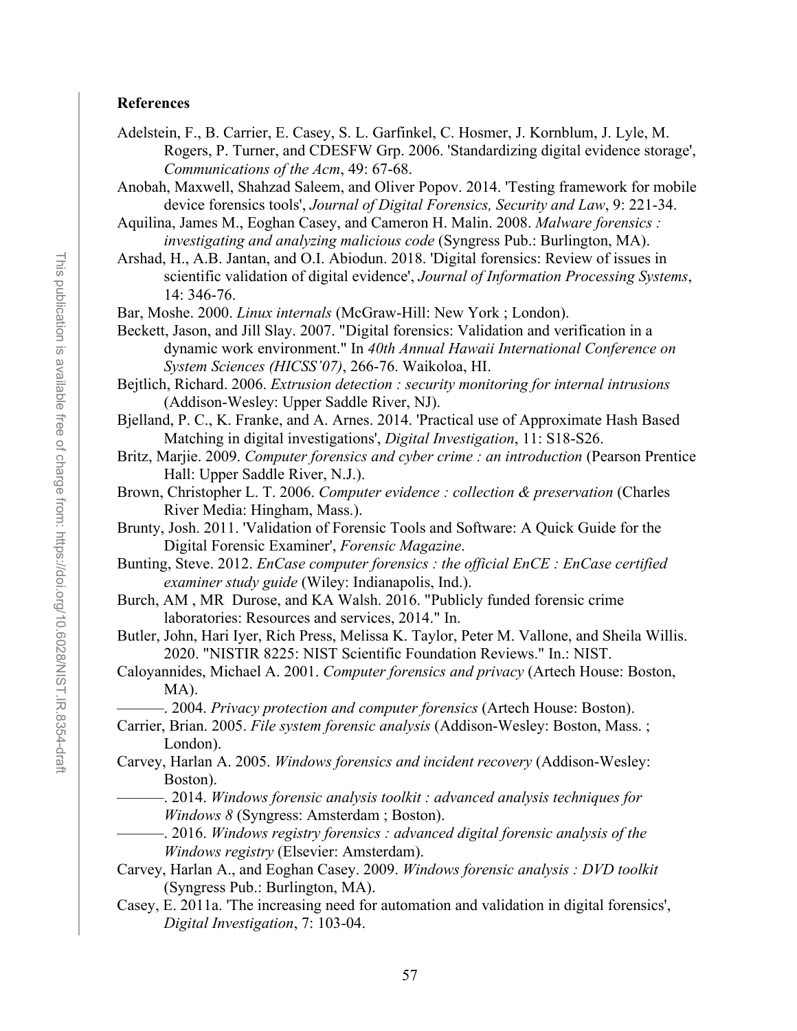## References

Adelstein, F., B. Carrier, E. Casey, S. L. Garfinkel, C. Hosmer, J. Kornblum, J. Lyle, M. Rogers, P. Turner, and CDESFW Grp. 2006. 'Standardizing digital evidence storage', *Communications of the Acm*, 49: 67-68.

Anobah, Maxwell, Shahzad Saleem, and Oliver Popov. 2014. 'Testing framework for mobile device forensics tools', *Journal of Digital Forensics, Security and Law*, 9: 221-34.

Aquilina, James M., Eoghan Casey, and Cameron H. Malin. 2008. *Malware forensics : investigating and analyzing malicious code* (Syngress Pub.: Burlington, MA).

Arshad, H., A.B. Jantan, and O.I. Abiodun. 2018. 'Digital forensics: Review of issues in scientific validation of digital evidence', *Journal of Information Processing Systems*, 14: 346-76.

Bar, Moshe. 2000. *Linux internals* (McGraw-Hill: New York ; London).

Beckett, Jason, and Jill Slay. 2007. "Digital forensics: Validation and verification in a dynamic work environment." In *40th Annual Hawaii International Conference on System Sciences (HICSS'07)*, 266-76. Waikoloa, HI.

Bejtlich, Richard. 2006. *Extrusion detection : security monitoring for internal intrusions* (Addison-Wesley: Upper Saddle River, NJ).

Bjelland, P. C., K. Franke, and A. Arnes. 2014. 'Practical use of Approximate Hash Based Matching in digital investigations', *Digital Investigation*, 11: S18-S26.

Britz, Marjie. 2009. *Computer forensics and cyber crime : an introduction* (Pearson Prentice Hall: Upper Saddle River, N.J.).

Brown, Christopher L. T. 2006. *Computer evidence : collection & preservation* (Charles River Media: Hingham, Mass.).

Brunty, Josh. 2011. 'Validation of Forensic Tools and Software: A Quick Guide for the Digital Forensic Examiner', *Forensic Magazine*.

Bunting, Steve. 2012. *EnCase computer forensics : the official EnCE : EnCase certified examiner study guide* (Wiley: Indianapolis, Ind.).

Burch, AM , MR Durose, and KA Walsh. 2016. "Publicly funded forensic crime laboratories: Resources and services, 2014." In.

Butler, John, Hari Iyer, Rich Press, Melissa K. Taylor, Peter M. Vallone, and Sheila Willis. 2020. "NISTIR 8225: NIST Scientific Foundation Reviews." In.: NIST.

Caloyannides, Michael A. 2001. *Computer forensics and privacy* (Artech House: Boston, MA).

———. 2004. *Privacy protection and computer forensics* (Artech House: Boston).

Carrier, Brian. 2005. *File system forensic analysis* (Addison-Wesley: Boston, Mass. ; London).

Carvey, Harlan A. 2005. *Windows forensics and incident recovery* (Addison-Wesley: Boston).

———. 2014. *Windows forensic analysis toolkit : advanced analysis techniques for Windows 8* (Syngress: Amsterdam ; Boston).

———. 2016. *Windows registry forensics : advanced digital forensic analysis of the Windows registry* (Elsevier: Amsterdam).

Carvey, Harlan A., and Eoghan Casey. 2009. *Windows forensic analysis : DVD toolkit* (Syngress Pub.: Burlington, MA).

Casey, E. 2011a. 'The increasing need for automation and validation in digital forensics', *Digital Investigation*, 7: 103-04.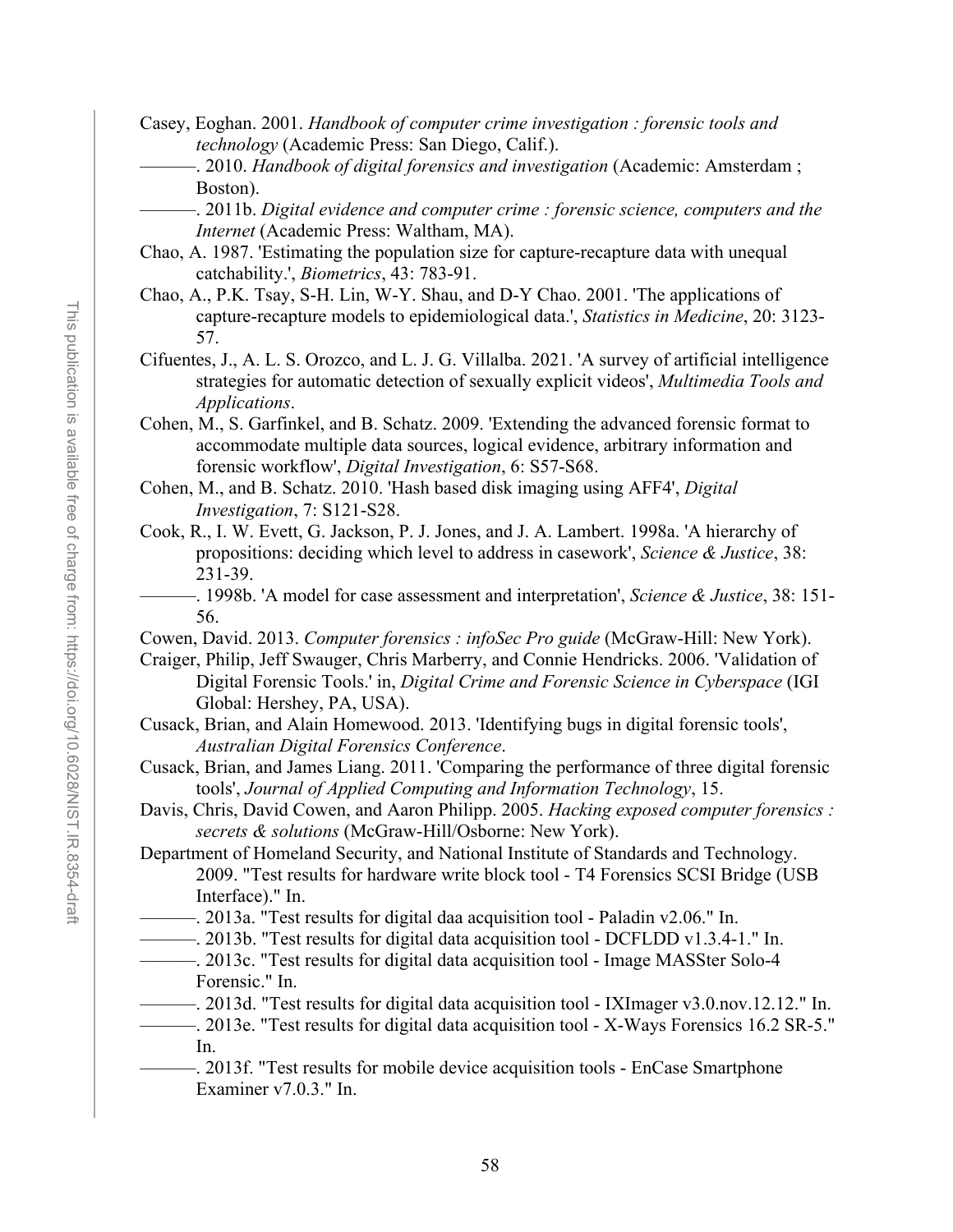Casey, Eoghan. 2001. *Handbook of computer crime investigation : forensic tools and technology* (Academic Press: San Diego, Calif.).

———. 2010. *Handbook of digital forensics and investigation* (Academic: Amsterdam ; Boston).

———. 2011b. *Digital evidence and computer crime : forensic science, computers and the Internet* (Academic Press: Waltham, MA).

Chao, A. 1987. 'Estimating the population size for capture-recapture data with unequal catchability.', *Biometrics*, 43: 783-91.

Chao, A., P.K. Tsay, S-H. Lin, W-Y. Shau, and D-Y Chao. 2001. 'The applications of capture-recapture models to epidemiological data.', *Statistics in Medicine*, 20: 3123-57.

Cifuentes, J., A. L. S. Orozco, and L. J. G. Villalba. 2021. 'A survey of artificial intelligence strategies for automatic detection of sexually explicit videos', *Multimedia Tools and Applications*.

Cohen, M., S. Garfinkel, and B. Schatz. 2009. 'Extending the advanced forensic format to accommodate multiple data sources, logical evidence, arbitrary information and forensic workflow', *Digital Investigation*, 6: S57-S68.

Cohen, M., and B. Schatz. 2010. 'Hash based disk imaging using AFF4', *Digital Investigation*, 7: S121-S28.

Cook, R., I. W. Evett, G. Jackson, P. J. Jones, and J. A. Lambert. 1998a. 'A hierarchy of propositions: deciding which level to address in casework', *Science & Justice*, 38: 231-39.

———. 1998b. 'A model for case assessment and interpretation', *Science & Justice*, 38: 151-56.

Cowen, David. 2013. *Computer forensics : infoSec Pro guide* (McGraw-Hill: New York).

Craiger, Philip, Jeff Swauger, Chris Marberry, and Connie Hendricks. 2006. 'Validation of Digital Forensic Tools.' in, *Digital Crime and Forensic Science in Cyberspace* (IGI Global: Hershey, PA, USA).

Cusack, Brian, and Alain Homewood. 2013. 'Identifying bugs in digital forensic tools', *Australian Digital Forensics Conference*.

Cusack, Brian, and James Liang. 2011. 'Comparing the performance of three digital forensic tools', *Journal of Applied Computing and Information Technology*, 15.

Davis, Chris, David Cowen, and Aaron Philipp. 2005. *Hacking exposed computer forensics : secrets & solutions* (McGraw-Hill/Osborne: New York).

Department of Homeland Security, and National Institute of Standards and Technology. 2009. "Test results for hardware write block tool - T4 Forensics SCSI Bridge (USB Interface)." In.

———. 2013a. "Test results for digital daa acquisition tool - Paladin v2.06." In.

———. 2013b. "Test results for digital data acquisition tool - DCFLDD v1.3.4-1." In.

———. 2013c. "Test results for digital data acquisition tool - Image MASSter Solo-4 Forensic." In.

———. 2013d. "Test results for digital data acquisition tool - IXImager v3.0.nov.12.12." In.

———. 2013e. "Test results for digital data acquisition tool - X-Ways Forensics 16.2 SR-5." In.

———. 2013f. "Test results for mobile device acquisition tools - EnCase Smartphone Examiner v7.0.3." In.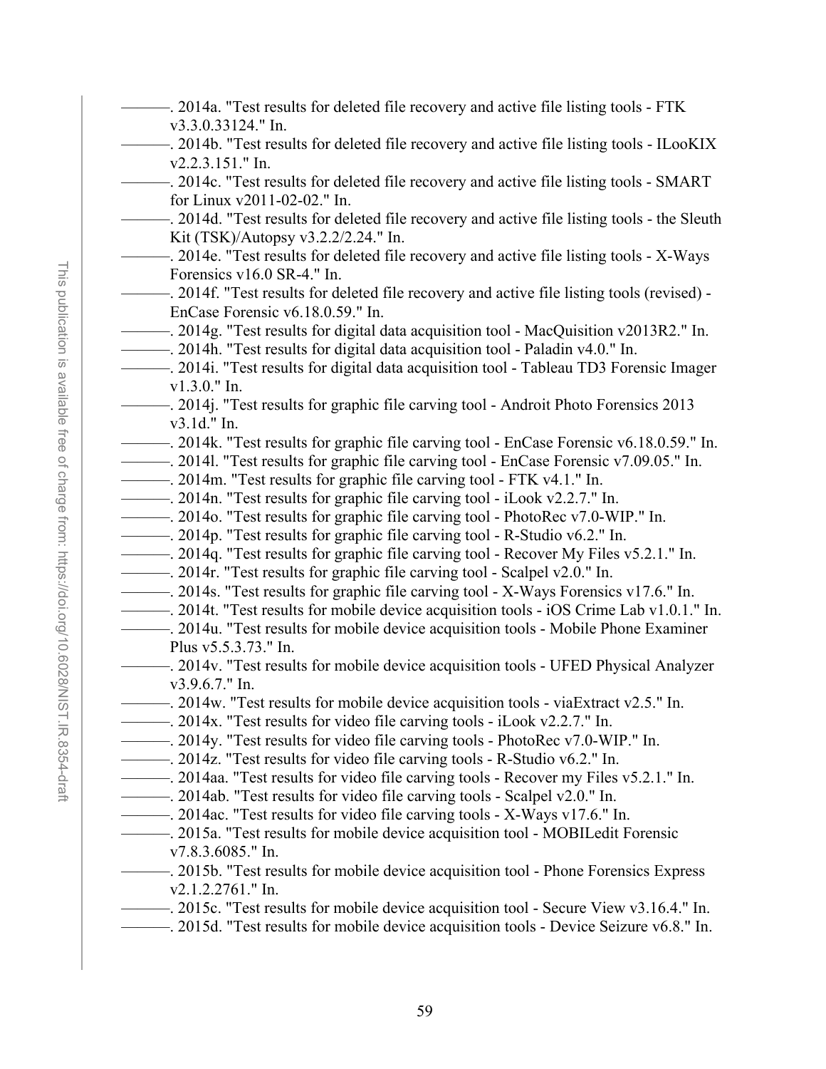———. 2014a. "Test results for deleted file recovery and active file listing tools - FTK v3.3.0.33124." In.

———. 2014b. "Test results for deleted file recovery and active file listing tools - ILooKIX v2.2.3.151." In.

———. 2014c. "Test results for deleted file recovery and active file listing tools - SMART for Linux v2011-02-02." In.

———. 2014d. "Test results for deleted file recovery and active file listing tools - the Sleuth Kit (TSK)/Autopsy v3.2.2/2.24." In.

———. 2014e. "Test results for deleted file recovery and active file listing tools - X-Ways Forensics v16.0 SR-4." In.

———. 2014f. "Test results for deleted file recovery and active file listing tools (revised) - EnCase Forensic v6.18.0.59." In.

———. 2014g. "Test results for digital data acquisition tool - MacQuisition v2013R2." In.

———. 2014h. "Test results for digital data acquisition tool - Paladin v4.0." In.

———. 2014i. "Test results for digital data acquisition tool - Tableau TD3 Forensic Imager v1.3.0." In.

———. 2014j. "Test results for graphic file carving tool - Androit Photo Forensics 2013 v3.1d." In.

———. 2014k. "Test results for graphic file carving tool - EnCase Forensic v6.18.0.59." In.

———. 2014l. "Test results for graphic file carving tool - EnCase Forensic v7.09.05." In.

———. 2014m. "Test results for graphic file carving tool - FTK v4.1." In.

———. 2014n. "Test results for graphic file carving tool - iLook v2.2.7." In.

———. 2014o. "Test results for graphic file carving tool - PhotoRec v7.0-WIP." In.

———. 2014p. "Test results for graphic file carving tool - R-Studio v6.2." In.

———. 2014q. "Test results for graphic file carving tool - Recover My Files v5.2.1." In.

———. 2014r. "Test results for graphic file carving tool - Scalpel v2.0." In.

———. 2014s. "Test results for graphic file carving tool - X-Ways Forensics v17.6." In.

———. 2014t. "Test results for mobile device acquisition tools - iOS Crime Lab v1.0.1." In.

———. 2014u. "Test results for mobile device acquisition tools - Mobile Phone Examiner Plus v5.5.3.73." In.

———. 2014v. "Test results for mobile device acquisition tools - UFED Physical Analyzer v3.9.6.7." In.

———. 2014w. "Test results for mobile device acquisition tools - viaExtract v2.5." In.

———. 2014x. "Test results for video file carving tools - iLook v2.2.7." In.

———. 2014y. "Test results for video file carving tools - PhotoRec v7.0-WIP." In.

———. 2014z. "Test results for video file carving tools - R-Studio v6.2." In.

———. 2014aa. "Test results for video file carving tools - Recover my Files v5.2.1." In.

———. 2014ab. "Test results for video file carving tools - Scalpel v2.0." In.

———. 2014ac. "Test results for video file carving tools - X-Ways v17.6." In.

———. 2015a. "Test results for mobile device acquisition tool - MOBILedit Forensic v7.8.3.6085." In.

———. 2015b. "Test results for mobile device acquisition tool - Phone Forensics Express v2.1.2.2761." In.

———. 2015c. "Test results for mobile device acquisition tool - Secure View v3.16.4." In.

———. 2015d. "Test results for mobile device acquisition tools - Device Seizure v6.8." In.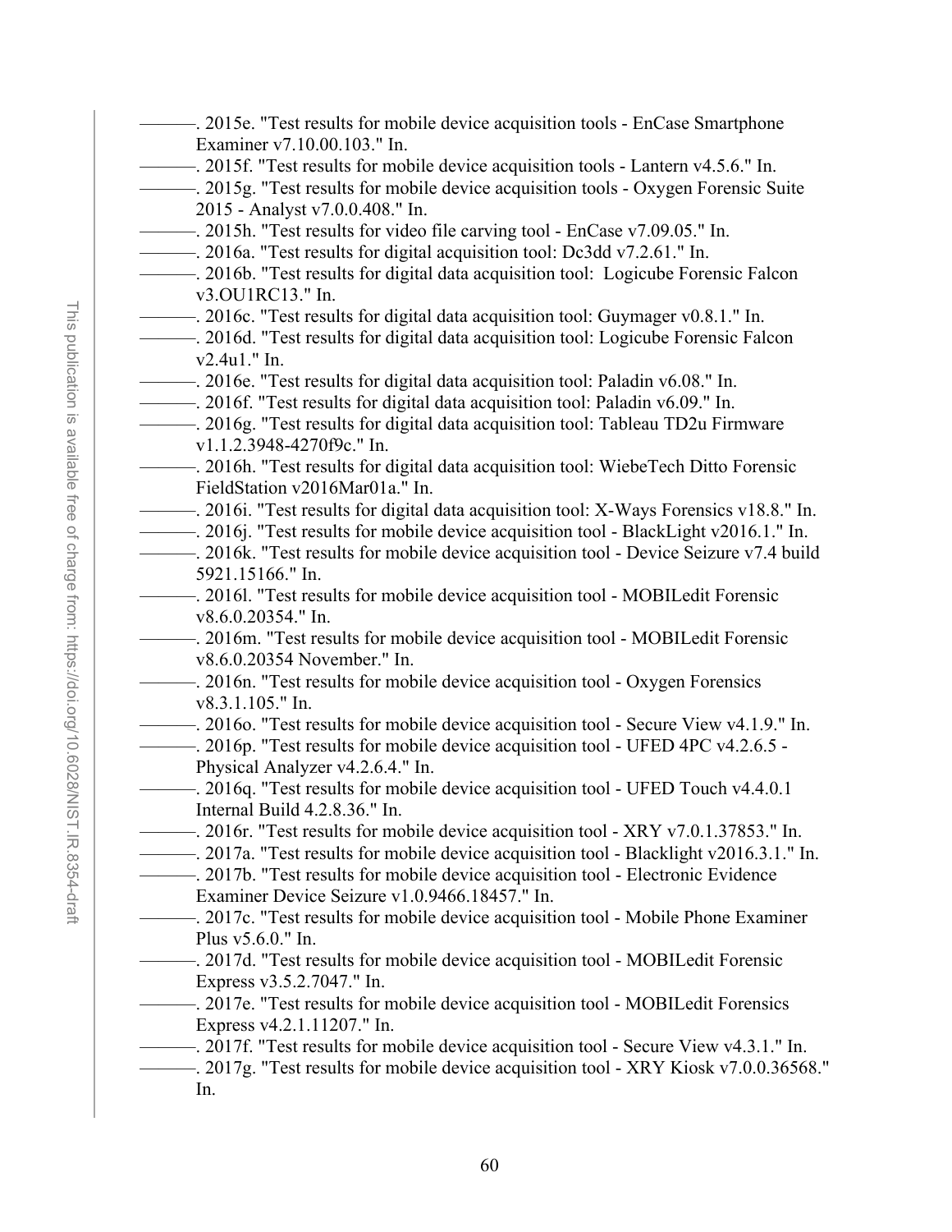———. 2015e. "Test results for mobile device acquisition tools - EnCase Smartphone Examiner v7.10.00.103." In.

———. 2015f. "Test results for mobile device acquisition tools - Lantern v4.5.6." In.

———. 2015g. "Test results for mobile device acquisition tools - Oxygen Forensic Suite 2015 - Analyst v7.0.0.408." In.

———. 2015h. "Test results for video file carving tool - EnCase v7.09.05." In.

———. 2016a. "Test results for digital acquisition tool: Dc3dd v7.2.61." In.

———. 2016b. "Test results for digital data acquisition tool: Logicube Forensic Falcon v3.OU1RC13." In.

———. 2016c. "Test results for digital data acquisition tool: Guymager v0.8.1." In.

———. 2016d. "Test results for digital data acquisition tool: Logicube Forensic Falcon v2.4u1." In.

———. 2016e. "Test results for digital data acquisition tool: Paladin v6.08." In.

———. 2016f. "Test results for digital data acquisition tool: Paladin v6.09." In.

———. 2016g. "Test results for digital data acquisition tool: Tableau TD2u Firmware v1.1.2.3948-4270f9c." In.

———. 2016h. "Test results for digital data acquisition tool: WiebeTech Ditto Forensic FieldStation v2016Mar01a." In.

———. 2016i. "Test results for digital data acquisition tool: X-Ways Forensics v18.8." In.

———. 2016j. "Test results for mobile device acquisition tool - BlackLight v2016.1." In.

———. 2016k. "Test results for mobile device acquisition tool - Device Seizure v7.4 build 5921.15166." In.

———. 2016l. "Test results for mobile device acquisition tool - MOBILedit Forensic v8.6.0.20354." In.

———. 2016m. "Test results for mobile device acquisition tool - MOBILedit Forensic v8.6.0.20354 November." In.

———. 2016n. "Test results for mobile device acquisition tool - Oxygen Forensics v8.3.1.105." In.

———. 2016o. "Test results for mobile device acquisition tool - Secure View v4.1.9." In.

———. 2016p. "Test results for mobile device acquisition tool - UFED 4PC v4.2.6.5 - Physical Analyzer v4.2.6.4." In.

———. 2016q. "Test results for mobile device acquisition tool - UFED Touch v4.4.0.1 Internal Build 4.2.8.36." In.

———. 2016r. "Test results for mobile device acquisition tool - XRY v7.0.1.37853." In.

———. 2017a. "Test results for mobile device acquisition tool - Blacklight v2016.3.1." In.

———. 2017b. "Test results for mobile device acquisition tool - Electronic Evidence Examiner Device Seizure v1.0.9466.18457." In.

———. 2017c. "Test results for mobile device acquisition tool - Mobile Phone Examiner Plus v5.6.0." In.

———. 2017d. "Test results for mobile device acquisition tool - MOBILedit Forensic Express v3.5.2.7047." In.

———. 2017e. "Test results for mobile device acquisition tool - MOBILedit Forensics Express v4.2.1.11207." In.

———. 2017f. "Test results for mobile device acquisition tool - Secure View v4.3.1." In.

———. 2017g. "Test results for mobile device acquisition tool - XRY Kiosk v7.0.0.36568." In.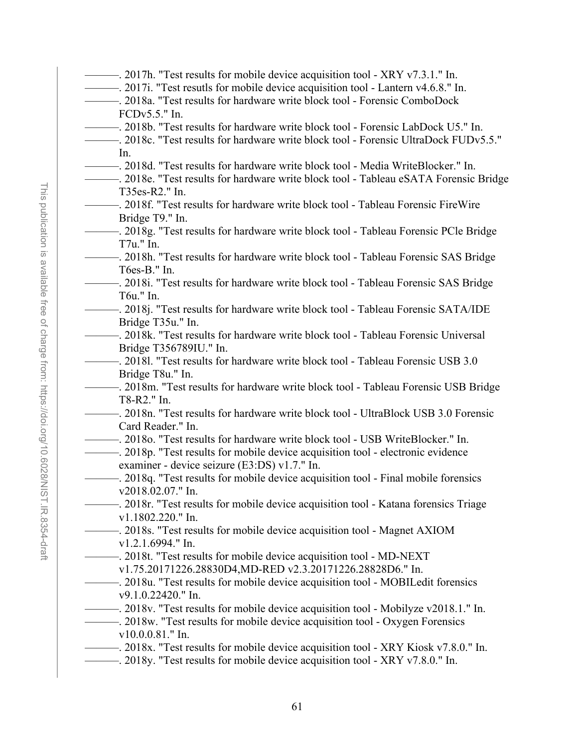———. 2017h. "Test results for mobile device acquisition tool - XRY v7.3.1." In.

———. 2017i. "Test resutls for mobile device acquisition tool - Lantern v4.6.8." In.

———. 2018a. "Test results for hardware write block tool - Forensic ComboDock FCDv5.5." In.

———. 2018b. "Test results for hardware write block tool - Forensic LabDock U5." In.

———. 2018c. "Test results for hardware write block tool - Forensic UltraDock FUDv5.5." In.

———. 2018d. "Test results for hardware write block tool - Media WriteBlocker." In.

———. 2018e. "Test results for hardware write block tool - Tableau eSATA Forensic Bridge T35es-R2." In.

———. 2018f. "Test results for hardware write block tool - Tableau Forensic FireWire Bridge T9." In.

———. 2018g. "Test results for hardware write block tool - Tableau Forensic PCle Bridge T7u." In.

———. 2018h. "Test results for hardware write block tool - Tableau Forensic SAS Bridge T6es-B." In.

———. 2018i. "Test results for hardware write block tool - Tableau Forensic SAS Bridge T6u." In.

———. 2018j. "Test results for hardware write block tool - Tableau Forensic SATA/IDE Bridge T35u." In.

———. 2018k. "Test results for hardware write block tool - Tableau Forensic Universal Bridge T356789IU." In.

———. 2018l. "Test results for hardware write block tool - Tableau Forensic USB 3.0 Bridge T8u." In.

———. 2018m. "Test results for hardware write block tool - Tableau Forensic USB Bridge T8-R2." In.

———. 2018n. "Test results for hardware write block tool - UltraBlock USB 3.0 Forensic Card Reader." In.

———. 2018o. "Test results for hardware write block tool - USB WriteBlocker." In.

———. 2018p. "Test results for mobile device acquisition tool - electronic evidence examiner - device seizure (E3:DS) v1.7." In.

———. 2018q. "Test results for mobile device acquisition tool - Final mobile forensics v2018.02.07." In.

———. 2018r. "Test results for mobile device acquisition tool - Katana forensics Triage v1.1802.220." In.

———. 2018s. "Test results for mobile device acquisition tool - Magnet AXIOM v1.2.1.6994." In.

———. 2018t. "Test results for mobile device acquisition tool - MD-NEXT v1.75.20171226.28830D4,MD-RED v2.3.20171226.28828D6." In.

———. 2018u. "Test results for mobile device acquisition tool - MOBILedit forensics v9.1.0.22420." In.

———. 2018v. "Test results for mobile device acquisition tool - Mobilyze v2018.1." In.

———. 2018w. "Test results for mobile device acquisition tool - Oxygen Forensics v10.0.0.81." In.

———. 2018x. "Test results for mobile device acquisition tool - XRY Kiosk v7.8.0." In.

———. 2018y. "Test results for mobile device acquisition tool - XRY v7.8.0." In.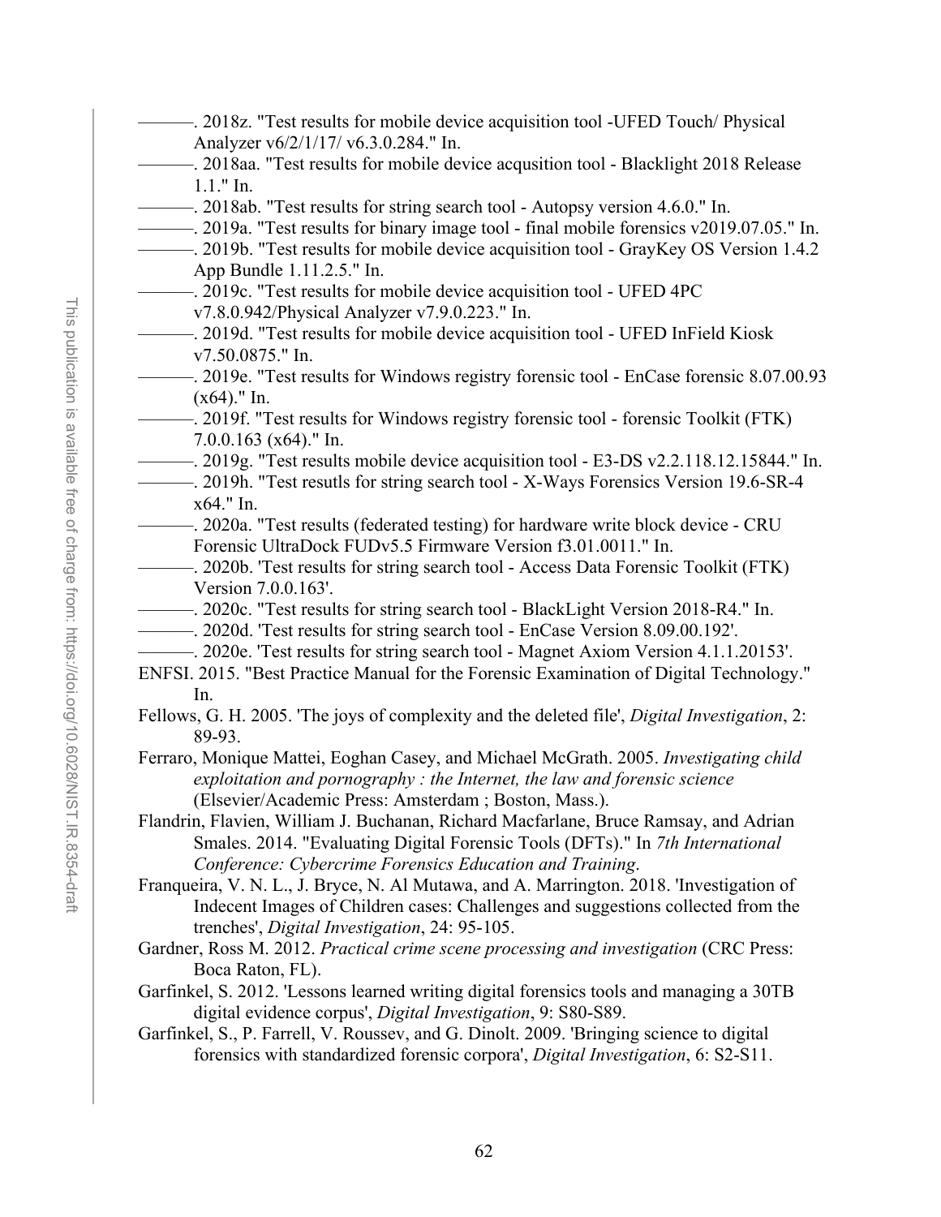———. 2018z. "Test results for mobile device acquisition tool -UFED Touch/ Physical Analyzer v6/2/1/17/ v6.3.0.284." In.

———. 2018aa. "Test results for mobile device acqusition tool - Blacklight 2018 Release 1.1." In.

———. 2018ab. "Test results for string search tool - Autopsy version 4.6.0." In.

———. 2019a. "Test results for binary image tool - final mobile forensics v2019.07.05." In.

———. 2019b. "Test results for mobile device acquisition tool - GrayKey OS Version 1.4.2 App Bundle 1.11.2.5." In.

———. 2019c. "Test results for mobile device acquisition tool - UFED 4PC v7.8.0.942/Physical Analyzer v7.9.0.223." In.

———. 2019d. "Test results for mobile device acquisition tool - UFED InField Kiosk v7.50.0875." In.

———. 2019e. "Test results for Windows registry forensic tool - EnCase forensic 8.07.00.93 (x64)." In.

———. 2019f. "Test results for Windows registry forensic tool - forensic Toolkit (FTK) 7.0.0.163 (x64)." In.

———. 2019g. "Test results mobile device acquisition tool - E3-DS v2.2.118.12.15844." In.

———. 2019h. "Test resutls for string search tool - X-Ways Forensics Version 19.6-SR-4 x64." In.

———. 2020a. "Test results (federated testing) for hardware write block device - CRU Forensic UltraDock FUDv5.5 Firmware Version f3.01.0011." In.

———. 2020b. 'Test results for string search tool - Access Data Forensic Toolkit (FTK) Version 7.0.0.163'.

———. 2020c. "Test results for string search tool - BlackLight Version 2018-R4." In.

———. 2020d. 'Test results for string search tool - EnCase Version 8.09.00.192'.

———. 2020e. 'Test results for string search tool - Magnet Axiom Version 4.1.1.20153'.

ENFSI. 2015. "Best Practice Manual for the Forensic Examination of Digital Technology." In.

Fellows, G. H. 2005. 'The joys of complexity and the deleted file', *Digital Investigation*, 2: 89-93.

Ferraro, Monique Mattei, Eoghan Casey, and Michael McGrath. 2005. *Investigating child exploitation and pornography : the Internet, the law and forensic science* (Elsevier/Academic Press: Amsterdam ; Boston, Mass.).

Flandrin, Flavien, William J. Buchanan, Richard Macfarlane, Bruce Ramsay, and Adrian Smales. 2014. "Evaluating Digital Forensic Tools (DFTs)." In *7th International Conference: Cybercrime Forensics Education and Training*.

Franqueira, V. N. L., J. Bryce, N. Al Mutawa, and A. Marrington. 2018. 'Investigation of Indecent Images of Children cases: Challenges and suggestions collected from the trenches', *Digital Investigation*, 24: 95-105.

Gardner, Ross M. 2012. *Practical crime scene processing and investigation* (CRC Press: Boca Raton, FL).

Garfinkel, S. 2012. 'Lessons learned writing digital forensics tools and managing a 30TB digital evidence corpus', *Digital Investigation*, 9: S80-S89.

Garfinkel, S., P. Farrell, V. Roussev, and G. Dinolt. 2009. 'Bringing science to digital forensics with standardized forensic corpora', *Digital Investigation*, 6: S2-S11.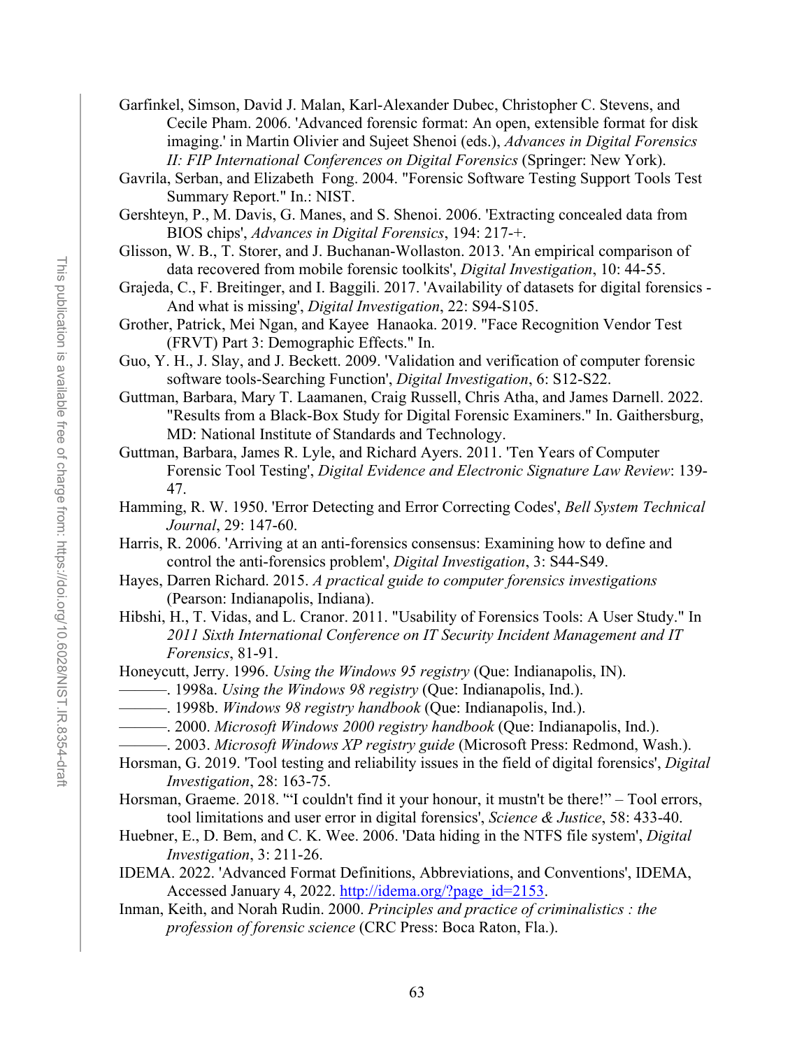Garfinkel, Simson, David J. Malan, Karl-Alexander Dubec, Christopher C. Stevens, and Cecile Pham. 2006. 'Advanced forensic format: An open, extensible format for disk imaging.' in Martin Olivier and Sujeet Shenoi (eds.), *Advances in Digital Forensics II: FIP International Conferences on Digital Forensics* (Springer: New York).

Gavrila, Serban, and Elizabeth Fong. 2004. "Forensic Software Testing Support Tools Test Summary Report." In.: NIST.

Gershteyn, P., M. Davis, G. Manes, and S. Shenoi. 2006. 'Extracting concealed data from BIOS chips', *Advances in Digital Forensics*, 194: 217-+.

Glisson, W. B., T. Storer, and J. Buchanan-Wollaston. 2013. 'An empirical comparison of data recovered from mobile forensic toolkits', *Digital Investigation*, 10: 44-55.

Grajeda, C., F. Breitinger, and I. Baggili. 2017. 'Availability of datasets for digital forensics - And what is missing', *Digital Investigation*, 22: S94-S105.

Grother, Patrick, Mei Ngan, and Kayee Hanaoka. 2019. "Face Recognition Vendor Test (FRVT) Part 3: Demographic Effects." In.

Guo, Y. H., J. Slay, and J. Beckett. 2009. 'Validation and verification of computer forensic software tools-Searching Function', *Digital Investigation*, 6: S12-S22.

Guttman, Barbara, Mary T. Laamanen, Craig Russell, Chris Atha, and James Darnell. 2022. "Results from a Black-Box Study for Digital Forensic Examiners." In. Gaithersburg, MD: National Institute of Standards and Technology.

Guttman, Barbara, James R. Lyle, and Richard Ayers. 2011. 'Ten Years of Computer Forensic Tool Testing', *Digital Evidence and Electronic Signature Law Review*: 139-47.

Hamming, R. W. 1950. 'Error Detecting and Error Correcting Codes', *Bell System Technical Journal*, 29: 147-60.

Harris, R. 2006. 'Arriving at an anti-forensics consensus: Examining how to define and control the anti-forensics problem', *Digital Investigation*, 3: S44-S49.

Hayes, Darren Richard. 2015. *A practical guide to computer forensics investigations* (Pearson: Indianapolis, Indiana).

Hibshi, H., T. Vidas, and L. Cranor. 2011. "Usability of Forensics Tools: A User Study." In *2011 Sixth International Conference on IT Security Incident Management and IT Forensics*, 81-91.

Honeycutt, Jerry. 1996. *Using the Windows 95 registry* (Que: Indianapolis, IN).

———. 1998a. *Using the Windows 98 registry* (Que: Indianapolis, Ind.).

———. 1998b. *Windows 98 registry handbook* (Que: Indianapolis, Ind.).

———. 2000. *Microsoft Windows 2000 registry handbook* (Que: Indianapolis, Ind.).

———. 2003. *Microsoft Windows XP registry guide* (Microsoft Press: Redmond, Wash.).

Horsman, G. 2019. 'Tool testing and reliability issues in the field of digital forensics', *Digital Investigation*, 28: 163-75.

Horsman, Graeme. 2018. '"I couldn't find it your honour, it mustn't be there!" – Tool errors, tool limitations and user error in digital forensics', *Science & Justice*, 58: 433-40.

Huebner, E., D. Bem, and C. K. Wee. 2006. 'Data hiding in the NTFS file system', *Digital Investigation*, 3: 211-26.

IDEMA. 2022. 'Advanced Format Definitions, Abbreviations, and Conventions', IDEMA, Accessed January 4, 2022. http://idema.org/?page_id=2153.

Inman, Keith, and Norah Rudin. 2000. *Principles and practice of criminalistics : the profession of forensic science* (CRC Press: Boca Raton, Fla.).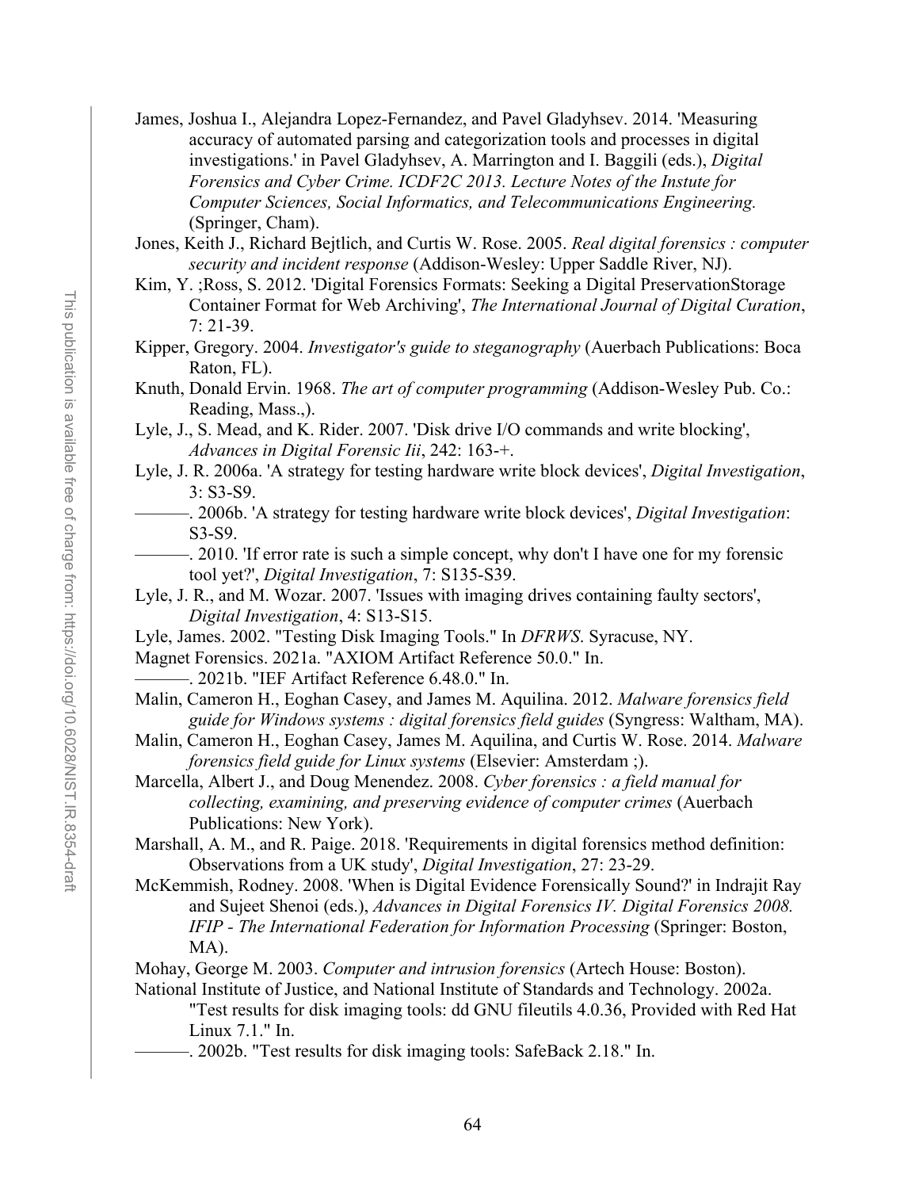James, Joshua I., Alejandra Lopez-Fernandez, and Pavel Gladyhsev. 2014. 'Measuring accuracy of automated parsing and categorization tools and processes in digital investigations.' in Pavel Gladyhsev, A. Marrington and I. Baggili (eds.), *Digital Forensics and Cyber Crime. ICDF2C 2013. Lecture Notes of the Instute for Computer Sciences, Social Informatics, and Telecommunications Engineering.* (Springer, Cham).

Jones, Keith J., Richard Bejtlich, and Curtis W. Rose. 2005. *Real digital forensics : computer security and incident response* (Addison-Wesley: Upper Saddle River, NJ).

Kim, Y. ;Ross, S. 2012. 'Digital Forensics Formats: Seeking a Digital PreservationStorage Container Format for Web Archiving', *The International Journal of Digital Curation*, 7: 21-39.

Kipper, Gregory. 2004. *Investigator's guide to steganography* (Auerbach Publications: Boca Raton, FL).

Knuth, Donald Ervin. 1968. *The art of computer programming* (Addison-Wesley Pub. Co.: Reading, Mass.,).

Lyle, J., S. Mead, and K. Rider. 2007. 'Disk drive I/O commands and write blocking', *Advances in Digital Forensic Iii*, 242: 163-+.

Lyle, J. R. 2006a. 'A strategy for testing hardware write block devices', *Digital Investigation*, 3: S3-S9.

———. 2006b. 'A strategy for testing hardware write block devices', *Digital Investigation*: S3-S9.

———. 2010. 'If error rate is such a simple concept, why don't I have one for my forensic tool yet?', *Digital Investigation*, 7: S135-S39.

Lyle, J. R., and M. Wozar. 2007. 'Issues with imaging drives containing faulty sectors', *Digital Investigation*, 4: S13-S15.

Lyle, James. 2002. "Testing Disk Imaging Tools." In *DFRWS*. Syracuse, NY.

Magnet Forensics. 2021a. "AXIOM Artifact Reference 50.0." In.

———. 2021b. "IEF Artifact Reference 6.48.0." In.

Malin, Cameron H., Eoghan Casey, and James M. Aquilina. 2012. *Malware forensics field guide for Windows systems : digital forensics field guides* (Syngress: Waltham, MA).

Malin, Cameron H., Eoghan Casey, James M. Aquilina, and Curtis W. Rose. 2014. *Malware forensics field guide for Linux systems* (Elsevier: Amsterdam ;).

Marcella, Albert J., and Doug Menendez. 2008. *Cyber forensics : a field manual for collecting, examining, and preserving evidence of computer crimes* (Auerbach Publications: New York).

Marshall, A. M., and R. Paige. 2018. 'Requirements in digital forensics method definition: Observations from a UK study', *Digital Investigation*, 27: 23-29.

McKemmish, Rodney. 2008. 'When is Digital Evidence Forensically Sound?' in Indrajit Ray and Sujeet Shenoi (eds.), *Advances in Digital Forensics IV. Digital Forensics 2008. IFIP - The International Federation for Information Processing* (Springer: Boston, MA).

Mohay, George M. 2003. *Computer and intrusion forensics* (Artech House: Boston).

National Institute of Justice, and National Institute of Standards and Technology. 2002a. "Test results for disk imaging tools: dd GNU fileutils 4.0.36, Provided with Red Hat Linux 7.1." In.

———. 2002b. "Test results for disk imaging tools: SafeBack 2.18." In.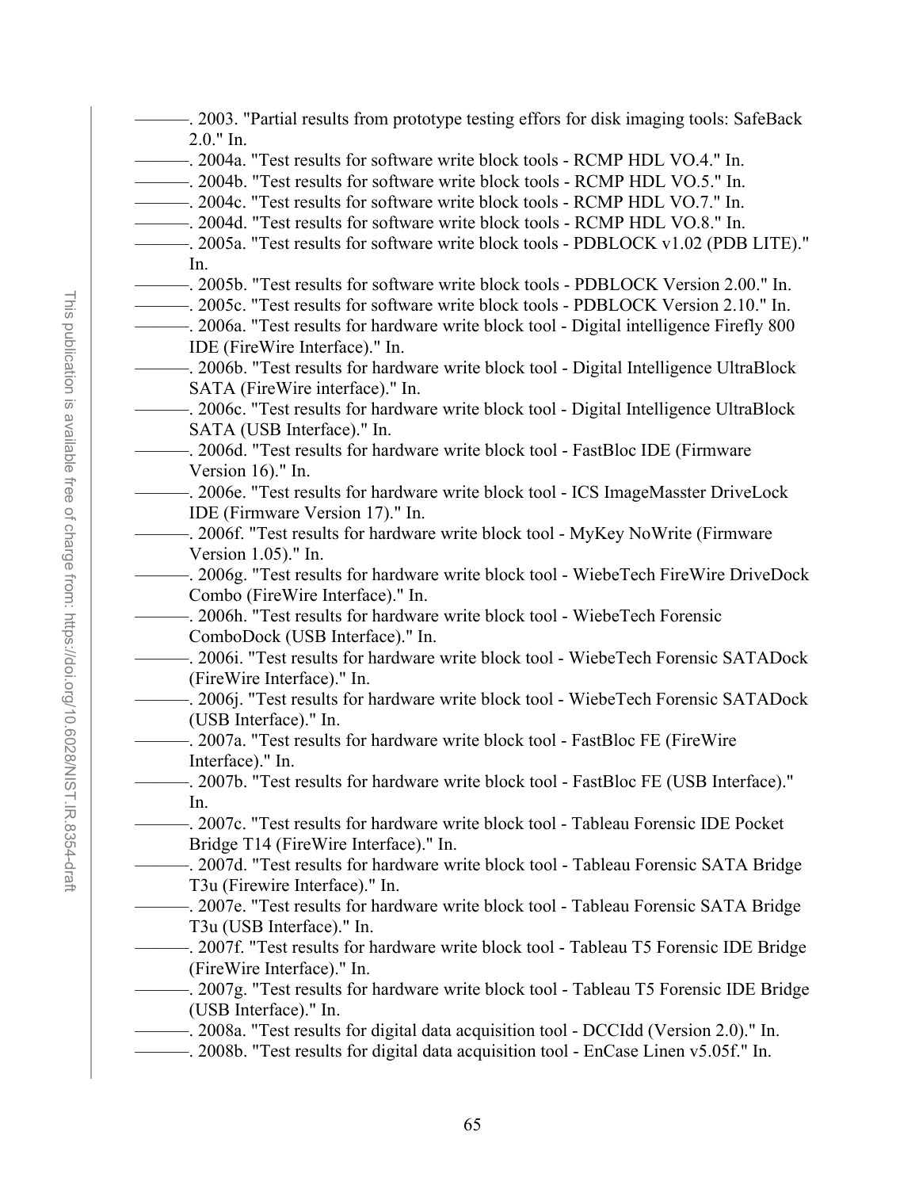———. 2003. "Partial results from prototype testing effors for disk imaging tools: SafeBack 2.0." In.

———. 2004a. "Test results for software write block tools - RCMP HDL VO.4." In.

———. 2004b. "Test results for software write block tools - RCMP HDL VO.5." In.

———. 2004c. "Test results for software write block tools - RCMP HDL VO.7." In.

———. 2004d. "Test results for software write block tools - RCMP HDL VO.8." In.

———. 2005a. "Test results for software write block tools - PDBLOCK v1.02 (PDB LITE)." In.

———. 2005b. "Test results for software write block tools - PDBLOCK Version 2.00." In.

———. 2005c. "Test results for software write block tools - PDBLOCK Version 2.10." In.

———. 2006a. "Test results for hardware write block tool - Digital intelligence Firefly 800 IDE (FireWire Interface)." In.

———. 2006b. "Test results for hardware write block tool - Digital Intelligence UltraBlock SATA (FireWire interface)." In.

———. 2006c. "Test results for hardware write block tool - Digital Intelligence UltraBlock SATA (USB Interface)." In.

———. 2006d. "Test results for hardware write block tool - FastBloc IDE (Firmware Version 16)." In.

———. 2006e. "Test results for hardware write block tool - ICS ImageMasster DriveLock IDE (Firmware Version 17)." In.

———. 2006f. "Test results for hardware write block tool - MyKey NoWrite (Firmware Version 1.05)." In.

———. 2006g. "Test results for hardware write block tool - WiebeTech FireWire DriveDock Combo (FireWire Interface)." In.

———. 2006h. "Test results for hardware write block tool - WiebeTech Forensic ComboDock (USB Interface)." In.

———. 2006i. "Test results for hardware write block tool - WiebeTech Forensic SATADock (FireWire Interface)." In.

———. 2006j. "Test results for hardware write block tool - WiebeTech Forensic SATADock (USB Interface)." In.

———. 2007a. "Test results for hardware write block tool - FastBloc FE (FireWire Interface)." In.

———. 2007b. "Test results for hardware write block tool - FastBloc FE (USB Interface)." In.

———. 2007c. "Test results for hardware write block tool - Tableau Forensic IDE Pocket Bridge T14 (FireWire Interface)." In.

———. 2007d. "Test results for hardware write block tool - Tableau Forensic SATA Bridge T3u (Firewire Interface)." In.

———. 2007e. "Test results for hardware write block tool - Tableau Forensic SATA Bridge T3u (USB Interface)." In.

———. 2007f. "Test results for hardware write block tool - Tableau T5 Forensic IDE Bridge (FireWire Interface)." In.

———. 2007g. "Test results for hardware write block tool - Tableau T5 Forensic IDE Bridge (USB Interface)." In.

———. 2008a. "Test results for digital data acquisition tool - DCCIdd (Version 2.0)." In.

———. 2008b. "Test results for digital data acquisition tool - EnCase Linen v5.05f." In.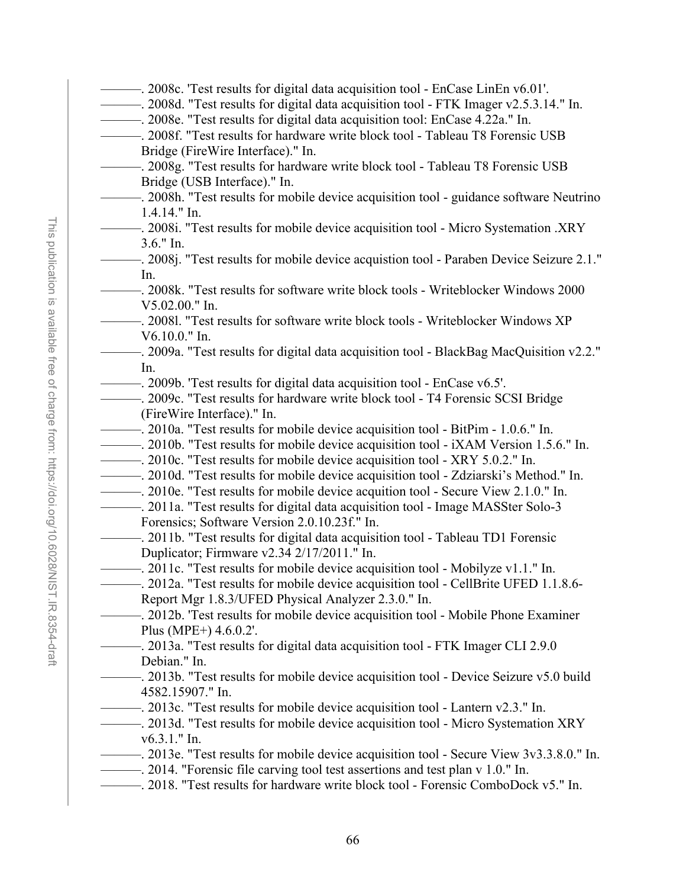———. 2008c. 'Test results for digital data acquisition tool - EnCase LinEn v6.01'.

———. 2008d. "Test results for digital data acquisition tool - FTK Imager v2.5.3.14." In.

———. 2008e. "Test results for digital data acquisition tool: EnCase 4.22a." In.

———. 2008f. "Test results for hardware write block tool - Tableau T8 Forensic USB Bridge (FireWire Interface)." In.

———. 2008g. "Test results for hardware write block tool - Tableau T8 Forensic USB Bridge (USB Interface)." In.

———. 2008h. "Test results for mobile device acquisition tool - guidance software Neutrino 1.4.14." In.

———. 2008i. "Test results for mobile device acquisition tool - Micro Systemation .XRY 3.6." In.

———. 2008j. "Test results for mobile device acquistion tool - Paraben Device Seizure 2.1." In.

———. 2008k. "Test results for software write block tools - Writeblocker Windows 2000 V5.02.00." In.

———. 2008l. "Test results for software write block tools - Writeblocker Windows XP V6.10.0." In.

———. 2009a. "Test results for digital data acquisition tool - BlackBag MacQuisition v2.2." In.

———. 2009b. 'Test results for digital data acquisition tool - EnCase v6.5'.

———. 2009c. "Test results for hardware write block tool - T4 Forensic SCSI Bridge (FireWire Interface)." In.

———. 2010a. "Test results for mobile device acquisition tool - BitPim - 1.0.6." In.

———. 2010b. "Test results for mobile device acquisition tool - iXAM Version 1.5.6." In.

———. 2010c. "Test results for mobile device acquisition tool - XRY 5.0.2." In.

———. 2010d. "Test results for mobile device acquisition tool - Zdziarski's Method." In.

———. 2010e. "Test results for mobile device acquition tool - Secure View 2.1.0." In.

———. 2011a. "Test results for digital data acquisition tool - Image MASSter Solo-3 Forensics; Software Version 2.0.10.23f." In.

———. 2011b. "Test results for digital data acquisition tool - Tableau TD1 Forensic Duplicator; Firmware v2.34 2/17/2011." In.

———. 2011c. "Test results for mobile device acquisition tool - Mobilyze v1.1." In.

———. 2012a. "Test results for mobile device acquisition tool - CellBrite UFED 1.1.8.6-Report Mgr 1.8.3/UFED Physical Analyzer 2.3.0." In.

———. 2012b. 'Test results for mobile device acquisition tool - Mobile Phone Examiner Plus (MPE+) 4.6.0.2'.

———. 2013a. "Test results for digital data acquisition tool - FTK Imager CLI 2.9.0 Debian." In.

———. 2013b. "Test results for mobile device acquisition tool - Device Seizure v5.0 build 4582.15907." In.

———. 2013c. "Test results for mobile device acquisition tool - Lantern v2.3." In.

———. 2013d. "Test results for mobile device acquisition tool - Micro Systemation XRY v6.3.1." In.

———. 2013e. "Test results for mobile device acquisition tool - Secure View 3v3.3.8.0." In.

———. 2014. "Forensic file carving tool test assertions and test plan v 1.0." In.

———. 2018. "Test results for hardware write block tool - Forensic ComboDock v5." In.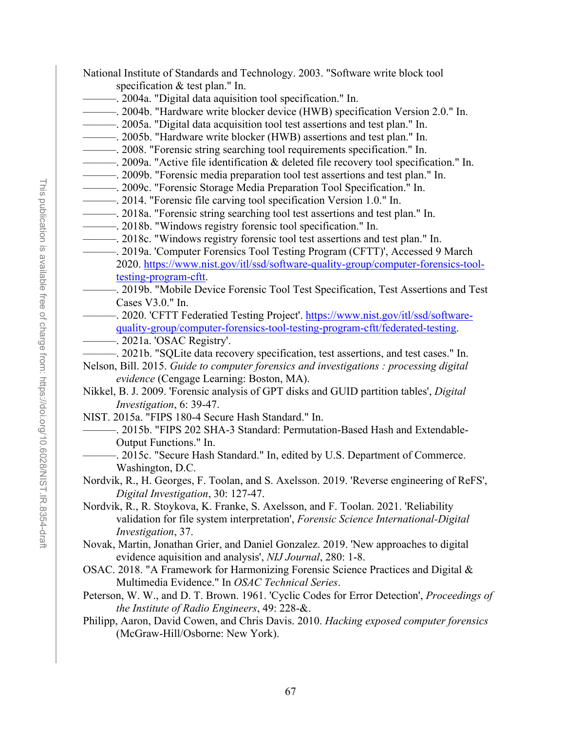National Institute of Standards and Technology. 2003. "Software write block tool specification & test plan." In.

———. 2004a. "Digital data aquisition tool specification." In.

———. 2004b. "Hardware write blocker device (HWB) specification Version 2.0." In.

———. 2005a. "Digital data acquisition tool test assertions and test plan." In.

———. 2005b. "Hardware write blocker (HWB) assertions and test plan." In.

———. 2008. "Forensic string searching tool requirements specification." In.

———. 2009a. "Active file identification & deleted file recovery tool specification." In.

———. 2009b. "Forensic media preparation tool test assertions and test plan." In.

———. 2009c. "Forensic Storage Media Preparation Tool Specification." In.

———. 2014. "Forensic file carving tool specification Version 1.0." In.

———. 2018a. "Forensic string searching tool test assertions and test plan." In.

———. 2018b. "Windows registry forensic tool specification." In.

———. 2018c. "Windows registry forensic tool test assertions and test plan." In.

———. 2019a. 'Computer Forensics Tool Testing Program (CFTT)', Accessed 9 March 2020. https://www.nist.gov/itl/ssd/software-quality-group/computer-forensics-tool-testing-program-cftt.

———. 2019b. "Mobile Device Forensic Tool Test Specification, Test Assertions and Test Cases V3.0." In.

———. 2020. 'CFTT Federatied Testing Project'. https://www.nist.gov/itl/ssd/software-quality-group/computer-forensics-tool-testing-program-cftt/federated-testing.

———. 2021a. 'OSAC Registry'.

———. 2021b. "SQLite data recovery specification, test assertions, and test cases." In.

Nelson, Bill. 2015. *Guide to computer forensics and investigations : processing digital evidence* (Cengage Learning: Boston, MA).

Nikkel, B. J. 2009. 'Forensic analysis of GPT disks and GUID partition tables', *Digital Investigation*, 6: 39-47.

NIST. 2015a. "FIPS 180-4 Secure Hash Standard." In.

———. 2015b. "FIPS 202 SHA-3 Standard: Permutation-Based Hash and Extendable-Output Functions." In.

———. 2015c. "Secure Hash Standard." In, edited by U.S. Department of Commerce. Washington, D.C.

Nordvik, R., H. Georges, F. Toolan, and S. Axelsson. 2019. 'Reverse engineering of ReFS', *Digital Investigation*, 30: 127-47.

Nordvik, R., R. Stoykova, K. Franke, S. Axelsson, and F. Toolan. 2021. 'Reliability validation for file system interpretation', *Forensic Science International-Digital Investigation*, 37.

Novak, Martin, Jonathan Grier, and Daniel Gonzalez. 2019. 'New approaches to digital evidence aquisition and analysis', *NIJ Journal*, 280: 1-8.

OSAC. 2018. "A Framework for Harmonizing Forensic Science Practices and Digital & Multimedia Evidence." In *OSAC Technical Series*.

Peterson, W. W., and D. T. Brown. 1961. 'Cyclic Codes for Error Detection', *Proceedings of the Institute of Radio Engineers*, 49: 228-&.

Philipp, Aaron, David Cowen, and Chris Davis. 2010. *Hacking exposed computer forensics* (McGraw-Hill/Osborne: New York).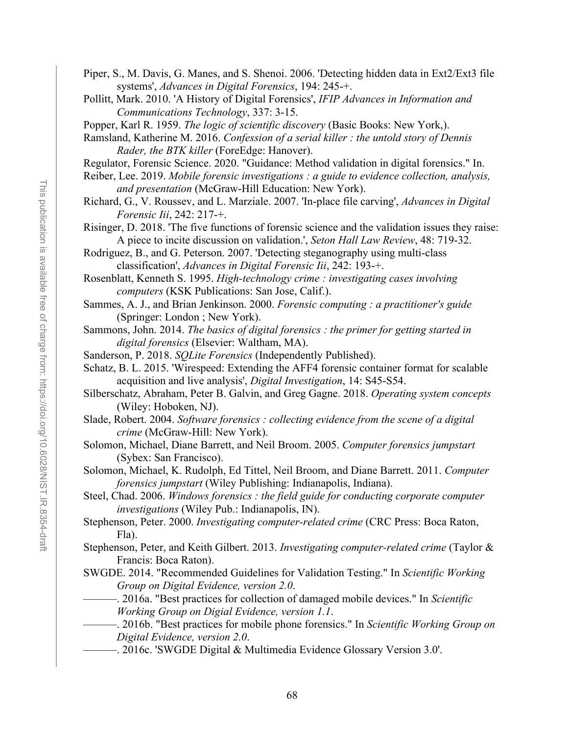Piper, S., M. Davis, G. Manes, and S. Shenoi. 2006. 'Detecting hidden data in Ext2/Ext3 file systems', *Advances in Digital Forensics*, 194: 245-+.

Pollitt, Mark. 2010. 'A History of Digital Forensics', *IFIP Advances in Information and Communications Technology*, 337: 3-15.

Popper, Karl R. 1959. *The logic of scientific discovery* (Basic Books: New York,).

Ramsland, Katherine M. 2016. *Confession of a serial killer : the untold story of Dennis Rader, the BTK killer* (ForeEdge: Hanover).

Regulator, Forensic Science. 2020. "Guidance: Method validation in digital forensics." In.

Reiber, Lee. 2019. *Mobile forensic investigations : a guide to evidence collection, analysis, and presentation* (McGraw-Hill Education: New York).

Richard, G., V. Roussev, and L. Marziale. 2007. 'In-place file carving', *Advances in Digital Forensic Iii*, 242: 217-+.

Risinger, D. 2018. 'The five functions of forensic science and the validation issues they raise: A piece to incite discussion on validation.', *Seton Hall Law Review*, 48: 719-32.

Rodriguez, B., and G. Peterson. 2007. 'Detecting steganography using multi-class classification', *Advances in Digital Forensic Iii*, 242: 193-+.

Rosenblatt, Kenneth S. 1995. *High-technology crime : investigating cases involving computers* (KSK Publications: San Jose, Calif.).

Sammes, A. J., and Brian Jenkinson. 2000. *Forensic computing : a practitioner's guide* (Springer: London ; New York).

Sammons, John. 2014. *The basics of digital forensics : the primer for getting started in digital forensics* (Elsevier: Waltham, MA).

Sanderson, P. 2018. *SQLite Forensics* (Independently Published).

Schatz, B. L. 2015. 'Wirespeed: Extending the AFF4 forensic container format for scalable acquisition and live analysis', *Digital Investigation*, 14: S45-S54.

Silberschatz, Abraham, Peter B. Galvin, and Greg Gagne. 2018. *Operating system concepts* (Wiley: Hoboken, NJ).

Slade, Robert. 2004. *Software forensics : collecting evidence from the scene of a digital crime* (McGraw-Hill: New York).

Solomon, Michael, Diane Barrett, and Neil Broom. 2005. *Computer forensics jumpstart* (Sybex: San Francisco).

Solomon, Michael, K. Rudolph, Ed Tittel, Neil Broom, and Diane Barrett. 2011. *Computer forensics jumpstart* (Wiley Publishing: Indianapolis, Indiana).

Steel, Chad. 2006. *Windows forensics : the field guide for conducting corporate computer investigations* (Wiley Pub.: Indianapolis, IN).

Stephenson, Peter. 2000. *Investigating computer-related crime* (CRC Press: Boca Raton, Fla).

Stephenson, Peter, and Keith Gilbert. 2013. *Investigating computer-related crime* (Taylor & Francis: Boca Raton).

SWGDE. 2014. "Recommended Guidelines for Validation Testing." In *Scientific Working Group on Digital Evidence, version 2.0*.

———. 2016a. "Best practices for collection of damaged mobile devices." In *Scientific Working Group on Digial Evidence, version 1.1*.

———. 2016b. "Best practices for mobile phone forensics." In *Scientific Working Group on Digital Evidence, version 2.0*.

———. 2016c. 'SWGDE Digital & Multimedia Evidence Glossary Version 3.0'.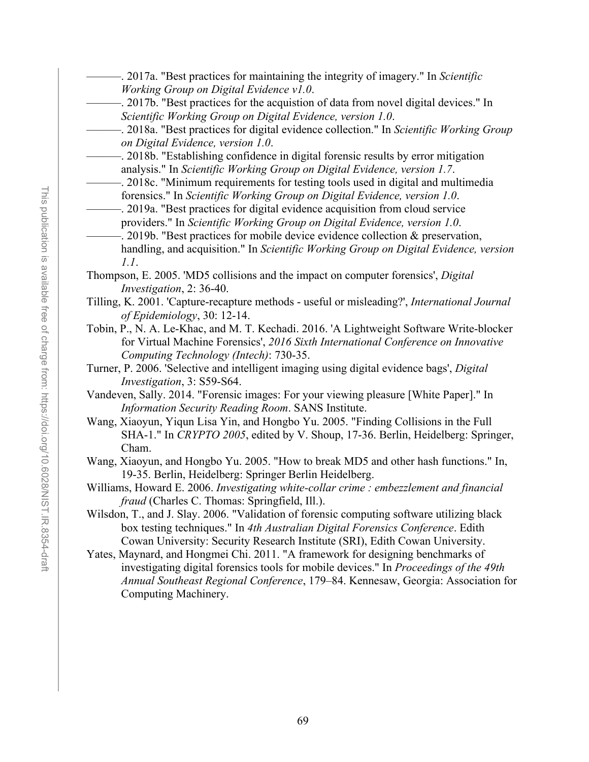———. 2017a. "Best practices for maintaining the integrity of imagery." In *Scientific Working Group on Digital Evidence v1.0*.

———. 2017b. "Best practices for the acquistion of data from novel digital devices." In *Scientific Working Group on Digital Evidence, version 1.0*.

———. 2018a. "Best practices for digital evidence collection." In *Scientific Working Group on Digital Evidence, version 1.0*.

———. 2018b. "Establishing confidence in digital forensic results by error mitigation analysis." In *Scientific Working Group on Digital Evidence, version 1.7*.

———. 2018c. "Minimum requirements for testing tools used in digital and multimedia forensics." In *Scientific Working Group on Digital Evidence, version 1.0*.

———. 2019a. "Best practices for digital evidence acquisition from cloud service providers." In *Scientific Working Group on Digital Evidence, version 1.0*.

———. 2019b. "Best practices for mobile device evidence collection & preservation, handling, and acquisition." In *Scientific Working Group on Digital Evidence, version 1.1*.

Thompson, E. 2005. 'MD5 collisions and the impact on computer forensics', *Digital Investigation*, 2: 36-40.

Tilling, K. 2001. 'Capture-recapture methods - useful or misleading?', *International Journal of Epidemiology*, 30: 12-14.

Tobin, P., N. A. Le-Khac, and M. T. Kechadi. 2016. 'A Lightweight Software Write-blocker for Virtual Machine Forensics', *2016 Sixth International Conference on Innovative Computing Technology (Intech)*: 730-35.

Turner, P. 2006. 'Selective and intelligent imaging using digital evidence bags', *Digital Investigation*, 3: S59-S64.

Vandeven, Sally. 2014. "Forensic images: For your viewing pleasure [White Paper]." In *Information Security Reading Room*. SANS Institute.

Wang, Xiaoyun, Yiqun Lisa Yin, and Hongbo Yu. 2005. "Finding Collisions in the Full SHA-1." In *CRYPTO 2005*, edited by V. Shoup, 17-36. Berlin, Heidelberg: Springer, Cham.

Wang, Xiaoyun, and Hongbo Yu. 2005. "How to break MD5 and other hash functions." In, 19-35. Berlin, Heidelberg: Springer Berlin Heidelberg.

Williams, Howard E. 2006. *Investigating white-collar crime : embezzlement and financial fraud* (Charles C. Thomas: Springfield, Ill.).

Wilsdon, T., and J. Slay. 2006. "Validation of forensic computing software utilizing black box testing techniques." In *4th Australian Digital Forensics Conference*. Edith Cowan University: Security Research Institute (SRI), Edith Cowan University.

Yates, Maynard, and Hongmei Chi. 2011. "A framework for designing benchmarks of investigating digital forensics tools for mobile devices." In *Proceedings of the 49th Annual Southeast Regional Conference*, 179–84. Kennesaw, Georgia: Association for Computing Machinery.